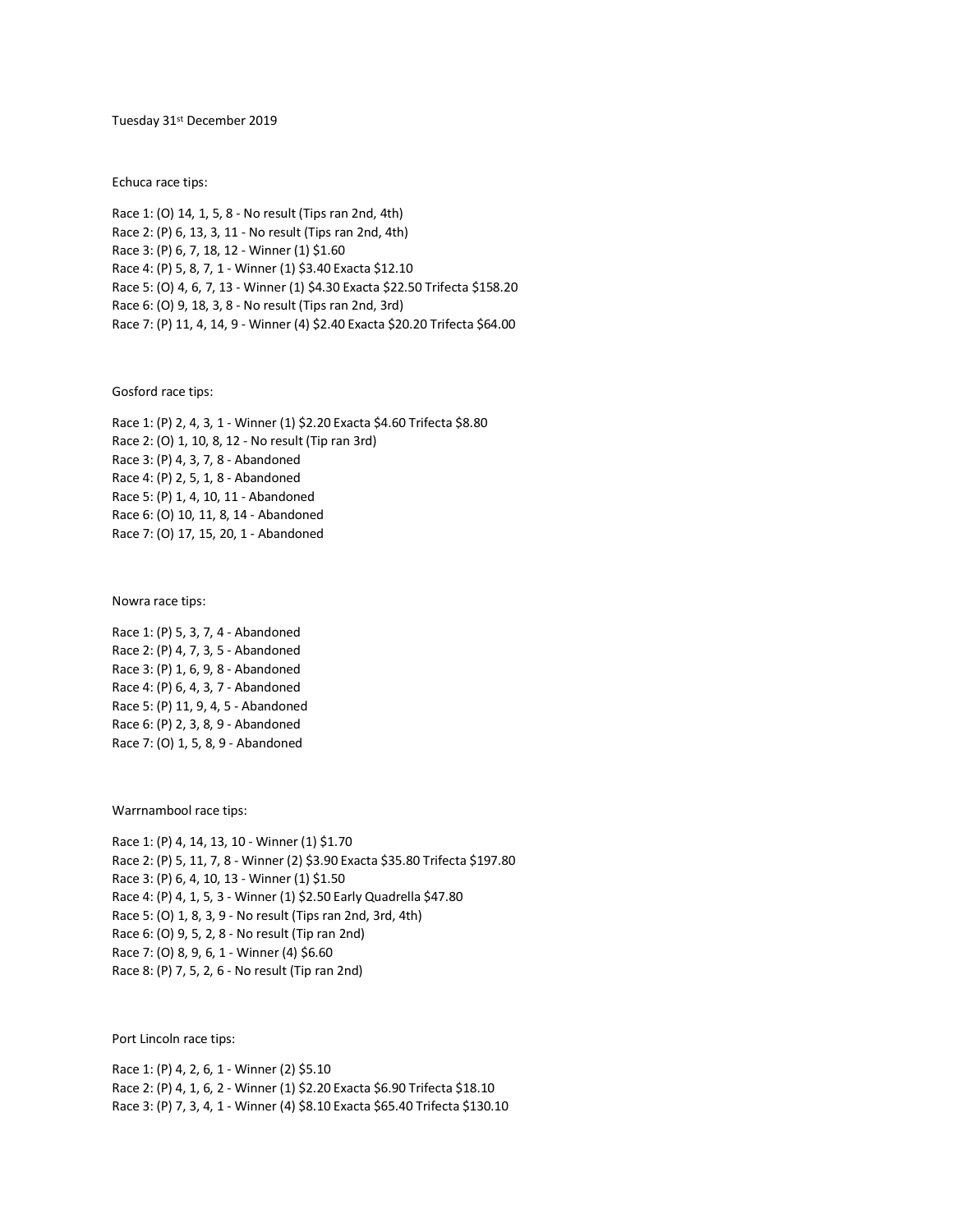Tuesday 31st December 2019

Echuca race tips:

Race 1: (O) 14, 1, 5, 8 - No result (Tips ran 2nd, 4th)
Race 2: (P) 6, 13, 3, 11 - No result (Tips ran 2nd, 4th)
Race 3: (P) 6, 7, 18, 12 - Winner (1) $1.60
Race 4: (P) 5, 8, 7, 1 - Winner (1) $3.40 Exacta $12.10
Race 5: (O) 4, 6, 7, 13 - Winner (1) $4.30 Exacta $22.50 Trifecta $158.20
Race 6: (O) 9, 18, 3, 8 - No result (Tips ran 2nd, 3rd)
Race 7: (P) 11, 4, 14, 9 - Winner (4) $2.40 Exacta $20.20 Trifecta $64.00

Gosford race tips:

Race 1: (P) 2, 4, 3, 1 - Winner (1) $2.20 Exacta $4.60 Trifecta $8.80
Race 2: (O) 1, 10, 8, 12 - No result (Tip ran 3rd)
Race 3: (P) 4, 3, 7, 8 - Abandoned
Race 4: (P) 2, 5, 1, 8 - Abandoned
Race 5: (P) 1, 4, 10, 11 - Abandoned
Race 6: (O) 10, 11, 8, 14 - Abandoned
Race 7: (O) 17, 15, 20, 1 - Abandoned

Nowra race tips:

Race 1: (P) 5, 3, 7, 4 - Abandoned
Race 2: (P) 4, 7, 3, 5 - Abandoned
Race 3: (P) 1, 6, 9, 8 - Abandoned
Race 4: (P) 6, 4, 3, 7 - Abandoned
Race 5: (P) 11, 9, 4, 5 - Abandoned
Race 6: (P) 2, 3, 8, 9 - Abandoned
Race 7: (O) 1, 5, 8, 9 - Abandoned

Warrnambool race tips:

Race 1: (P) 4, 14, 13, 10 - Winner (1) $1.70
Race 2: (P) 5, 11, 7, 8 - Winner (2) $3.90 Exacta $35.80 Trifecta $197.80
Race 3: (P) 6, 4, 10, 13 - Winner (1) $1.50
Race 4: (P) 4, 1, 5, 3 - Winner (1) $2.50 Early Quadrella $47.80
Race 5: (O) 1, 8, 3, 9 - No result (Tips ran 2nd, 3rd, 4th)
Race 6: (O) 9, 5, 2, 8 - No result (Tip ran 2nd)
Race 7: (O) 8, 9, 6, 1 - Winner (4) $6.60
Race 8: (P) 7, 5, 2, 6 - No result (Tip ran 2nd)

Port Lincoln race tips:

Race 1: (P) 4, 2, 6, 1 - Winner (2) $5.10
Race 2: (P) 4, 1, 6, 2 - Winner (1) $2.20 Exacta $6.90 Trifecta $18.10
Race 3: (P) 7, 3, 4, 1 - Winner (4) $8.10 Exacta $65.40 Trifecta $130.10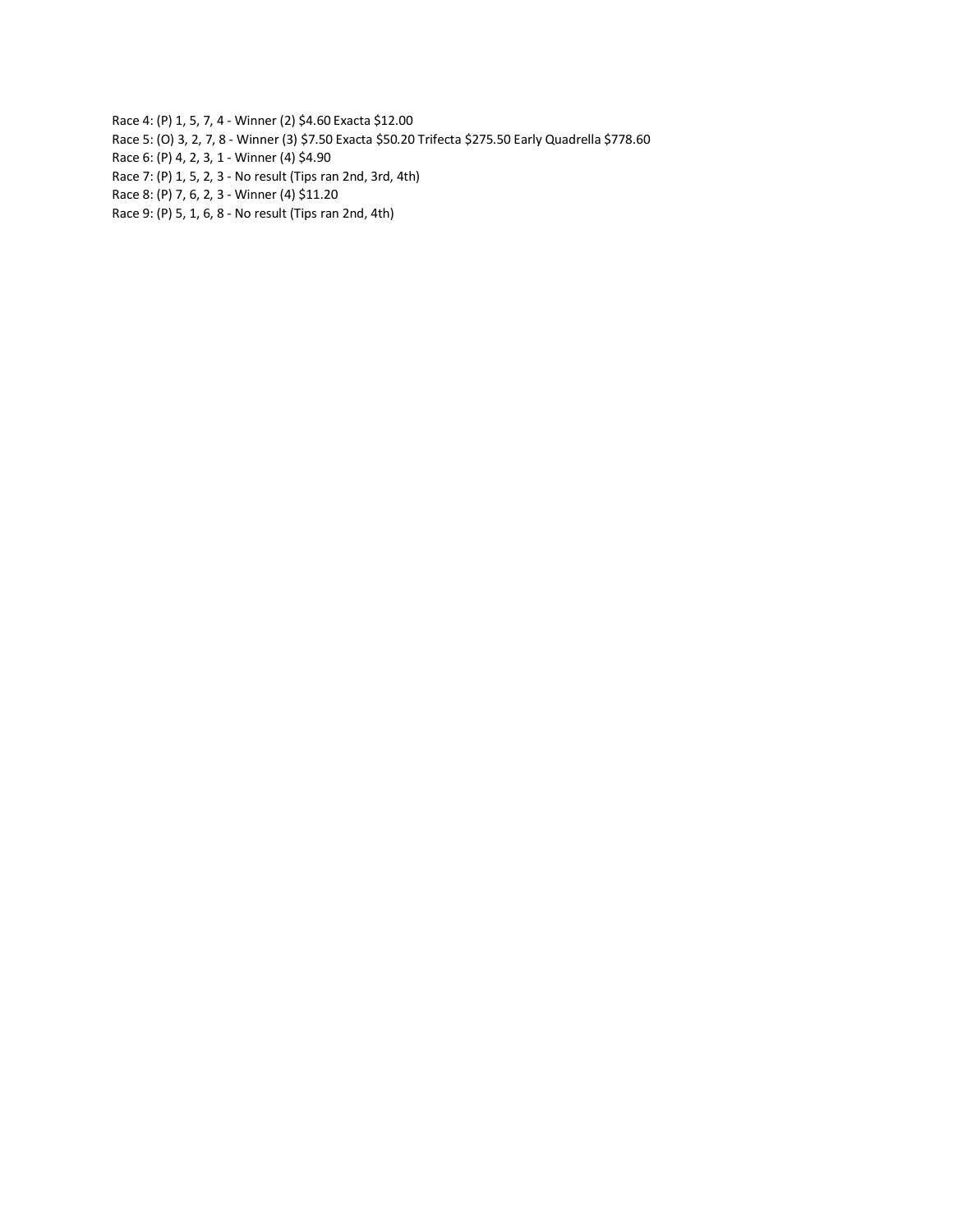Race 4: (P) 1, 5, 7, 4 - Winner (2) $4.60 Exacta $12.00
Race 5: (O) 3, 2, 7, 8 - Winner (3) $7.50 Exacta $50.20 Trifecta $275.50 Early Quadrella $778.60
Race 6: (P) 4, 2, 3, 1 - Winner (4) $4.90
Race 7: (P) 1, 5, 2, 3 - No result (Tips ran 2nd, 3rd, 4th)
Race 8: (P) 7, 6, 2, 3 - Winner (4) $11.20
Race 9: (P) 5, 1, 6, 8 - No result (Tips ran 2nd, 4th)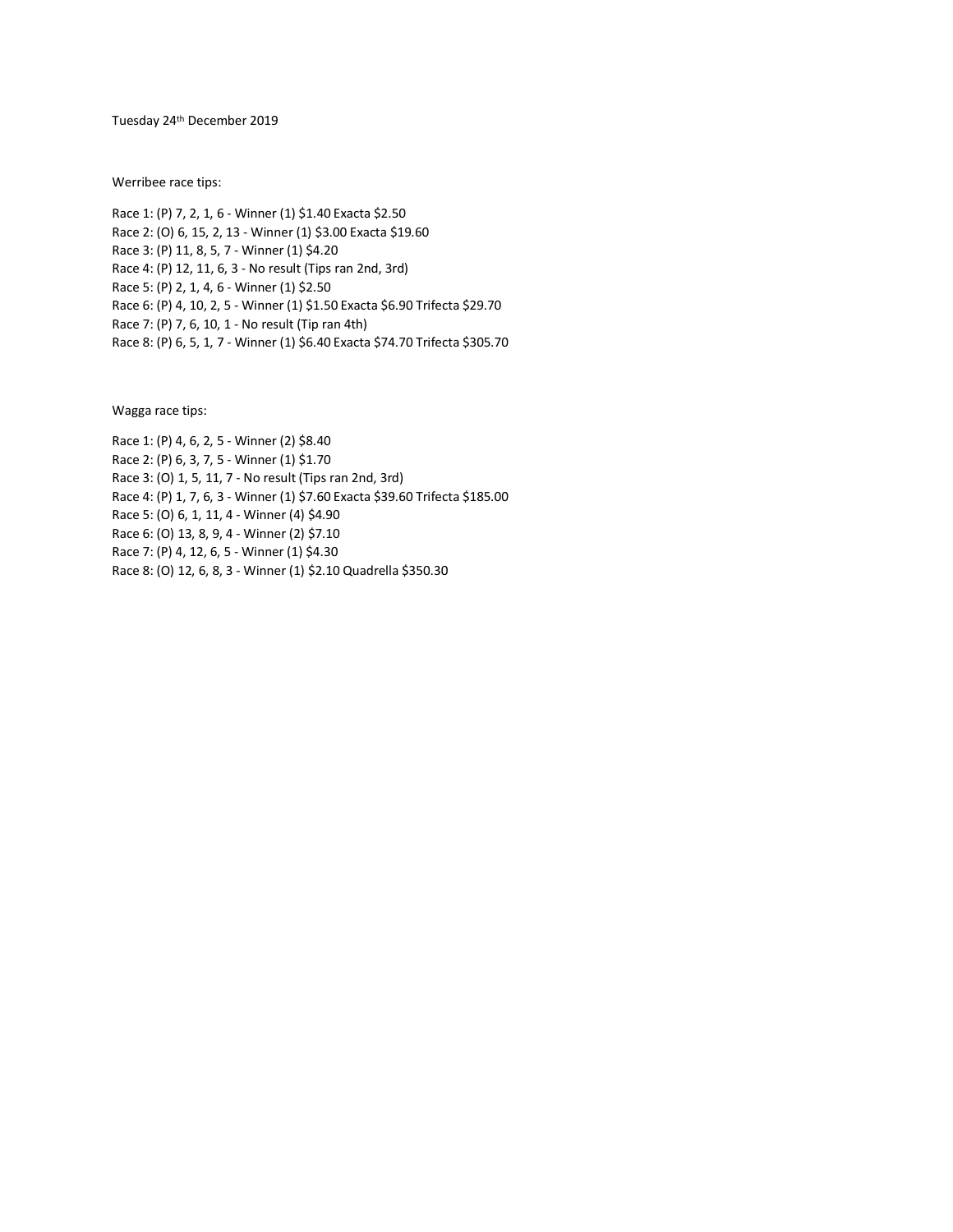Tuesday 24th December 2019

Werribee race tips:

Race 1: (P) 7, 2, 1, 6 - Winner (1) $1.40 Exacta $2.50
Race 2: (O) 6, 15, 2, 13 - Winner (1) $3.00 Exacta $19.60
Race 3: (P) 11, 8, 5, 7 - Winner (1) $4.20
Race 4: (P) 12, 11, 6, 3 - No result (Tips ran 2nd, 3rd)
Race 5: (P) 2, 1, 4, 6 - Winner (1) $2.50
Race 6: (P) 4, 10, 2, 5 - Winner (1) $1.50 Exacta $6.90 Trifecta $29.70
Race 7: (P) 7, 6, 10, 1 - No result (Tip ran 4th)
Race 8: (P) 6, 5, 1, 7 - Winner (1) $6.40 Exacta $74.70 Trifecta $305.70

Wagga race tips:

Race 1: (P) 4, 6, 2, 5 - Winner (2) $8.40
Race 2: (P) 6, 3, 7, 5 - Winner (1) $1.70
Race 3: (O) 1, 5, 11, 7 - No result (Tips ran 2nd, 3rd)
Race 4: (P) 1, 7, 6, 3 - Winner (1) $7.60 Exacta $39.60 Trifecta $185.00
Race 5: (O) 6, 1, 11, 4 - Winner (4) $4.90
Race 6: (O) 13, 8, 9, 4 - Winner (2) $7.10
Race 7: (P) 4, 12, 6, 5 - Winner (1) $4.30
Race 8: (O) 12, 6, 8, 3 - Winner (1) $2.10 Quadrella $350.30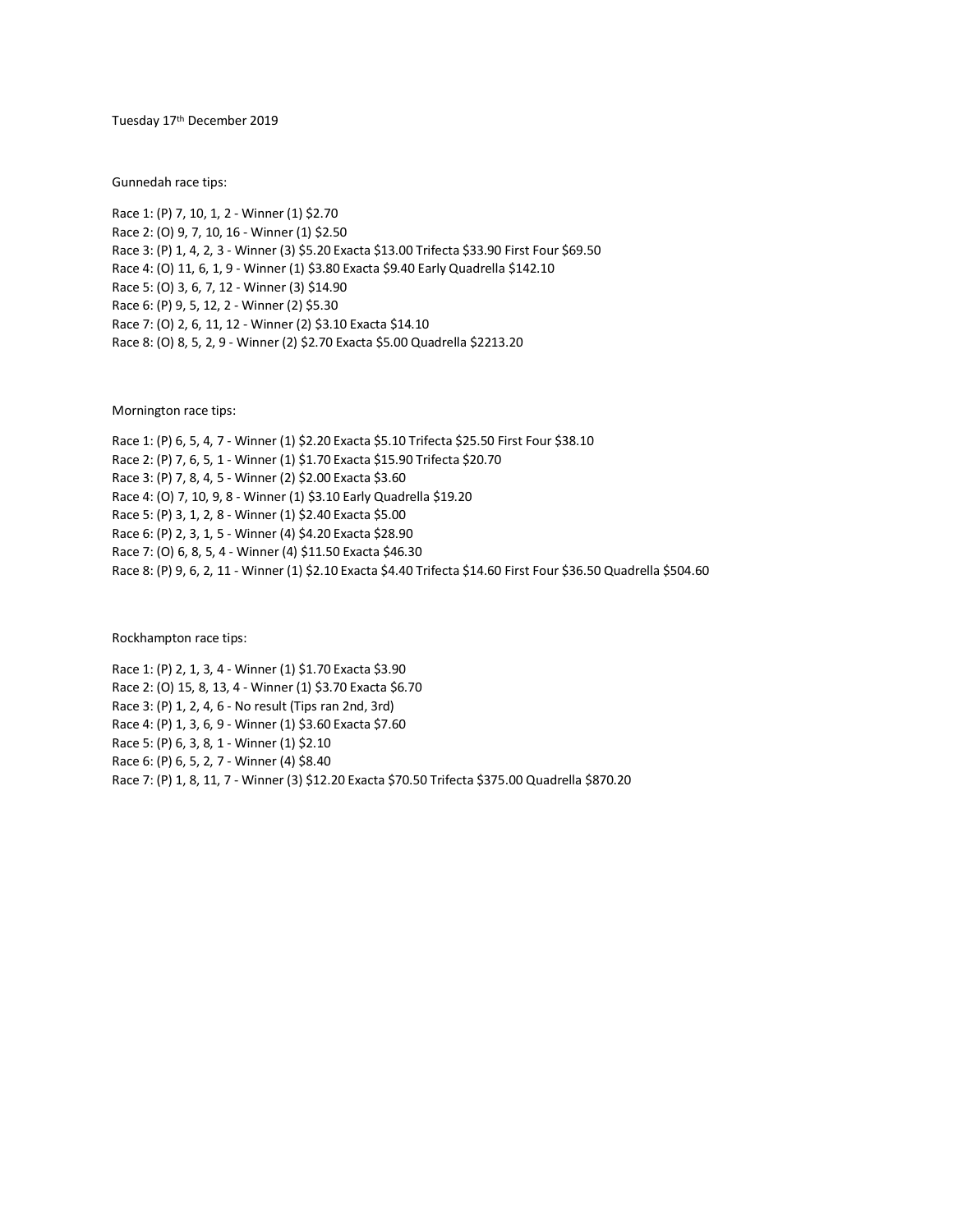Tuesday 17th December 2019

Gunnedah race tips:

Race 1: (P) 7, 10, 1, 2 - Winner (1) $2.70
Race 2: (O) 9, 7, 10, 16 - Winner (1) $2.50
Race 3: (P) 1, 4, 2, 3 - Winner (3) $5.20 Exacta $13.00 Trifecta $33.90 First Four $69.50
Race 4: (O) 11, 6, 1, 9 - Winner (1) $3.80 Exacta $9.40 Early Quadrella $142.10
Race 5: (O) 3, 6, 7, 12 - Winner (3) $14.90
Race 6: (P) 9, 5, 12, 2 - Winner (2) $5.30
Race 7: (O) 2, 6, 11, 12 - Winner (2) $3.10 Exacta $14.10
Race 8: (O) 8, 5, 2, 9 - Winner (2) $2.70 Exacta $5.00 Quadrella $2213.20

Mornington race tips:

Race 1: (P) 6, 5, 4, 7 - Winner (1) $2.20 Exacta $5.10 Trifecta $25.50 First Four $38.10
Race 2: (P) 7, 6, 5, 1 - Winner (1) $1.70 Exacta $15.90 Trifecta $20.70
Race 3: (P) 7, 8, 4, 5 - Winner (2) $2.00 Exacta $3.60
Race 4: (O) 7, 10, 9, 8 - Winner (1) $3.10 Early Quadrella $19.20
Race 5: (P) 3, 1, 2, 8 - Winner (1) $2.40 Exacta $5.00
Race 6: (P) 2, 3, 1, 5 - Winner (4) $4.20 Exacta $28.90
Race 7: (O) 6, 8, 5, 4 - Winner (4) $11.50 Exacta $46.30
Race 8: (P) 9, 6, 2, 11 - Winner (1) $2.10 Exacta $4.40 Trifecta $14.60 First Four $36.50 Quadrella $504.60

Rockhampton race tips:

Race 1: (P) 2, 1, 3, 4 - Winner (1) $1.70 Exacta $3.90
Race 2: (O) 15, 8, 13, 4 - Winner (1) $3.70 Exacta $6.70
Race 3: (P) 1, 2, 4, 6 - No result (Tips ran 2nd, 3rd)
Race 4: (P) 1, 3, 6, 9 - Winner (1) $3.60 Exacta $7.60
Race 5: (P) 6, 3, 8, 1 - Winner (1) $2.10
Race 6: (P) 6, 5, 2, 7 - Winner (4) $8.40
Race 7: (P) 1, 8, 11, 7 - Winner (3) $12.20 Exacta $70.50 Trifecta $375.00 Quadrella $870.20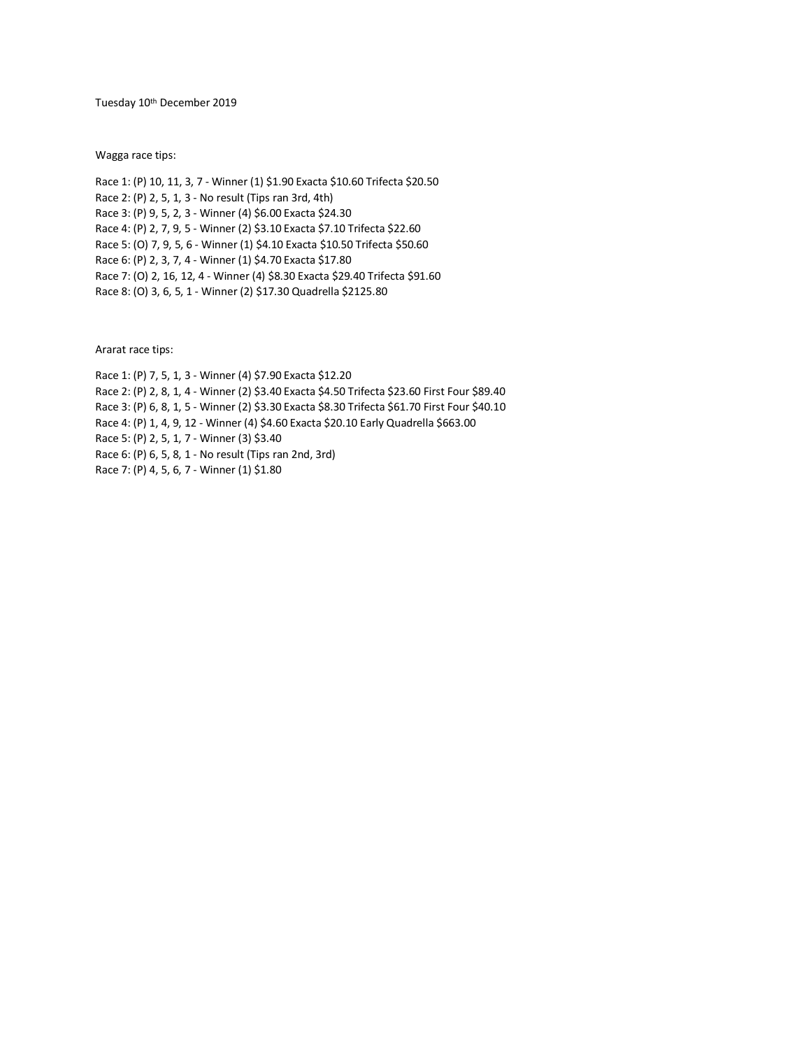Tuesday 10th December 2019

Wagga race tips:

Race 1: (P) 10, 11, 3, 7 - Winner (1) $1.90 Exacta $10.60 Trifecta $20.50
Race 2: (P) 2, 5, 1, 3 - No result (Tips ran 3rd, 4th)
Race 3: (P) 9, 5, 2, 3 - Winner (4) $6.00 Exacta $24.30
Race 4: (P) 2, 7, 9, 5 - Winner (2) $3.10 Exacta $7.10 Trifecta $22.60
Race 5: (O) 7, 9, 5, 6 - Winner (1) $4.10 Exacta $10.50 Trifecta $50.60
Race 6: (P) 2, 3, 7, 4 - Winner (1) $4.70 Exacta $17.80
Race 7: (O) 2, 16, 12, 4 - Winner (4) $8.30 Exacta $29.40 Trifecta $91.60
Race 8: (O) 3, 6, 5, 1 - Winner (2) $17.30 Quadrella $2125.80

Ararat race tips:

Race 1: (P) 7, 5, 1, 3 - Winner (4) $7.90 Exacta $12.20
Race 2: (P) 2, 8, 1, 4 - Winner (2) $3.40 Exacta $4.50 Trifecta $23.60 First Four $89.40
Race 3: (P) 6, 8, 1, 5 - Winner (2) $3.30 Exacta $8.30 Trifecta $61.70 First Four $40.10
Race 4: (P) 1, 4, 9, 12 - Winner (4) $4.60 Exacta $20.10 Early Quadrella $663.00
Race 5: (P) 2, 5, 1, 7 - Winner (3) $3.40
Race 6: (P) 6, 5, 8, 1 - No result (Tips ran 2nd, 3rd)
Race 7: (P) 4, 5, 6, 7 - Winner (1) $1.80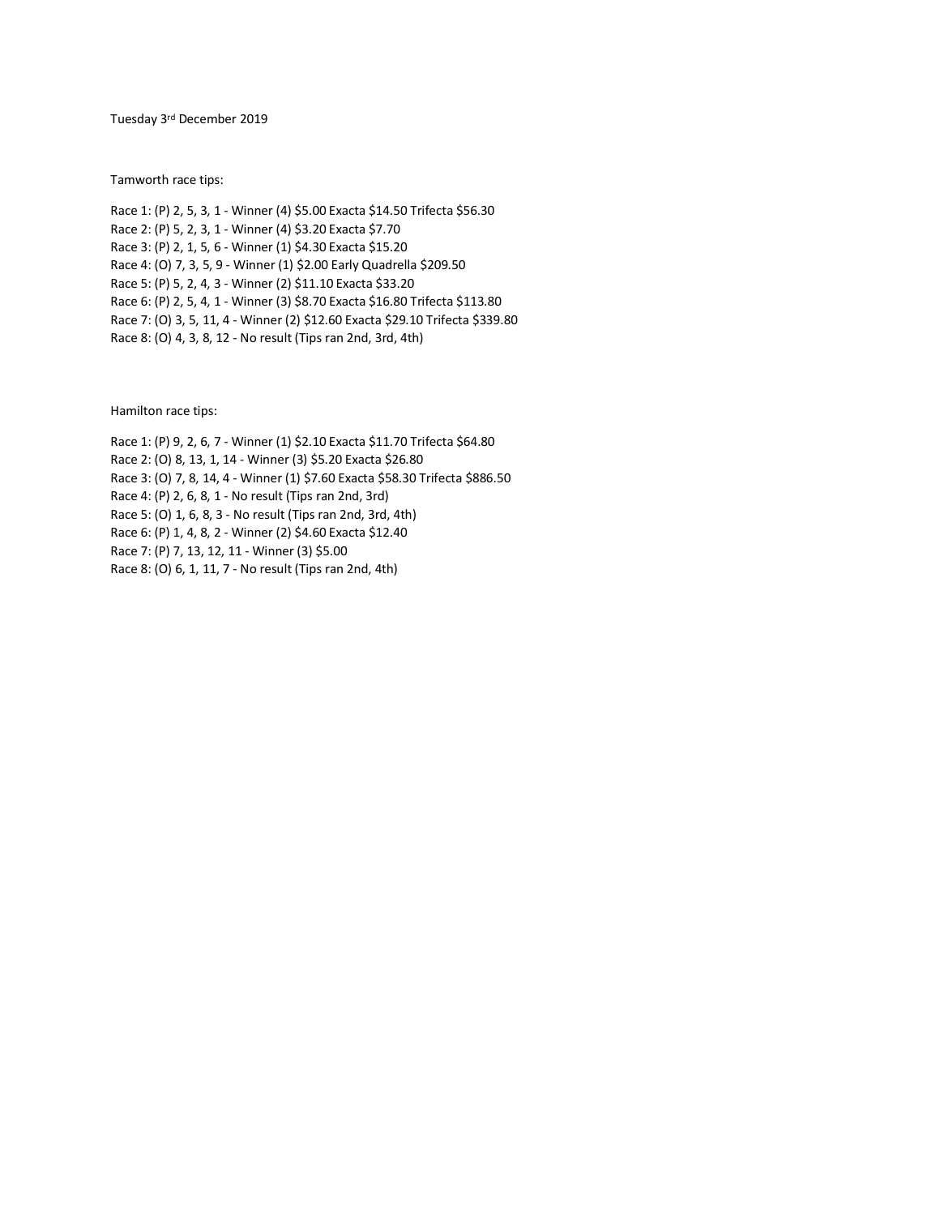Tuesday 3rd December 2019

Tamworth race tips:

Race 1: (P) 2, 5, 3, 1 - Winner (4) $5.00 Exacta $14.50 Trifecta $56.30
Race 2: (P) 5, 2, 3, 1 - Winner (4) $3.20 Exacta $7.70
Race 3: (P) 2, 1, 5, 6 - Winner (1) $4.30 Exacta $15.20
Race 4: (O) 7, 3, 5, 9 - Winner (1) $2.00 Early Quadrella $209.50
Race 5: (P) 5, 2, 4, 3 - Winner (2) $11.10 Exacta $33.20
Race 6: (P) 2, 5, 4, 1 - Winner (3) $8.70 Exacta $16.80 Trifecta $113.80
Race 7: (O) 3, 5, 11, 4 - Winner (2) $12.60 Exacta $29.10 Trifecta $339.80
Race 8: (O) 4, 3, 8, 12 - No result (Tips ran 2nd, 3rd, 4th)

Hamilton race tips:

Race 1: (P) 9, 2, 6, 7 - Winner (1) $2.10 Exacta $11.70 Trifecta $64.80
Race 2: (O) 8, 13, 1, 14 - Winner (3) $5.20 Exacta $26.80
Race 3: (O) 7, 8, 14, 4 - Winner (1) $7.60 Exacta $58.30 Trifecta $886.50
Race 4: (P) 2, 6, 8, 1 - No result (Tips ran 2nd, 3rd)
Race 5: (O) 1, 6, 8, 3 - No result (Tips ran 2nd, 3rd, 4th)
Race 6: (P) 1, 4, 8, 2 - Winner (2) $4.60 Exacta $12.40
Race 7: (P) 7, 13, 12, 11 - Winner (3) $5.00
Race 8: (O) 6, 1, 11, 7 - No result (Tips ran 2nd, 4th)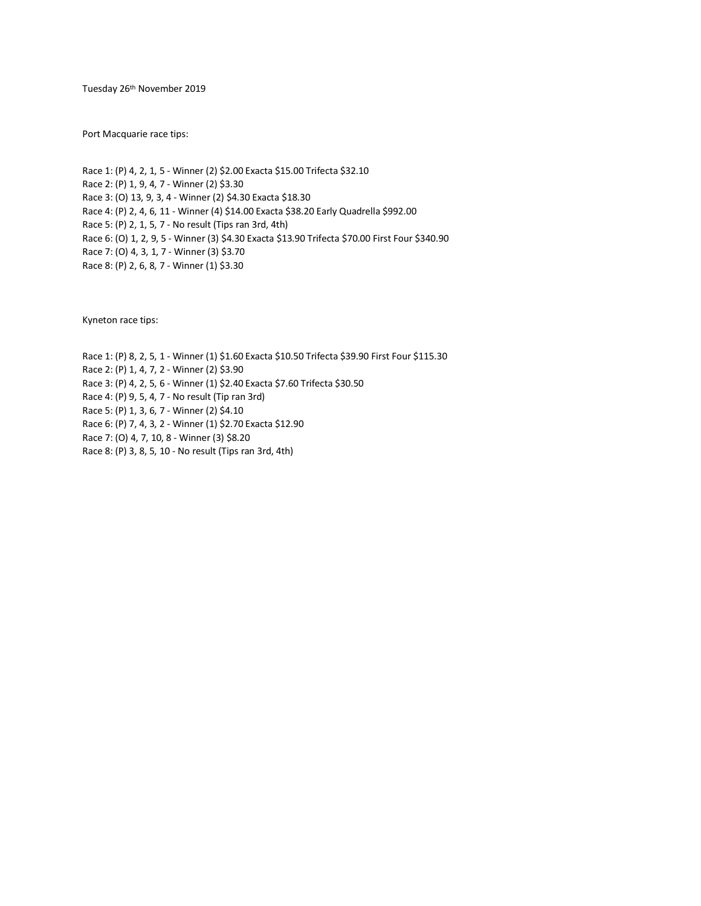Tuesday 26th November 2019

Port Macquarie race tips:

Race 1: (P) 4, 2, 1, 5 - Winner (2) $2.00 Exacta $15.00 Trifecta $32.10
Race 2: (P) 1, 9, 4, 7 - Winner (2) $3.30
Race 3: (O) 13, 9, 3, 4 - Winner (2) $4.30 Exacta $18.30
Race 4: (P) 2, 4, 6, 11 - Winner (4) $14.00 Exacta $38.20 Early Quadrella $992.00
Race 5: (P) 2, 1, 5, 7 - No result (Tips ran 3rd, 4th)
Race 6: (O) 1, 2, 9, 5 - Winner (3) $4.30 Exacta $13.90 Trifecta $70.00 First Four $340.90
Race 7: (O) 4, 3, 1, 7 - Winner (3) $3.70
Race 8: (P) 2, 6, 8, 7 - Winner (1) $3.30

Kyneton race tips:

Race 1: (P) 8, 2, 5, 1 - Winner (1) $1.60 Exacta $10.50 Trifecta $39.90 First Four $115.30
Race 2: (P) 1, 4, 7, 2 - Winner (2) $3.90
Race 3: (P) 4, 2, 5, 6 - Winner (1) $2.40 Exacta $7.60 Trifecta $30.50
Race 4: (P) 9, 5, 4, 7 - No result (Tip ran 3rd)
Race 5: (P) 1, 3, 6, 7 - Winner (2) $4.10
Race 6: (P) 7, 4, 3, 2 - Winner (1) $2.70 Exacta $12.90
Race 7: (O) 4, 7, 10, 8 - Winner (3) $8.20
Race 8: (P) 3, 8, 5, 10 - No result (Tips ran 3rd, 4th)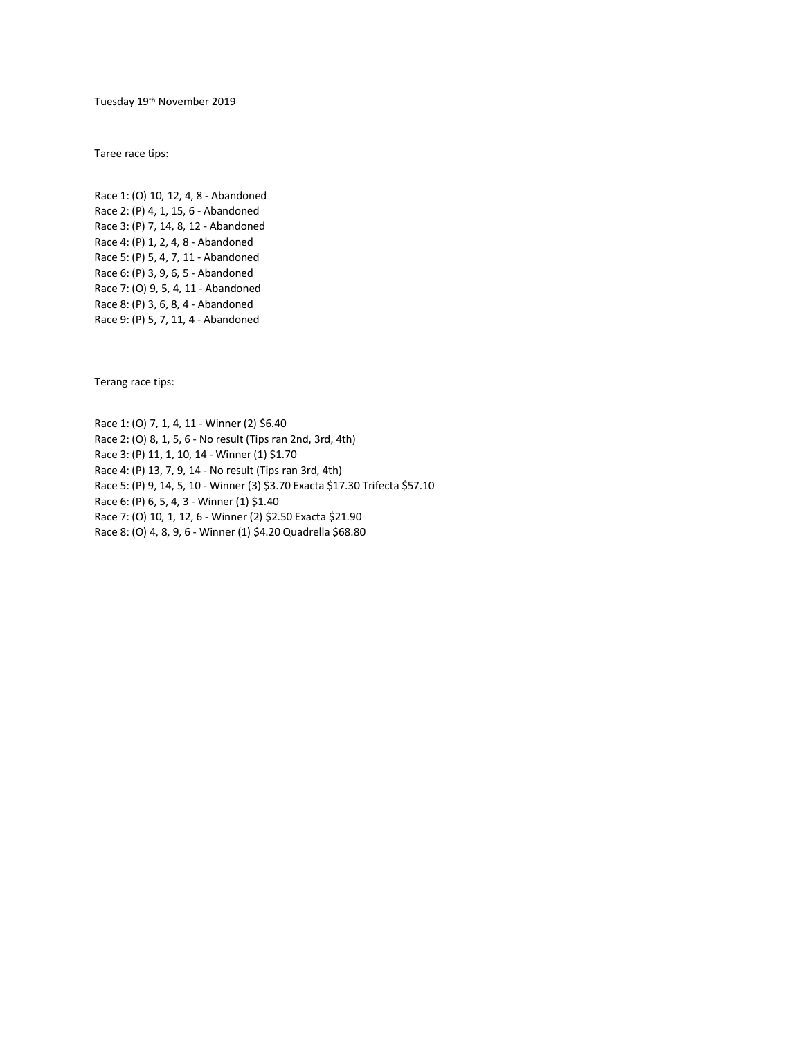Tuesday 19th November 2019

Taree race tips:

Race 1: (O) 10, 12, 4, 8 - Abandoned
Race 2: (P) 4, 1, 15, 6 - Abandoned
Race 3: (P) 7, 14, 8, 12 - Abandoned
Race 4: (P) 1, 2, 4, 8 - Abandoned
Race 5: (P) 5, 4, 7, 11 - Abandoned
Race 6: (P) 3, 9, 6, 5 - Abandoned
Race 7: (O) 9, 5, 4, 11 - Abandoned
Race 8: (P) 3, 6, 8, 4 - Abandoned
Race 9: (P) 5, 7, 11, 4 - Abandoned

Terang race tips:

Race 1: (O) 7, 1, 4, 11 - Winner (2) $6.40
Race 2: (O) 8, 1, 5, 6 - No result (Tips ran 2nd, 3rd, 4th)
Race 3: (P) 11, 1, 10, 14 - Winner (1) $1.70
Race 4: (P) 13, 7, 9, 14 - No result (Tips ran 3rd, 4th)
Race 5: (P) 9, 14, 5, 10 - Winner (3) $3.70 Exacta $17.30 Trifecta $57.10
Race 6: (P) 6, 5, 4, 3 - Winner (1) $1.40
Race 7: (O) 10, 1, 12, 6 - Winner (2) $2.50 Exacta $21.90
Race 8: (O) 4, 8, 9, 6 - Winner (1) $4.20 Quadrella $68.80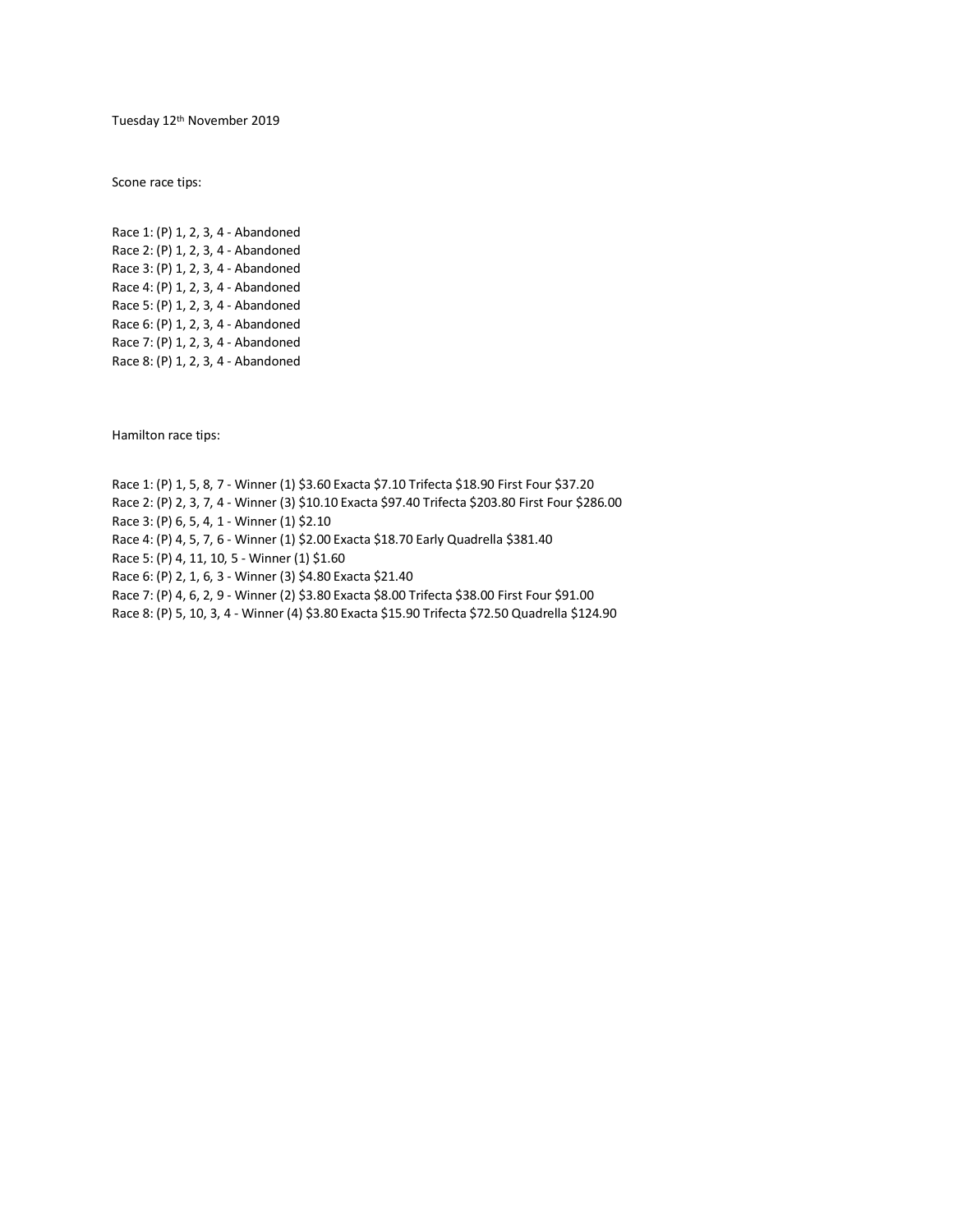Tuesday 12th November 2019

Scone race tips:

Race 1: (P) 1, 2, 3, 4 - Abandoned
Race 2: (P) 1, 2, 3, 4 - Abandoned
Race 3: (P) 1, 2, 3, 4 - Abandoned
Race 4: (P) 1, 2, 3, 4 - Abandoned
Race 5: (P) 1, 2, 3, 4 - Abandoned
Race 6: (P) 1, 2, 3, 4 - Abandoned
Race 7: (P) 1, 2, 3, 4 - Abandoned
Race 8: (P) 1, 2, 3, 4 - Abandoned

Hamilton race tips:

Race 1: (P) 1, 5, 8, 7 - Winner (1) $3.60 Exacta $7.10 Trifecta $18.90 First Four $37.20
Race 2: (P) 2, 3, 7, 4 - Winner (3) $10.10 Exacta $97.40 Trifecta $203.80 First Four $286.00
Race 3: (P) 6, 5, 4, 1 - Winner (1) $2.10
Race 4: (P) 4, 5, 7, 6 - Winner (1) $2.00 Exacta $18.70 Early Quadrella $381.40
Race 5: (P) 4, 11, 10, 5 - Winner (1) $1.60
Race 6: (P) 2, 1, 6, 3 - Winner (3) $4.80 Exacta $21.40
Race 7: (P) 4, 6, 2, 9 - Winner (2) $3.80 Exacta $8.00 Trifecta $38.00 First Four $91.00
Race 8: (P) 5, 10, 3, 4 - Winner (4) $3.80 Exacta $15.90 Trifecta $72.50 Quadrella $124.90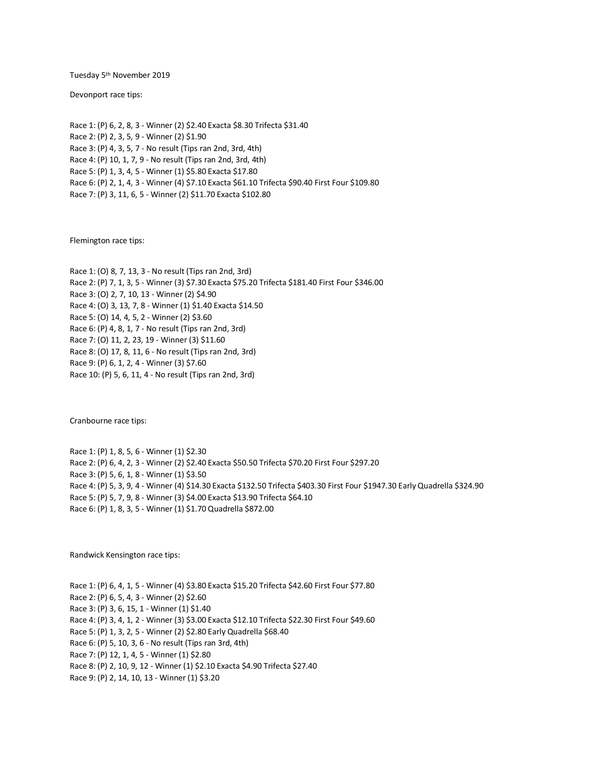Tuesday 5th November 2019

Devonport race tips:

Race 1: (P) 6, 2, 8, 3 - Winner (2) $2.40 Exacta $8.30 Trifecta $31.40
Race 2: (P) 2, 3, 5, 9 - Winner (2) $1.90
Race 3: (P) 4, 3, 5, 7 - No result (Tips ran 2nd, 3rd, 4th)
Race 4: (P) 10, 1, 7, 9 - No result (Tips ran 2nd, 3rd, 4th)
Race 5: (P) 1, 3, 4, 5 - Winner (1) $5.80 Exacta $17.80
Race 6: (P) 2, 1, 4, 3 - Winner (4) $7.10 Exacta $61.10 Trifecta $90.40 First Four $109.80
Race 7: (P) 3, 11, 6, 5 - Winner (2) $11.70 Exacta $102.80

Flemington race tips:

Race 1: (O) 8, 7, 13, 3 - No result (Tips ran 2nd, 3rd)
Race 2: (P) 7, 1, 3, 5 - Winner (3) $7.30 Exacta $75.20 Trifecta $181.40 First Four $346.00
Race 3: (O) 2, 7, 10, 13 - Winner (2) $4.90
Race 4: (O) 3, 13, 7, 8 - Winner (1) $1.40 Exacta $14.50
Race 5: (O) 14, 4, 5, 2 - Winner (2) $3.60
Race 6: (P) 4, 8, 1, 7 - No result (Tips ran 2nd, 3rd)
Race 7: (O) 11, 2, 23, 19 - Winner (3) $11.60
Race 8: (O) 17, 8, 11, 6 - No result (Tips ran 2nd, 3rd)
Race 9: (P) 6, 1, 2, 4 - Winner (3) $7.60
Race 10: (P) 5, 6, 11, 4 - No result (Tips ran 2nd, 3rd)

Cranbourne race tips:

Race 1: (P) 1, 8, 5, 6 - Winner (1) $2.30
Race 2: (P) 6, 4, 2, 3 - Winner (2) $2.40 Exacta $50.50 Trifecta $70.20 First Four $297.20
Race 3: (P) 5, 6, 1, 8 - Winner (1) $3.50
Race 4: (P) 5, 3, 9, 4 - Winner (4) $14.30 Exacta $132.50 Trifecta $403.30 First Four $1947.30 Early Quadrella $324.90
Race 5: (P) 5, 7, 9, 8 - Winner (3) $4.00 Exacta $13.90 Trifecta $64.10
Race 6: (P) 1, 8, 3, 5 - Winner (1) $1.70 Quadrella $872.00

Randwick Kensington race tips:

Race 1: (P) 6, 4, 1, 5 - Winner (4) $3.80 Exacta $15.20 Trifecta $42.60 First Four $77.80
Race 2: (P) 6, 5, 4, 3 - Winner (2) $2.60
Race 3: (P) 3, 6, 15, 1 - Winner (1) $1.40
Race 4: (P) 3, 4, 1, 2 - Winner (3) $3.00 Exacta $12.10 Trifecta $22.30 First Four $49.60
Race 5: (P) 1, 3, 2, 5 - Winner (2) $2.80 Early Quadrella $68.40
Race 6: (P) 5, 10, 3, 6 - No result (Tips ran 3rd, 4th)
Race 7: (P) 12, 1, 4, 5 - Winner (1) $2.80
Race 8: (P) 2, 10, 9, 12 - Winner (1) $2.10 Exacta $4.90 Trifecta $27.40
Race 9: (P) 2, 14, 10, 13 - Winner (1) $3.20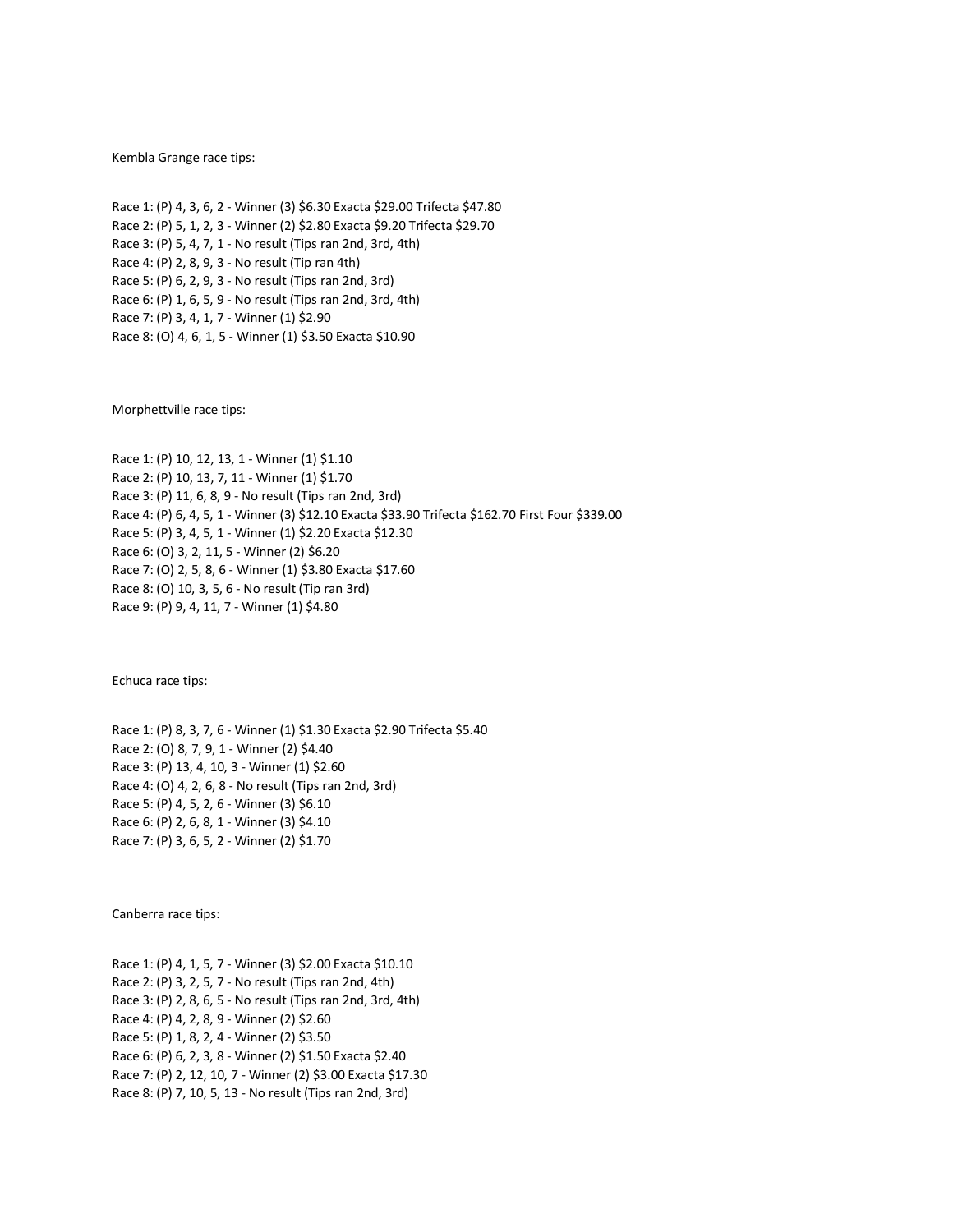Kembla Grange race tips:

Race 1: (P) 4, 3, 6, 2 - Winner (3) $6.30 Exacta $29.00 Trifecta $47.80
Race 2: (P) 5, 1, 2, 3 - Winner (2) $2.80 Exacta $9.20 Trifecta $29.70
Race 3: (P) 5, 4, 7, 1 - No result (Tips ran 2nd, 3rd, 4th)
Race 4: (P) 2, 8, 9, 3 - No result (Tip ran 4th)
Race 5: (P) 6, 2, 9, 3 - No result (Tips ran 2nd, 3rd)
Race 6: (P) 1, 6, 5, 9 - No result (Tips ran 2nd, 3rd, 4th)
Race 7: (P) 3, 4, 1, 7 - Winner (1) $2.90
Race 8: (O) 4, 6, 1, 5 - Winner (1) $3.50 Exacta $10.90

Morphettville race tips:

Race 1: (P) 10, 12, 13, 1 - Winner (1) $1.10
Race 2: (P) 10, 13, 7, 11 - Winner (1) $1.70
Race 3: (P) 11, 6, 8, 9 - No result (Tips ran 2nd, 3rd)
Race 4: (P) 6, 4, 5, 1 - Winner (3) $12.10 Exacta $33.90 Trifecta $162.70 First Four $339.00
Race 5: (P) 3, 4, 5, 1 - Winner (1) $2.20 Exacta $12.30
Race 6: (O) 3, 2, 11, 5 - Winner (2) $6.20
Race 7: (O) 2, 5, 8, 6 - Winner (1) $3.80 Exacta $17.60
Race 8: (O) 10, 3, 5, 6 - No result (Tip ran 3rd)
Race 9: (P) 9, 4, 11, 7 - Winner (1) $4.80

Echuca race tips:

Race 1: (P) 8, 3, 7, 6 - Winner (1) $1.30 Exacta $2.90 Trifecta $5.40
Race 2: (O) 8, 7, 9, 1 - Winner (2) $4.40
Race 3: (P) 13, 4, 10, 3 - Winner (1) $2.60
Race 4: (O) 4, 2, 6, 8 - No result (Tips ran 2nd, 3rd)
Race 5: (P) 4, 5, 2, 6 - Winner (3) $6.10
Race 6: (P) 2, 6, 8, 1 - Winner (3) $4.10
Race 7: (P) 3, 6, 5, 2 - Winner (2) $1.70

Canberra race tips:

Race 1: (P) 4, 1, 5, 7 - Winner (3) $2.00 Exacta $10.10
Race 2: (P) 3, 2, 5, 7 - No result (Tips ran 2nd, 4th)
Race 3: (P) 2, 8, 6, 5 - No result (Tips ran 2nd, 3rd, 4th)
Race 4: (P) 4, 2, 8, 9 - Winner (2) $2.60
Race 5: (P) 1, 8, 2, 4 - Winner (2) $3.50
Race 6: (P) 6, 2, 3, 8 - Winner (2) $1.50 Exacta $2.40
Race 7: (P) 2, 12, 10, 7 - Winner (2) $3.00 Exacta $17.30
Race 8: (P) 7, 10, 5, 13 - No result (Tips ran 2nd, 3rd)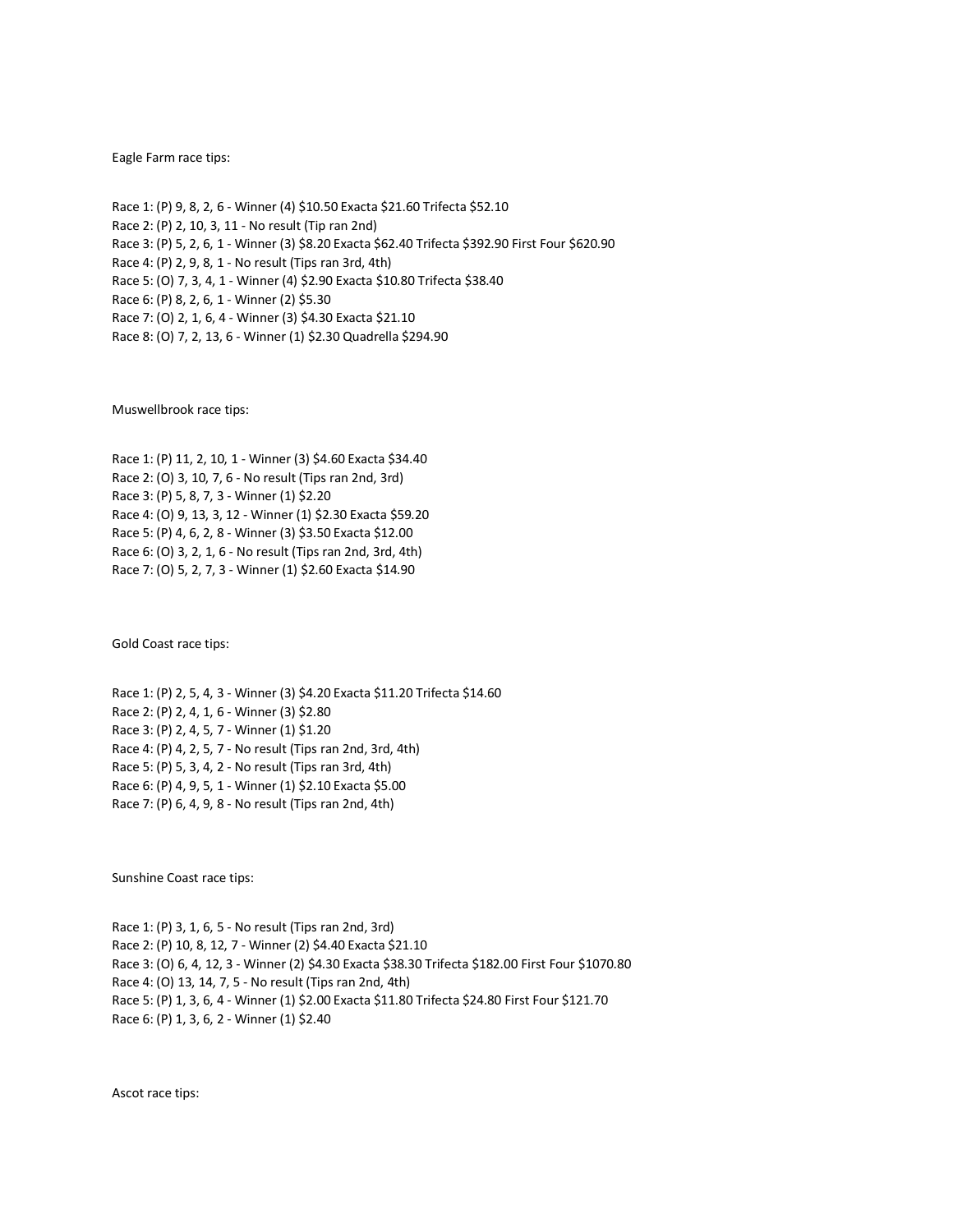Eagle Farm race tips:

Race 1: (P) 9, 8, 2, 6 - Winner (4) $10.50 Exacta $21.60 Trifecta $52.10
Race 2: (P) 2, 10, 3, 11 - No result (Tip ran 2nd)
Race 3: (P) 5, 2, 6, 1 - Winner (3) $8.20 Exacta $62.40 Trifecta $392.90 First Four $620.90
Race 4: (P) 2, 9, 8, 1 - No result (Tips ran 3rd, 4th)
Race 5: (O) 7, 3, 4, 1 - Winner (4) $2.90 Exacta $10.80 Trifecta $38.40
Race 6: (P) 8, 2, 6, 1 - Winner (2) $5.30
Race 7: (O) 2, 1, 6, 4 - Winner (3) $4.30 Exacta $21.10
Race 8: (O) 7, 2, 13, 6 - Winner (1) $2.30 Quadrella $294.90

Muswellbrook race tips:

Race 1: (P) 11, 2, 10, 1 - Winner (3) $4.60 Exacta $34.40
Race 2: (O) 3, 10, 7, 6 - No result (Tips ran 2nd, 3rd)
Race 3: (P) 5, 8, 7, 3 - Winner (1) $2.20
Race 4: (O) 9, 13, 3, 12 - Winner (1) $2.30 Exacta $59.20
Race 5: (P) 4, 6, 2, 8 - Winner (3) $3.50 Exacta $12.00
Race 6: (O) 3, 2, 1, 6 - No result (Tips ran 2nd, 3rd, 4th)
Race 7: (O) 5, 2, 7, 3 - Winner (1) $2.60 Exacta $14.90

Gold Coast race tips:

Race 1: (P) 2, 5, 4, 3 - Winner (3) $4.20 Exacta $11.20 Trifecta $14.60
Race 2: (P) 2, 4, 1, 6 - Winner (3) $2.80
Race 3: (P) 2, 4, 5, 7 - Winner (1) $1.20
Race 4: (P) 4, 2, 5, 7 - No result (Tips ran 2nd, 3rd, 4th)
Race 5: (P) 5, 3, 4, 2 - No result (Tips ran 3rd, 4th)
Race 6: (P) 4, 9, 5, 1 - Winner (1) $2.10 Exacta $5.00
Race 7: (P) 6, 4, 9, 8 - No result (Tips ran 2nd, 4th)

Sunshine Coast race tips:

Race 1: (P) 3, 1, 6, 5 - No result (Tips ran 2nd, 3rd)
Race 2: (P) 10, 8, 12, 7 - Winner (2) $4.40 Exacta $21.10
Race 3: (O) 6, 4, 12, 3 - Winner (2) $4.30 Exacta $38.30 Trifecta $182.00 First Four $1070.80
Race 4: (O) 13, 14, 7, 5 - No result (Tips ran 2nd, 4th)
Race 5: (P) 1, 3, 6, 4 - Winner (1) $2.00 Exacta $11.80 Trifecta $24.80 First Four $121.70
Race 6: (P) 1, 3, 6, 2 - Winner (1) $2.40

Ascot race tips: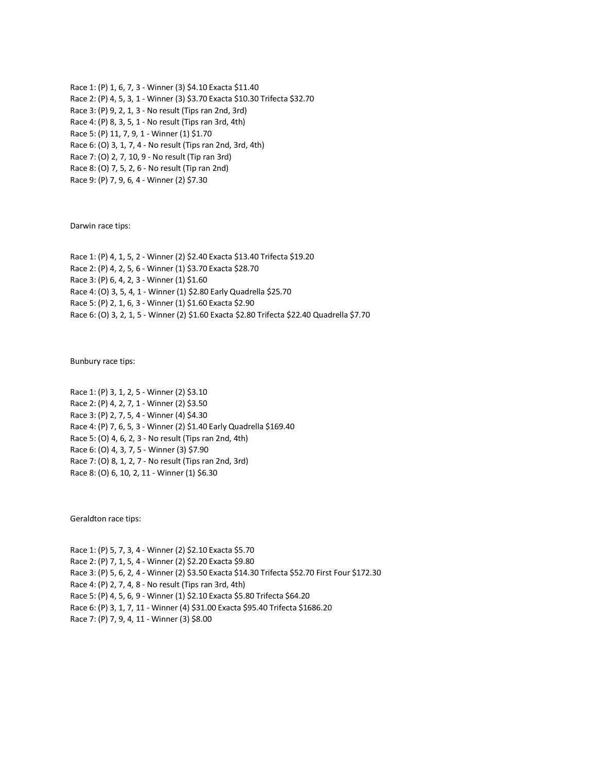Race 1: (P) 1, 6, 7, 3 - Winner (3) $4.10 Exacta $11.40
Race 2: (P) 4, 5, 3, 1 - Winner (3) $3.70 Exacta $10.30 Trifecta $32.70
Race 3: (P) 9, 2, 1, 3 - No result (Tips ran 2nd, 3rd)
Race 4: (P) 8, 3, 5, 1 - No result (Tips ran 3rd, 4th)
Race 5: (P) 11, 7, 9, 1 - Winner (1) $1.70
Race 6: (O) 3, 1, 7, 4 - No result (Tips ran 2nd, 3rd, 4th)
Race 7: (O) 2, 7, 10, 9 - No result (Tip ran 3rd)
Race 8: (O) 7, 5, 2, 6 - No result (Tip ran 2nd)
Race 9: (P) 7, 9, 6, 4 - Winner (2) $7.30

Darwin race tips:

Race 1: (P) 4, 1, 5, 2 - Winner (2) $2.40 Exacta $13.40 Trifecta $19.20
Race 2: (P) 4, 2, 5, 6 - Winner (1) $3.70 Exacta $28.70
Race 3: (P) 6, 4, 2, 3 - Winner (1) $1.60
Race 4: (O) 3, 5, 4, 1 - Winner (1) $2.80 Early Quadrella $25.70
Race 5: (P) 2, 1, 6, 3 - Winner (1) $1.60 Exacta $2.90
Race 6: (O) 3, 2, 1, 5 - Winner (2) $1.60 Exacta $2.80 Trifecta $22.40 Quadrella $7.70

Bunbury race tips:

Race 1: (P) 3, 1, 2, 5 - Winner (2) $3.10
Race 2: (P) 4, 2, 7, 1 - Winner (2) $3.50
Race 3: (P) 2, 7, 5, 4 - Winner (4) $4.30
Race 4: (P) 7, 6, 5, 3 - Winner (2) $1.40 Early Quadrella $169.40
Race 5: (O) 4, 6, 2, 3 - No result (Tips ran 2nd, 4th)
Race 6: (O) 4, 3, 7, 5 - Winner (3) $7.90
Race 7: (O) 8, 1, 2, 7 - No result (Tips ran 2nd, 3rd)
Race 8: (O) 6, 10, 2, 11 - Winner (1) $6.30

Geraldton race tips:

Race 1: (P) 5, 7, 3, 4 - Winner (2) $2.10 Exacta $5.70
Race 2: (P) 7, 1, 5, 4 - Winner (2) $2.20 Exacta $9.80
Race 3: (P) 5, 6, 2, 4 - Winner (2) $3.50 Exacta $14.30 Trifecta $52.70 First Four $172.30
Race 4: (P) 2, 7, 4, 8 - No result (Tips ran 3rd, 4th)
Race 5: (P) 4, 5, 6, 9 - Winner (1) $2.10 Exacta $5.80 Trifecta $64.20
Race 6: (P) 3, 1, 7, 11 - Winner (4) $31.00 Exacta $95.40 Trifecta $1686.20
Race 7: (P) 7, 9, 4, 11 - Winner (3) $8.00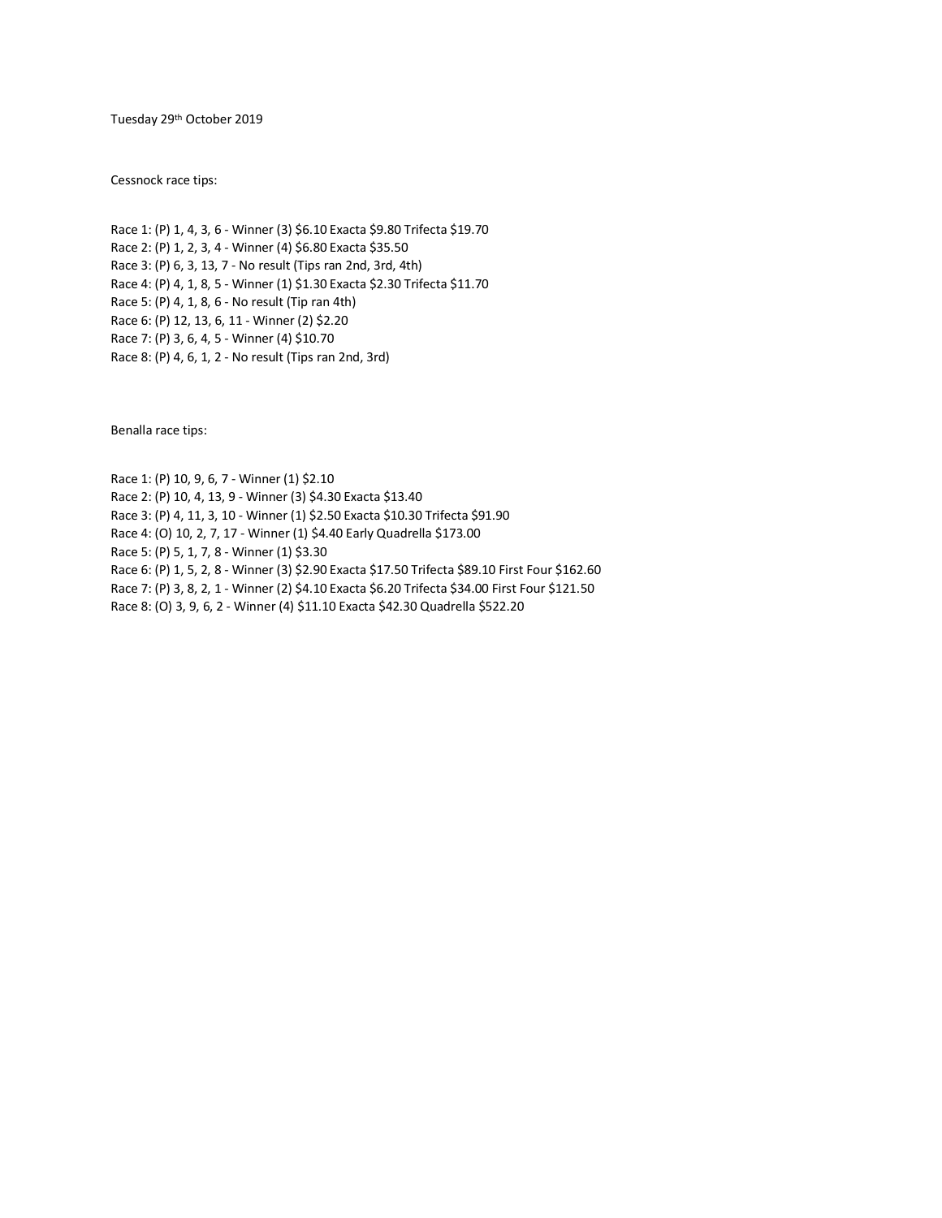Tuesday 29th October 2019

Cessnock race tips:

Race 1: (P) 1, 4, 3, 6 - Winner (3) $6.10 Exacta $9.80 Trifecta $19.70
Race 2: (P) 1, 2, 3, 4 - Winner (4) $6.80 Exacta $35.50
Race 3: (P) 6, 3, 13, 7 - No result (Tips ran 2nd, 3rd, 4th)
Race 4: (P) 4, 1, 8, 5 - Winner (1) $1.30 Exacta $2.30 Trifecta $11.70
Race 5: (P) 4, 1, 8, 6 - No result (Tip ran 4th)
Race 6: (P) 12, 13, 6, 11 - Winner (2) $2.20
Race 7: (P) 3, 6, 4, 5 - Winner (4) $10.70
Race 8: (P) 4, 6, 1, 2 - No result (Tips ran 2nd, 3rd)

Benalla race tips:

Race 1: (P) 10, 9, 6, 7 - Winner (1) $2.10
Race 2: (P) 10, 4, 13, 9 - Winner (3) $4.30 Exacta $13.40
Race 3: (P) 4, 11, 3, 10 - Winner (1) $2.50 Exacta $10.30 Trifecta $91.90
Race 4: (O) 10, 2, 7, 17 - Winner (1) $4.40 Early Quadrella $173.00
Race 5: (P) 5, 1, 7, 8 - Winner (1) $3.30
Race 6: (P) 1, 5, 2, 8 - Winner (3) $2.90 Exacta $17.50 Trifecta $89.10 First Four $162.60
Race 7: (P) 3, 8, 2, 1 - Winner (2) $4.10 Exacta $6.20 Trifecta $34.00 First Four $121.50
Race 8: (O) 3, 9, 6, 2 - Winner (4) $11.10 Exacta $42.30 Quadrella $522.20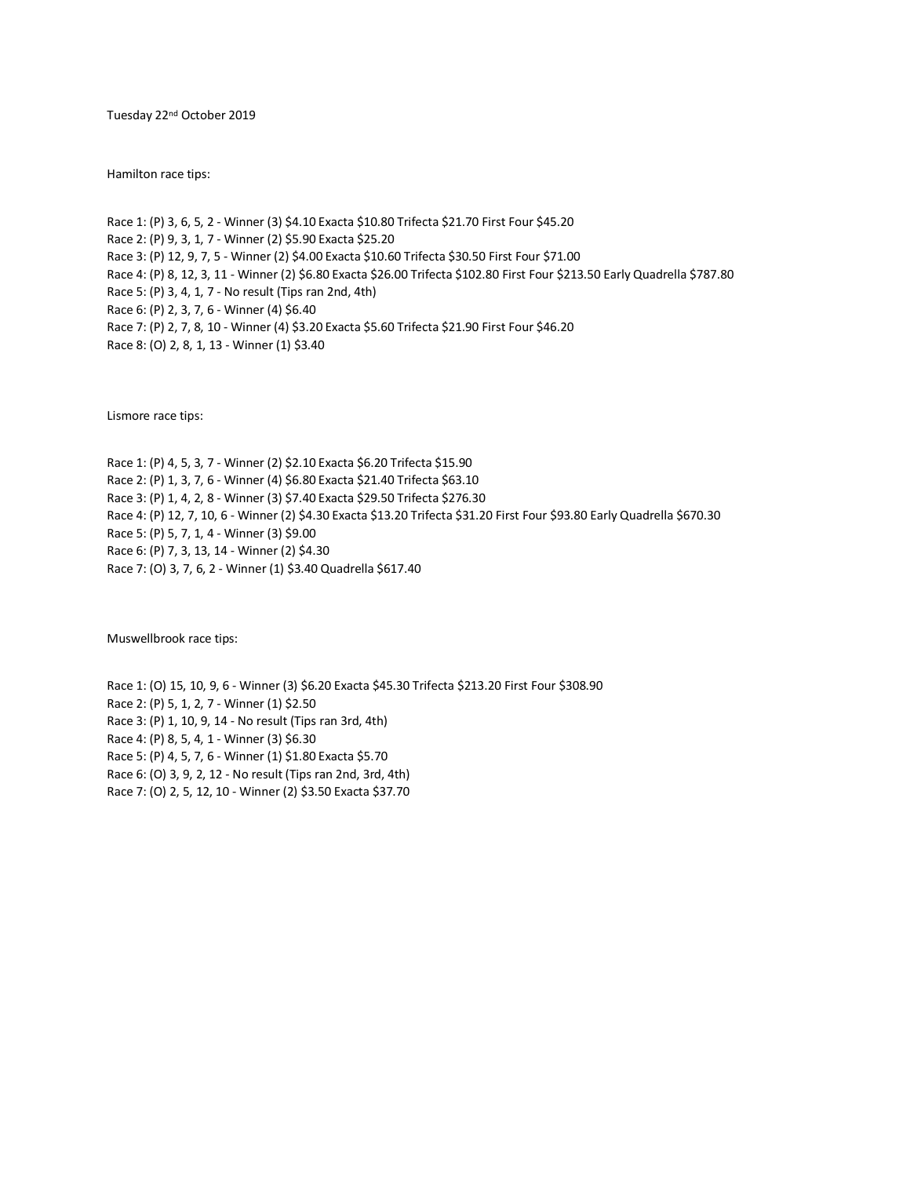Tuesday 22nd October 2019

Hamilton race tips:

Race 1: (P) 3, 6, 5, 2 - Winner (3) $4.10 Exacta $10.80 Trifecta $21.70 First Four $45.20
Race 2: (P) 9, 3, 1, 7 - Winner (2) $5.90 Exacta $25.20
Race 3: (P) 12, 9, 7, 5 - Winner (2) $4.00 Exacta $10.60 Trifecta $30.50 First Four $71.00
Race 4: (P) 8, 12, 3, 11 - Winner (2) $6.80 Exacta $26.00 Trifecta $102.80 First Four $213.50 Early Quadrella $787.80
Race 5: (P) 3, 4, 1, 7 - No result (Tips ran 2nd, 4th)
Race 6: (P) 2, 3, 7, 6 - Winner (4) $6.40
Race 7: (P) 2, 7, 8, 10 - Winner (4) $3.20 Exacta $5.60 Trifecta $21.90 First Four $46.20
Race 8: (O) 2, 8, 1, 13 - Winner (1) $3.40

Lismore race tips:

Race 1: (P) 4, 5, 3, 7 - Winner (2) $2.10 Exacta $6.20 Trifecta $15.90
Race 2: (P) 1, 3, 7, 6 - Winner (4) $6.80 Exacta $21.40 Trifecta $63.10
Race 3: (P) 1, 4, 2, 8 - Winner (3) $7.40 Exacta $29.50 Trifecta $276.30
Race 4: (P) 12, 7, 10, 6 - Winner (2) $4.30 Exacta $13.20 Trifecta $31.20 First Four $93.80 Early Quadrella $670.30
Race 5: (P) 5, 7, 1, 4 - Winner (3) $9.00
Race 6: (P) 7, 3, 13, 14 - Winner (2) $4.30
Race 7: (O) 3, 7, 6, 2 - Winner (1) $3.40 Quadrella $617.40

Muswellbrook race tips:

Race 1: (O) 15, 10, 9, 6 - Winner (3) $6.20 Exacta $45.30 Trifecta $213.20 First Four $308.90
Race 2: (P) 5, 1, 2, 7 - Winner (1) $2.50
Race 3: (P) 1, 10, 9, 14 - No result (Tips ran 3rd, 4th)
Race 4: (P) 8, 5, 4, 1 - Winner (3) $6.30
Race 5: (P) 4, 5, 7, 6 - Winner (1) $1.80 Exacta $5.70
Race 6: (O) 3, 9, 2, 12 - No result (Tips ran 2nd, 3rd, 4th)
Race 7: (O) 2, 5, 12, 10 - Winner (2) $3.50 Exacta $37.70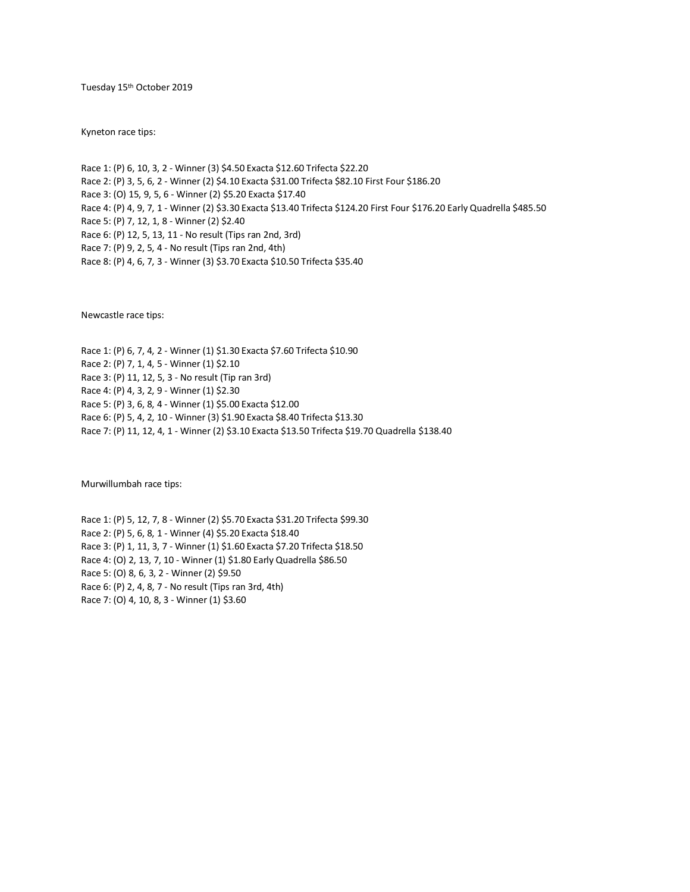Tuesday 15th October 2019

Kyneton race tips:

Race 1: (P) 6, 10, 3, 2 - Winner (3) $4.50 Exacta $12.60 Trifecta $22.20
Race 2: (P) 3, 5, 6, 2 - Winner (2) $4.10 Exacta $31.00 Trifecta $82.10 First Four $186.20
Race 3: (O) 15, 9, 5, 6 - Winner (2) $5.20 Exacta $17.40
Race 4: (P) 4, 9, 7, 1 - Winner (2) $3.30 Exacta $13.40 Trifecta $124.20 First Four $176.20 Early Quadrella $485.50
Race 5: (P) 7, 12, 1, 8 - Winner (2) $2.40
Race 6: (P) 12, 5, 13, 11 - No result (Tips ran 2nd, 3rd)
Race 7: (P) 9, 2, 5, 4 - No result (Tips ran 2nd, 4th)
Race 8: (P) 4, 6, 7, 3 - Winner (3) $3.70 Exacta $10.50 Trifecta $35.40

Newcastle race tips:

Race 1: (P) 6, 7, 4, 2 - Winner (1) $1.30 Exacta $7.60 Trifecta $10.90
Race 2: (P) 7, 1, 4, 5 - Winner (1) $2.10
Race 3: (P) 11, 12, 5, 3 - No result (Tip ran 3rd)
Race 4: (P) 4, 3, 2, 9 - Winner (1) $2.30
Race 5: (P) 3, 6, 8, 4 - Winner (1) $5.00 Exacta $12.00
Race 6: (P) 5, 4, 2, 10 - Winner (3) $1.90 Exacta $8.40 Trifecta $13.30
Race 7: (P) 11, 12, 4, 1 - Winner (2) $3.10 Exacta $13.50 Trifecta $19.70 Quadrella $138.40

Murwillumbah race tips:

Race 1: (P) 5, 12, 7, 8 - Winner (2) $5.70 Exacta $31.20 Trifecta $99.30
Race 2: (P) 5, 6, 8, 1 - Winner (4) $5.20 Exacta $18.40
Race 3: (P) 1, 11, 3, 7 - Winner (1) $1.60 Exacta $7.20 Trifecta $18.50
Race 4: (O) 2, 13, 7, 10 - Winner (1) $1.80 Early Quadrella $86.50
Race 5: (O) 8, 6, 3, 2 - Winner (2) $9.50
Race 6: (P) 2, 4, 8, 7 - No result (Tips ran 3rd, 4th)
Race 7: (O) 4, 10, 8, 3 - Winner (1) $3.60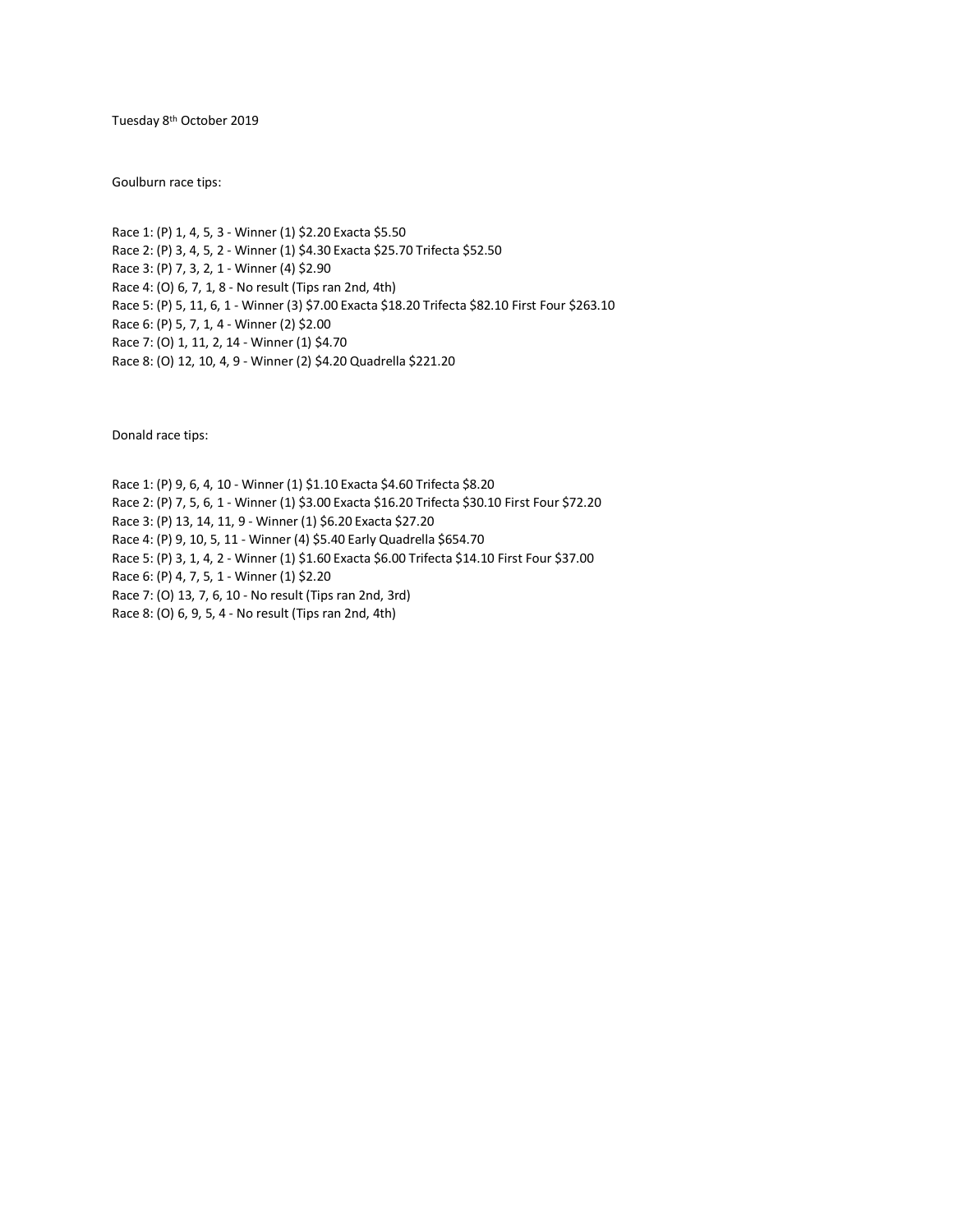Tuesday 8th October 2019

Goulburn race tips:

Race 1: (P) 1, 4, 5, 3 - Winner (1) $2.20 Exacta $5.50
Race 2: (P) 3, 4, 5, 2 - Winner (1) $4.30 Exacta $25.70 Trifecta $52.50
Race 3: (P) 7, 3, 2, 1 - Winner (4) $2.90
Race 4: (O) 6, 7, 1, 8 - No result (Tips ran 2nd, 4th)
Race 5: (P) 5, 11, 6, 1 - Winner (3) $7.00 Exacta $18.20 Trifecta $82.10 First Four $263.10
Race 6: (P) 5, 7, 1, 4 - Winner (2) $2.00
Race 7: (O) 1, 11, 2, 14 - Winner (1) $4.70
Race 8: (O) 12, 10, 4, 9 - Winner (2) $4.20 Quadrella $221.20

Donald race tips:

Race 1: (P) 9, 6, 4, 10 - Winner (1) $1.10 Exacta $4.60 Trifecta $8.20
Race 2: (P) 7, 5, 6, 1 - Winner (1) $3.00 Exacta $16.20 Trifecta $30.10 First Four $72.20
Race 3: (P) 13, 14, 11, 9 - Winner (1) $6.20 Exacta $27.20
Race 4: (P) 9, 10, 5, 11 - Winner (4) $5.40 Early Quadrella $654.70
Race 5: (P) 3, 1, 4, 2 - Winner (1) $1.60 Exacta $6.00 Trifecta $14.10 First Four $37.00
Race 6: (P) 4, 7, 5, 1 - Winner (1) $2.20
Race 7: (O) 13, 7, 6, 10 - No result (Tips ran 2nd, 3rd)
Race 8: (O) 6, 9, 5, 4 - No result (Tips ran 2nd, 4th)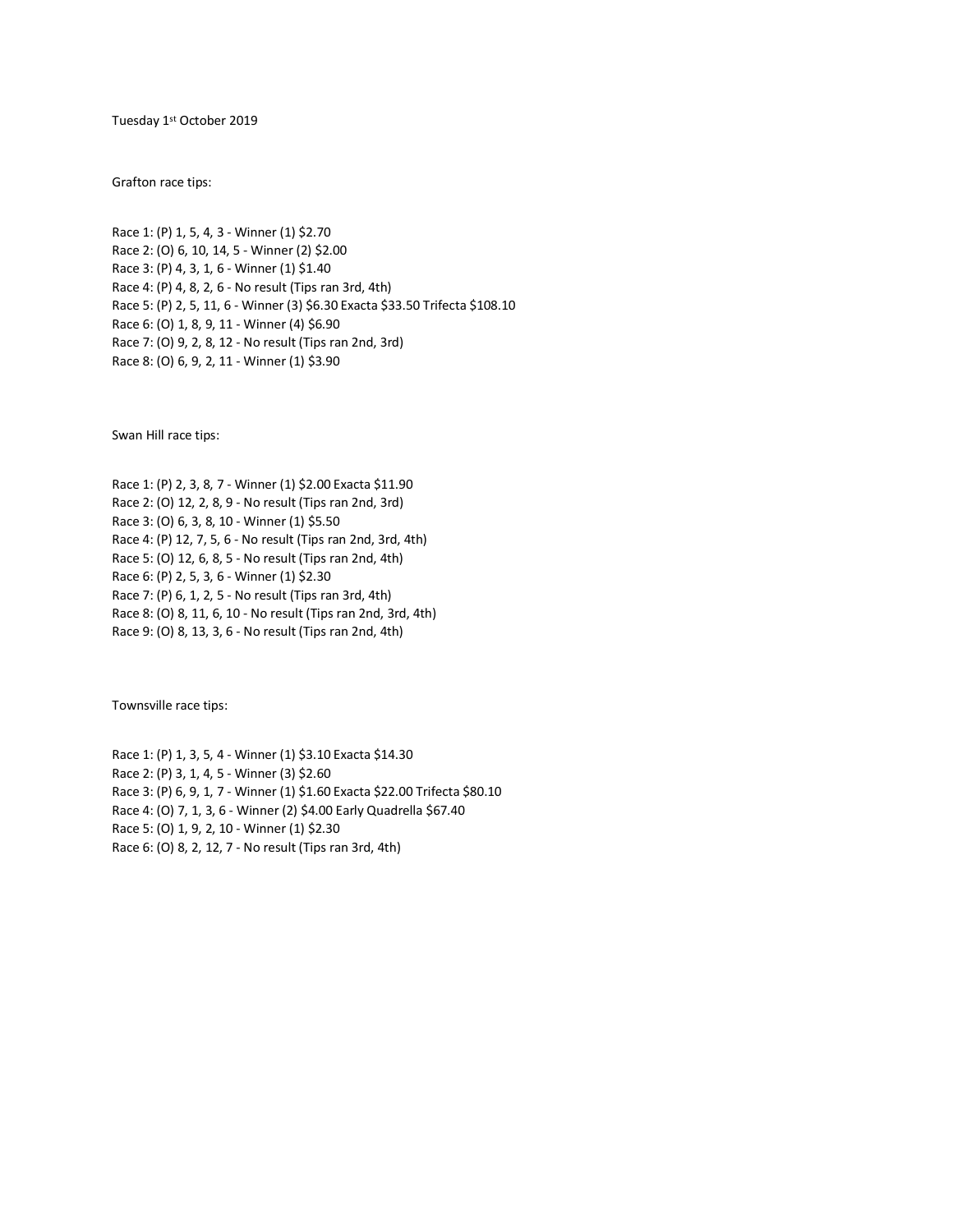Tuesday 1st October 2019

Grafton race tips:

Race 1: (P) 1, 5, 4, 3 - Winner (1) $2.70
Race 2: (O) 6, 10, 14, 5 - Winner (2) $2.00
Race 3: (P) 4, 3, 1, 6 - Winner (1) $1.40
Race 4: (P) 4, 8, 2, 6 - No result (Tips ran 3rd, 4th)
Race 5: (P) 2, 5, 11, 6 - Winner (3) $6.30 Exacta $33.50 Trifecta $108.10
Race 6: (O) 1, 8, 9, 11 - Winner (4) $6.90
Race 7: (O) 9, 2, 8, 12 - No result (Tips ran 2nd, 3rd)
Race 8: (O) 6, 9, 2, 11 - Winner (1) $3.90

Swan Hill race tips:

Race 1: (P) 2, 3, 8, 7 - Winner (1) $2.00 Exacta $11.90
Race 2: (O) 12, 2, 8, 9 - No result (Tips ran 2nd, 3rd)
Race 3: (O) 6, 3, 8, 10 - Winner (1) $5.50
Race 4: (P) 12, 7, 5, 6 - No result (Tips ran 2nd, 3rd, 4th)
Race 5: (O) 12, 6, 8, 5 - No result (Tips ran 2nd, 4th)
Race 6: (P) 2, 5, 3, 6 - Winner (1) $2.30
Race 7: (P) 6, 1, 2, 5 - No result (Tips ran 3rd, 4th)
Race 8: (O) 8, 11, 6, 10 - No result (Tips ran 2nd, 3rd, 4th)
Race 9: (O) 8, 13, 3, 6 - No result (Tips ran 2nd, 4th)

Townsville race tips:

Race 1: (P) 1, 3, 5, 4 - Winner (1) $3.10 Exacta $14.30
Race 2: (P) 3, 1, 4, 5 - Winner (3) $2.60
Race 3: (P) 6, 9, 1, 7 - Winner (1) $1.60 Exacta $22.00 Trifecta $80.10
Race 4: (O) 7, 1, 3, 6 - Winner (2) $4.00 Early Quadrella $67.40
Race 5: (O) 1, 9, 2, 10 - Winner (1) $2.30
Race 6: (O) 8, 2, 12, 7 - No result (Tips ran 3rd, 4th)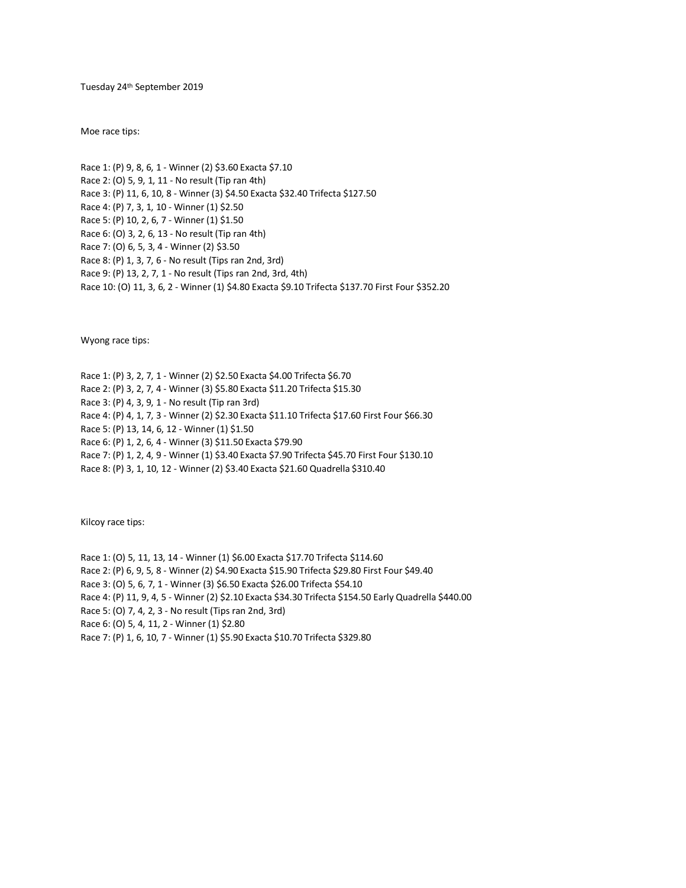Tuesday 24th September 2019

Moe race tips:

Race 1: (P) 9, 8, 6, 1 - Winner (2) $3.60 Exacta $7.10
Race 2: (O) 5, 9, 1, 11 - No result (Tip ran 4th)
Race 3: (P) 11, 6, 10, 8 - Winner (3) $4.50 Exacta $32.40 Trifecta $127.50
Race 4: (P) 7, 3, 1, 10 - Winner (1) $2.50
Race 5: (P) 10, 2, 6, 7 - Winner (1) $1.50
Race 6: (O) 3, 2, 6, 13 - No result (Tip ran 4th)
Race 7: (O) 6, 5, 3, 4 - Winner (2) $3.50
Race 8: (P) 1, 3, 7, 6 - No result (Tips ran 2nd, 3rd)
Race 9: (P) 13, 2, 7, 1 - No result (Tips ran 2nd, 3rd, 4th)
Race 10: (O) 11, 3, 6, 2 - Winner (1) $4.80 Exacta $9.10 Trifecta $137.70 First Four $352.20

Wyong race tips:

Race 1: (P) 3, 2, 7, 1 - Winner (2) $2.50 Exacta $4.00 Trifecta $6.70
Race 2: (P) 3, 2, 7, 4 - Winner (3) $5.80 Exacta $11.20 Trifecta $15.30
Race 3: (P) 4, 3, 9, 1 - No result (Tip ran 3rd)
Race 4: (P) 4, 1, 7, 3 - Winner (2) $2.30 Exacta $11.10 Trifecta $17.60 First Four $66.30
Race 5: (P) 13, 14, 6, 12 - Winner (1) $1.50
Race 6: (P) 1, 2, 6, 4 - Winner (3) $11.50 Exacta $79.90
Race 7: (P) 1, 2, 4, 9 - Winner (1) $3.40 Exacta $7.90 Trifecta $45.70 First Four $130.10
Race 8: (P) 3, 1, 10, 12 - Winner (2) $3.40 Exacta $21.60 Quadrella $310.40

Kilcoy race tips:

Race 1: (O) 5, 11, 13, 14 - Winner (1) $6.00 Exacta $17.70 Trifecta $114.60
Race 2: (P) 6, 9, 5, 8 - Winner (2) $4.90 Exacta $15.90 Trifecta $29.80 First Four $49.40
Race 3: (O) 5, 6, 7, 1 - Winner (3) $6.50 Exacta $26.00 Trifecta $54.10
Race 4: (P) 11, 9, 4, 5 - Winner (2) $2.10 Exacta $34.30 Trifecta $154.50 Early Quadrella $440.00
Race 5: (O) 7, 4, 2, 3 - No result (Tips ran 2nd, 3rd)
Race 6: (O) 5, 4, 11, 2 - Winner (1) $2.80
Race 7: (P) 1, 6, 10, 7 - Winner (1) $5.90 Exacta $10.70 Trifecta $329.80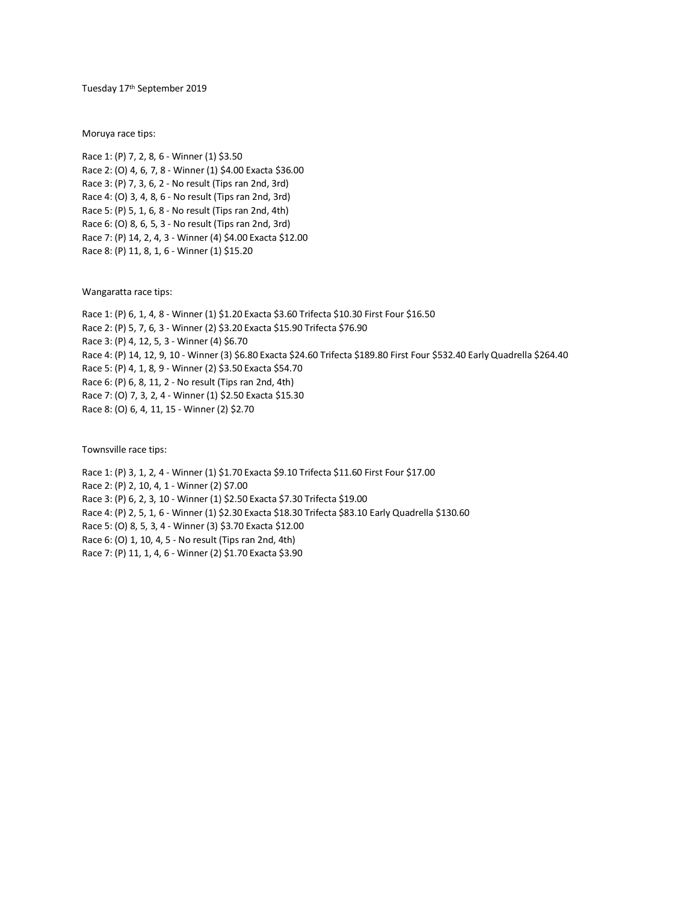Tuesday 17th September 2019

Moruya race tips:

Race 1: (P) 7, 2, 8, 6 - Winner (1) $3.50
Race 2: (O) 4, 6, 7, 8 - Winner (1) $4.00 Exacta $36.00
Race 3: (P) 7, 3, 6, 2 - No result (Tips ran 2nd, 3rd)
Race 4: (O) 3, 4, 8, 6 - No result (Tips ran 2nd, 3rd)
Race 5: (P) 5, 1, 6, 8 - No result (Tips ran 2nd, 4th)
Race 6: (O) 8, 6, 5, 3 - No result (Tips ran 2nd, 3rd)
Race 7: (P) 14, 2, 4, 3 - Winner (4) $4.00 Exacta $12.00
Race 8: (P) 11, 8, 1, 6 - Winner (1) $15.20

Wangaratta race tips:

Race 1: (P) 6, 1, 4, 8 - Winner (1) $1.20 Exacta $3.60 Trifecta $10.30 First Four $16.50
Race 2: (P) 5, 7, 6, 3 - Winner (2) $3.20 Exacta $15.90 Trifecta $76.90
Race 3: (P) 4, 12, 5, 3 - Winner (4) $6.70
Race 4: (P) 14, 12, 9, 10 - Winner (3) $6.80 Exacta $24.60 Trifecta $189.80 First Four $532.40 Early Quadrella $264.40
Race 5: (P) 4, 1, 8, 9 - Winner (2) $3.50 Exacta $54.70
Race 6: (P) 6, 8, 11, 2 - No result (Tips ran 2nd, 4th)
Race 7: (O) 7, 3, 2, 4 - Winner (1) $2.50 Exacta $15.30
Race 8: (O) 6, 4, 11, 15 - Winner (2) $2.70

Townsville race tips:

Race 1: (P) 3, 1, 2, 4 - Winner (1) $1.70 Exacta $9.10 Trifecta $11.60 First Four $17.00
Race 2: (P) 2, 10, 4, 1 - Winner (2) $7.00
Race 3: (P) 6, 2, 3, 10 - Winner (1) $2.50 Exacta $7.30 Trifecta $19.00
Race 4: (P) 2, 5, 1, 6 - Winner (1) $2.30 Exacta $18.30 Trifecta $83.10 Early Quadrella $130.60
Race 5: (O) 8, 5, 3, 4 - Winner (3) $3.70 Exacta $12.00
Race 6: (O) 1, 10, 4, 5 - No result (Tips ran 2nd, 4th)
Race 7: (P) 11, 1, 4, 6 - Winner (2) $1.70 Exacta $3.90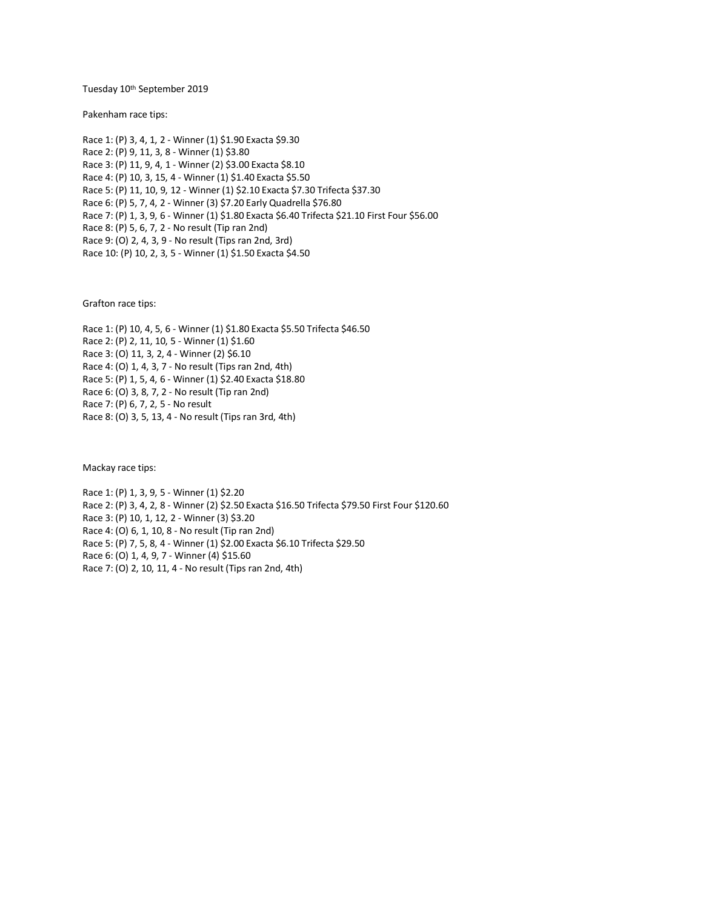Tuesday 10th September 2019

Pakenham race tips:

Race 1: (P) 3, 4, 1, 2 - Winner (1) $1.90 Exacta $9.30
Race 2: (P) 9, 11, 3, 8 - Winner (1) $3.80
Race 3: (P) 11, 9, 4, 1 - Winner (2) $3.00 Exacta $8.10
Race 4: (P) 10, 3, 15, 4 - Winner (1) $1.40 Exacta $5.50
Race 5: (P) 11, 10, 9, 12 - Winner (1) $2.10 Exacta $7.30 Trifecta $37.30
Race 6: (P) 5, 7, 4, 2 - Winner (3) $7.20 Early Quadrella $76.80
Race 7: (P) 1, 3, 9, 6 - Winner (1) $1.80 Exacta $6.40 Trifecta $21.10 First Four $56.00
Race 8: (P) 5, 6, 7, 2 - No result (Tip ran 2nd)
Race 9: (O) 2, 4, 3, 9 - No result (Tips ran 2nd, 3rd)
Race 10: (P) 10, 2, 3, 5 - Winner (1) $1.50 Exacta $4.50

Grafton race tips:

Race 1: (P) 10, 4, 5, 6 - Winner (1) $1.80 Exacta $5.50 Trifecta $46.50
Race 2: (P) 2, 11, 10, 5 - Winner (1) $1.60
Race 3: (O) 11, 3, 2, 4 - Winner (2) $6.10
Race 4: (O) 1, 4, 3, 7 - No result (Tips ran 2nd, 4th)
Race 5: (P) 1, 5, 4, 6 - Winner (1) $2.40 Exacta $18.80
Race 6: (O) 3, 8, 7, 2 - No result (Tip ran 2nd)
Race 7: (P) 6, 7, 2, 5 - No result
Race 8: (O) 3, 5, 13, 4 - No result (Tips ran 3rd, 4th)

Mackay race tips:

Race 1: (P) 1, 3, 9, 5 - Winner (1) $2.20
Race 2: (P) 3, 4, 2, 8 - Winner (2) $2.50 Exacta $16.50 Trifecta $79.50 First Four $120.60
Race 3: (P) 10, 1, 12, 2 - Winner (3) $3.20
Race 4: (O) 6, 1, 10, 8 - No result (Tip ran 2nd)
Race 5: (P) 7, 5, 8, 4 - Winner (1) $2.00 Exacta $6.10 Trifecta $29.50
Race 6: (O) 1, 4, 9, 7 - Winner (4) $15.60
Race 7: (O) 2, 10, 11, 4 - No result (Tips ran 2nd, 4th)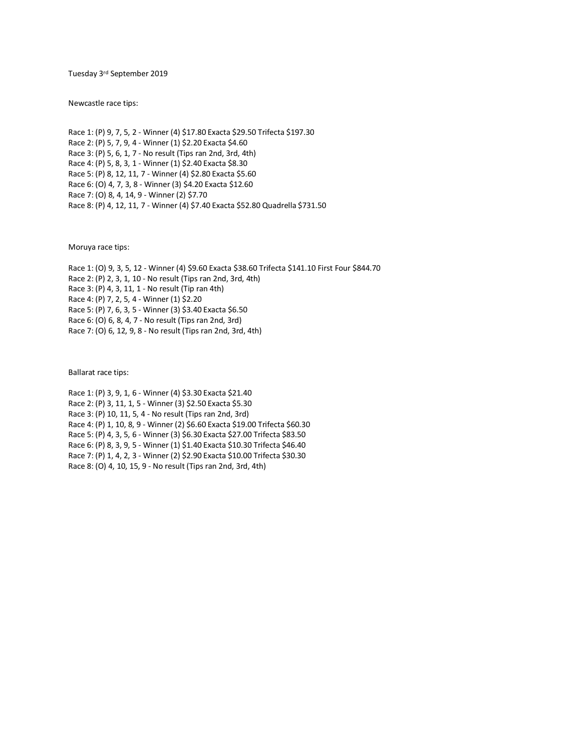Tuesday 3rd September 2019

Newcastle race tips:

Race 1: (P) 9, 7, 5, 2 - Winner (4) $17.80 Exacta $29.50 Trifecta $197.30
Race 2: (P) 5, 7, 9, 4 - Winner (1) $2.20 Exacta $4.60
Race 3: (P) 5, 6, 1, 7 - No result (Tips ran 2nd, 3rd, 4th)
Race 4: (P) 5, 8, 3, 1 - Winner (1) $2.40 Exacta $8.30
Race 5: (P) 8, 12, 11, 7 - Winner (4) $2.80 Exacta $5.60
Race 6: (O) 4, 7, 3, 8 - Winner (3) $4.20 Exacta $12.60
Race 7: (O) 8, 4, 14, 9 - Winner (2) $7.70
Race 8: (P) 4, 12, 11, 7 - Winner (4) $7.40 Exacta $52.80 Quadrella $731.50

Moruya race tips:

Race 1: (O) 9, 3, 5, 12 - Winner (4) $9.60 Exacta $38.60 Trifecta $141.10 First Four $844.70
Race 2: (P) 2, 3, 1, 10 - No result (Tips ran 2nd, 3rd, 4th)
Race 3: (P) 4, 3, 11, 1 - No result (Tip ran 4th)
Race 4: (P) 7, 2, 5, 4 - Winner (1) $2.20
Race 5: (P) 7, 6, 3, 5 - Winner (3) $3.40 Exacta $6.50
Race 6: (O) 6, 8, 4, 7 - No result (Tips ran 2nd, 3rd)
Race 7: (O) 6, 12, 9, 8 - No result (Tips ran 2nd, 3rd, 4th)

Ballarat race tips:

Race 1: (P) 3, 9, 1, 6 - Winner (4) $3.30 Exacta $21.40
Race 2: (P) 3, 11, 1, 5 - Winner (3) $2.50 Exacta $5.30
Race 3: (P) 10, 11, 5, 4 - No result (Tips ran 2nd, 3rd)
Race 4: (P) 1, 10, 8, 9 - Winner (2) $6.60 Exacta $19.00 Trifecta $60.30
Race 5: (P) 4, 3, 5, 6 - Winner (3) $6.30 Exacta $27.00 Trifecta $83.50
Race 6: (P) 8, 3, 9, 5 - Winner (1) $1.40 Exacta $10.30 Trifecta $46.40
Race 7: (P) 1, 4, 2, 3 - Winner (2) $2.90 Exacta $10.00 Trifecta $30.30
Race 8: (O) 4, 10, 15, 9 - No result (Tips ran 2nd, 3rd, 4th)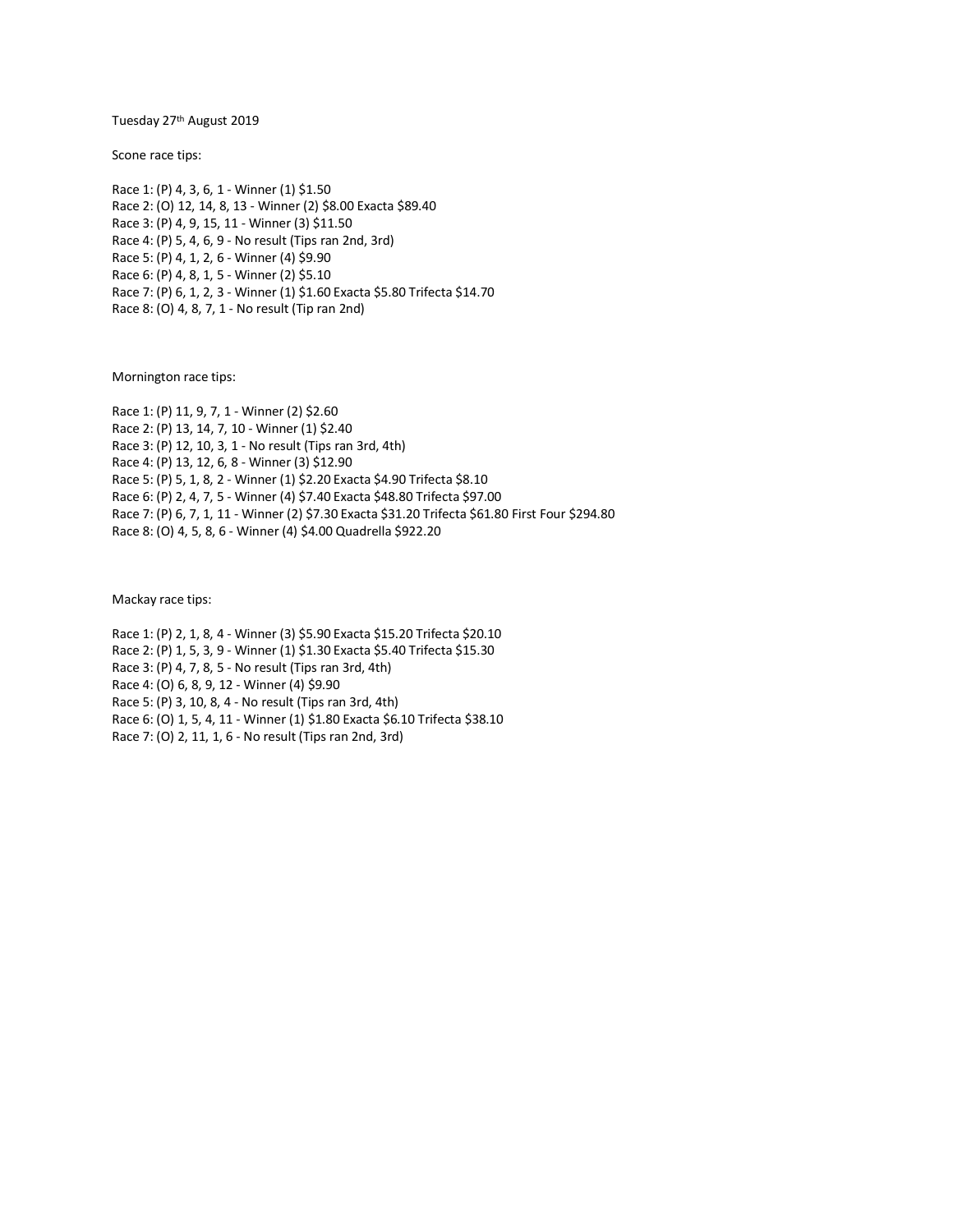Tuesday 27th August 2019

Scone race tips:

Race 1: (P) 4, 3, 6, 1 - Winner (1) $1.50
Race 2: (O) 12, 14, 8, 13 - Winner (2) $8.00 Exacta $89.40
Race 3: (P) 4, 9, 15, 11 - Winner (3) $11.50
Race 4: (P) 5, 4, 6, 9 - No result (Tips ran 2nd, 3rd)
Race 5: (P) 4, 1, 2, 6 - Winner (4) $9.90
Race 6: (P) 4, 8, 1, 5 - Winner (2) $5.10
Race 7: (P) 6, 1, 2, 3 - Winner (1) $1.60 Exacta $5.80 Trifecta $14.70
Race 8: (O) 4, 8, 7, 1 - No result (Tip ran 2nd)

Mornington race tips:

Race 1: (P) 11, 9, 7, 1 - Winner (2) $2.60
Race 2: (P) 13, 14, 7, 10 - Winner (1) $2.40
Race 3: (P) 12, 10, 3, 1 - No result (Tips ran 3rd, 4th)
Race 4: (P) 13, 12, 6, 8 - Winner (3) $12.90
Race 5: (P) 5, 1, 8, 2 - Winner (1) $2.20 Exacta $4.90 Trifecta $8.10
Race 6: (P) 2, 4, 7, 5 - Winner (4) $7.40 Exacta $48.80 Trifecta $97.00
Race 7: (P) 6, 7, 1, 11 - Winner (2) $7.30 Exacta $31.20 Trifecta $61.80 First Four $294.80
Race 8: (O) 4, 5, 8, 6 - Winner (4) $4.00 Quadrella $922.20

Mackay race tips:

Race 1: (P) 2, 1, 8, 4 - Winner (3) $5.90 Exacta $15.20 Trifecta $20.10
Race 2: (P) 1, 5, 3, 9 - Winner (1) $1.30 Exacta $5.40 Trifecta $15.30
Race 3: (P) 4, 7, 8, 5 - No result (Tips ran 3rd, 4th)
Race 4: (O) 6, 8, 9, 12 - Winner (4) $9.90
Race 5: (P) 3, 10, 8, 4 - No result (Tips ran 3rd, 4th)
Race 6: (O) 1, 5, 4, 11 - Winner (1) $1.80 Exacta $6.10 Trifecta $38.10
Race 7: (O) 2, 11, 1, 6 - No result (Tips ran 2nd, 3rd)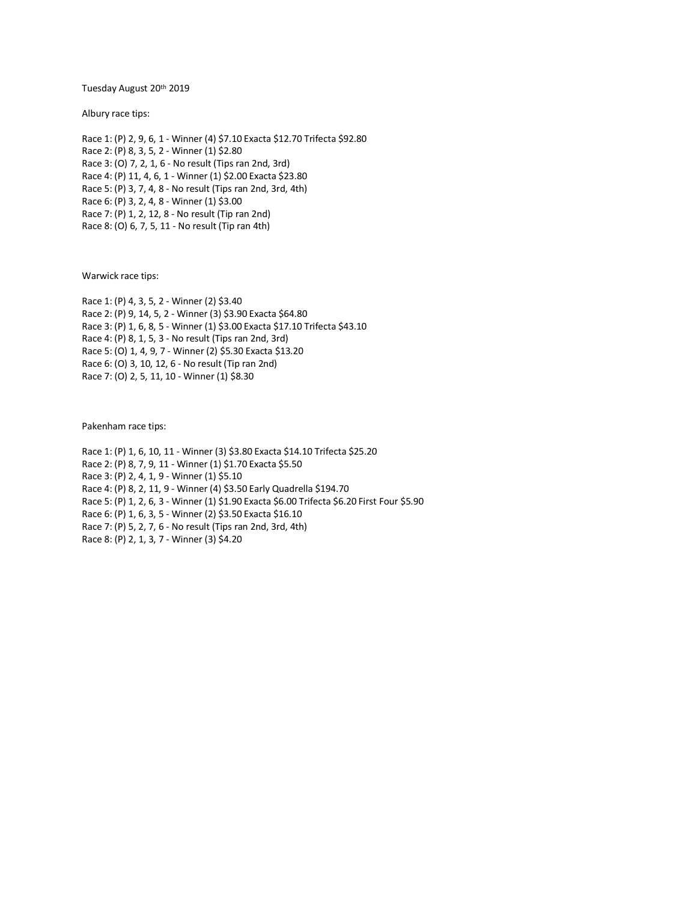Tuesday August 20th 2019

Albury race tips:

Race 1: (P) 2, 9, 6, 1 - Winner (4) $7.10 Exacta $12.70 Trifecta $92.80
Race 2: (P) 8, 3, 5, 2 - Winner (1) $2.80
Race 3: (O) 7, 2, 1, 6 - No result (Tips ran 2nd, 3rd)
Race 4: (P) 11, 4, 6, 1 - Winner (1) $2.00 Exacta $23.80
Race 5: (P) 3, 7, 4, 8 - No result (Tips ran 2nd, 3rd, 4th)
Race 6: (P) 3, 2, 4, 8 - Winner (1) $3.00
Race 7: (P) 1, 2, 12, 8 - No result (Tip ran 2nd)
Race 8: (O) 6, 7, 5, 11 - No result (Tip ran 4th)

Warwick race tips:

Race 1: (P) 4, 3, 5, 2 - Winner (2) $3.40
Race 2: (P) 9, 14, 5, 2 - Winner (3) $3.90 Exacta $64.80
Race 3: (P) 1, 6, 8, 5 - Winner (1) $3.00 Exacta $17.10 Trifecta $43.10
Race 4: (P) 8, 1, 5, 3 - No result (Tips ran 2nd, 3rd)
Race 5: (O) 1, 4, 9, 7 - Winner (2) $5.30 Exacta $13.20
Race 6: (O) 3, 10, 12, 6 - No result (Tip ran 2nd)
Race 7: (O) 2, 5, 11, 10 - Winner (1) $8.30

Pakenham race tips:

Race 1: (P) 1, 6, 10, 11 - Winner (3) $3.80 Exacta $14.10 Trifecta $25.20
Race 2: (P) 8, 7, 9, 11 - Winner (1) $1.70 Exacta $5.50
Race 3: (P) 2, 4, 1, 9 - Winner (1) $5.10
Race 4: (P) 8, 2, 11, 9 - Winner (4) $3.50 Early Quadrella $194.70
Race 5: (P) 1, 2, 6, 3 - Winner (1) $1.90 Exacta $6.00 Trifecta $6.20 First Four $5.90
Race 6: (P) 1, 6, 3, 5 - Winner (2) $3.50 Exacta $16.10
Race 7: (P) 5, 2, 7, 6 - No result (Tips ran 2nd, 3rd, 4th)
Race 8: (P) 2, 1, 3, 7 - Winner (3) $4.20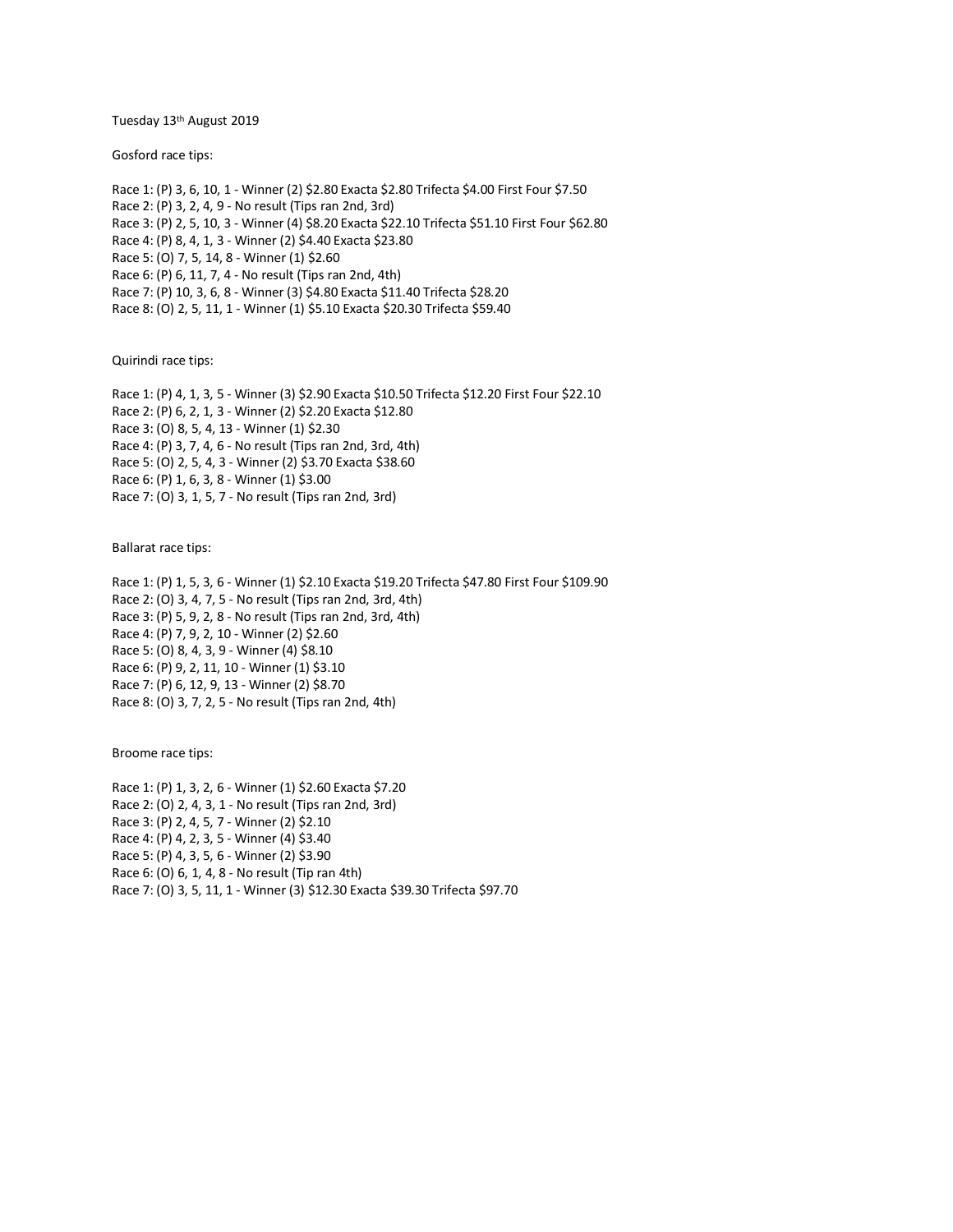Tuesday 13th August 2019

Gosford race tips:

Race 1: (P) 3, 6, 10, 1 - Winner (2) $2.80 Exacta $2.80 Trifecta $4.00 First Four $7.50
Race 2: (P) 3, 2, 4, 9 - No result (Tips ran 2nd, 3rd)
Race 3: (P) 2, 5, 10, 3 - Winner (4) $8.20 Exacta $22.10 Trifecta $51.10 First Four $62.80
Race 4: (P) 8, 4, 1, 3 - Winner (2) $4.40 Exacta $23.80
Race 5: (O) 7, 5, 14, 8 - Winner (1) $2.60
Race 6: (P) 6, 11, 7, 4 - No result (Tips ran 2nd, 4th)
Race 7: (P) 10, 3, 6, 8 - Winner (3) $4.80 Exacta $11.40 Trifecta $28.20
Race 8: (O) 2, 5, 11, 1 - Winner (1) $5.10 Exacta $20.30 Trifecta $59.40

Quirindi race tips:

Race 1: (P) 4, 1, 3, 5 - Winner (3) $2.90 Exacta $10.50 Trifecta $12.20 First Four $22.10
Race 2: (P) 6, 2, 1, 3 - Winner (2) $2.20 Exacta $12.80
Race 3: (O) 8, 5, 4, 13 - Winner (1) $2.30
Race 4: (P) 3, 7, 4, 6 - No result (Tips ran 2nd, 3rd, 4th)
Race 5: (O) 2, 5, 4, 3 - Winner (2) $3.70 Exacta $38.60
Race 6: (P) 1, 6, 3, 8 - Winner (1) $3.00
Race 7: (O) 3, 1, 5, 7 - No result (Tips ran 2nd, 3rd)

Ballarat race tips:

Race 1: (P) 1, 5, 3, 6 - Winner (1) $2.10 Exacta $19.20 Trifecta $47.80 First Four $109.90
Race 2: (O) 3, 4, 7, 5 - No result (Tips ran 2nd, 3rd, 4th)
Race 3: (P) 5, 9, 2, 8 - No result (Tips ran 2nd, 3rd, 4th)
Race 4: (P) 7, 9, 2, 10 - Winner (2) $2.60
Race 5: (O) 8, 4, 3, 9 - Winner (4) $8.10
Race 6: (P) 9, 2, 11, 10 - Winner (1) $3.10
Race 7: (P) 6, 12, 9, 13 - Winner (2) $8.70
Race 8: (O) 3, 7, 2, 5 - No result (Tips ran 2nd, 4th)

Broome race tips:

Race 1: (P) 1, 3, 2, 6 - Winner (1) $2.60 Exacta $7.20
Race 2: (O) 2, 4, 3, 1 - No result (Tips ran 2nd, 3rd)
Race 3: (P) 2, 4, 5, 7 - Winner (2) $2.10
Race 4: (P) 4, 2, 3, 5 - Winner (4) $3.40
Race 5: (P) 4, 3, 5, 6 - Winner (2) $3.90
Race 6: (O) 6, 1, 4, 8 - No result (Tip ran 4th)
Race 7: (O) 3, 5, 11, 1 - Winner (3) $12.30 Exacta $39.30 Trifecta $97.70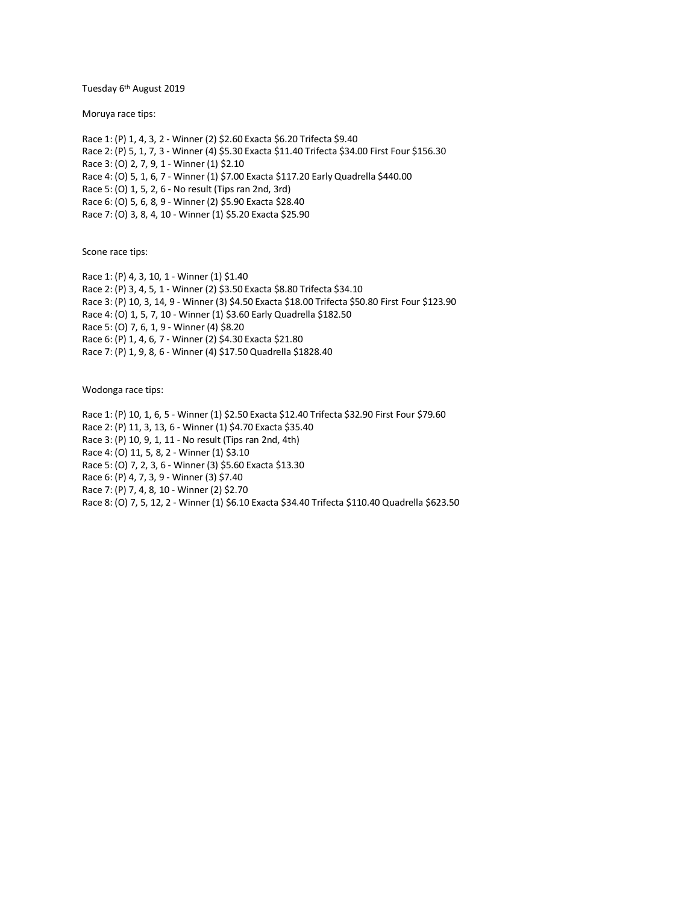Tuesday 6th August 2019

Moruya race tips:

Race 1: (P) 1, 4, 3, 2 - Winner (2) $2.60 Exacta $6.20 Trifecta $9.40
Race 2: (P) 5, 1, 7, 3 - Winner (4) $5.30 Exacta $11.40 Trifecta $34.00 First Four $156.30
Race 3: (O) 2, 7, 9, 1 - Winner (1) $2.10
Race 4: (O) 5, 1, 6, 7 - Winner (1) $7.00 Exacta $117.20 Early Quadrella $440.00
Race 5: (O) 1, 5, 2, 6 - No result (Tips ran 2nd, 3rd)
Race 6: (O) 5, 6, 8, 9 - Winner (2) $5.90 Exacta $28.40
Race 7: (O) 3, 8, 4, 10 - Winner (1) $5.20 Exacta $25.90

Scone race tips:

Race 1: (P) 4, 3, 10, 1 - Winner (1) $1.40
Race 2: (P) 3, 4, 5, 1 - Winner (2) $3.50 Exacta $8.80 Trifecta $34.10
Race 3: (P) 10, 3, 14, 9 - Winner (3) $4.50 Exacta $18.00 Trifecta $50.80 First Four $123.90
Race 4: (O) 1, 5, 7, 10 - Winner (1) $3.60 Early Quadrella $182.50
Race 5: (O) 7, 6, 1, 9 - Winner (4) $8.20
Race 6: (P) 1, 4, 6, 7 - Winner (2) $4.30 Exacta $21.80
Race 7: (P) 1, 9, 8, 6 - Winner (4) $17.50 Quadrella $1828.40

Wodonga race tips:

Race 1: (P) 10, 1, 6, 5 - Winner (1) $2.50 Exacta $12.40 Trifecta $32.90 First Four $79.60
Race 2: (P) 11, 3, 13, 6 - Winner (1) $4.70 Exacta $35.40
Race 3: (P) 10, 9, 1, 11 - No result (Tips ran 2nd, 4th)
Race 4: (O) 11, 5, 8, 2 - Winner (1) $3.10
Race 5: (O) 7, 2, 3, 6 - Winner (3) $5.60 Exacta $13.30
Race 6: (P) 4, 7, 3, 9 - Winner (3) $7.40
Race 7: (P) 7, 4, 8, 10 - Winner (2) $2.70
Race 8: (O) 7, 5, 12, 2 - Winner (1) $6.10 Exacta $34.40 Trifecta $110.40 Quadrella $623.50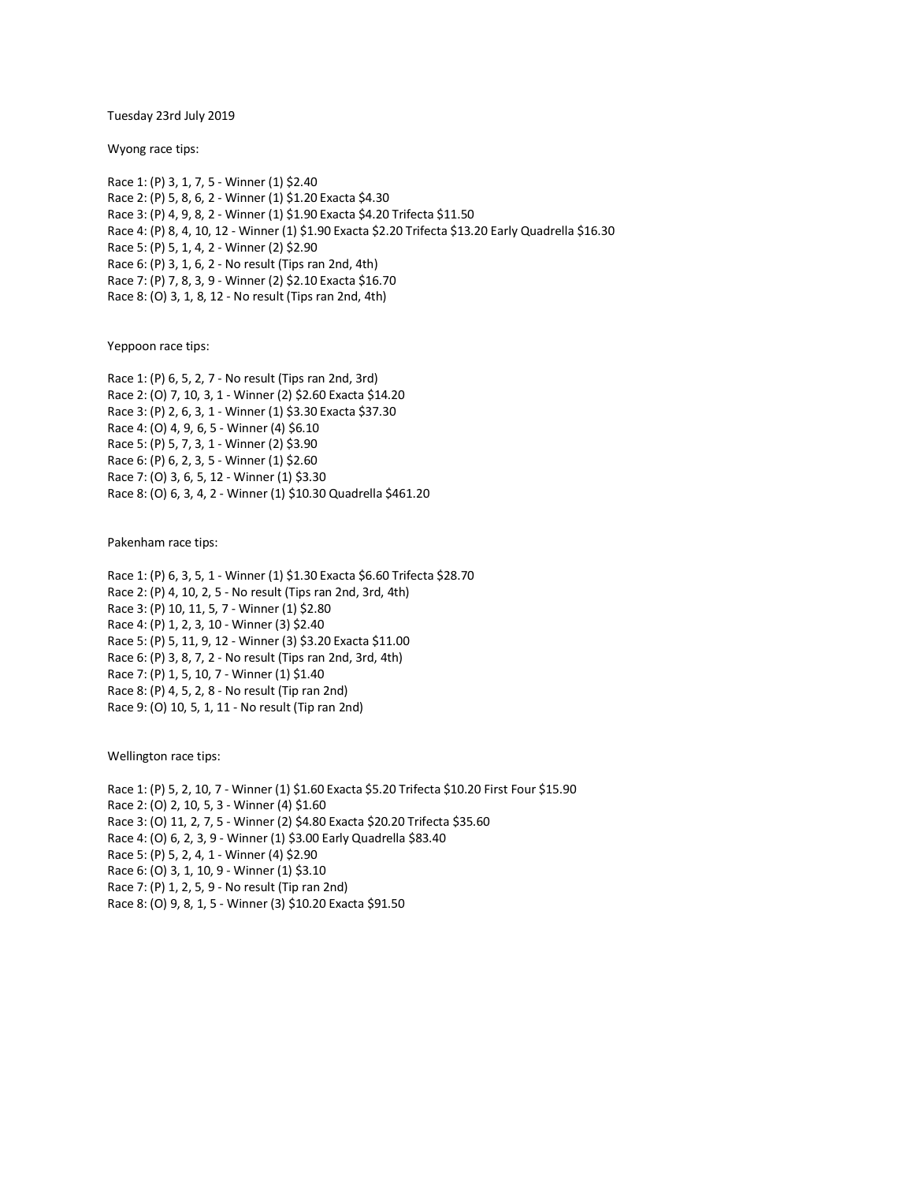Tuesday 23rd July 2019

Wyong race tips:

Race 1: (P) 3, 1, 7, 5 - Winner (1) $2.40
Race 2: (P) 5, 8, 6, 2 - Winner (1) $1.20 Exacta $4.30
Race 3: (P) 4, 9, 8, 2 - Winner (1) $1.90 Exacta $4.20 Trifecta $11.50
Race 4: (P) 8, 4, 10, 12 - Winner (1) $1.90 Exacta $2.20 Trifecta $13.20 Early Quadrella $16.30
Race 5: (P) 5, 1, 4, 2 - Winner (2) $2.90
Race 6: (P) 3, 1, 6, 2 - No result (Tips ran 2nd, 4th)
Race 7: (P) 7, 8, 3, 9 - Winner (2) $2.10 Exacta $16.70
Race 8: (O) 3, 1, 8, 12 - No result (Tips ran 2nd, 4th)

Yeppoon race tips:

Race 1: (P) 6, 5, 2, 7 - No result (Tips ran 2nd, 3rd)
Race 2: (O) 7, 10, 3, 1 - Winner (2) $2.60 Exacta $14.20
Race 3: (P) 2, 6, 3, 1 - Winner (1) $3.30 Exacta $37.30
Race 4: (O) 4, 9, 6, 5 - Winner (4) $6.10
Race 5: (P) 5, 7, 3, 1 - Winner (2) $3.90
Race 6: (P) 6, 2, 3, 5 - Winner (1) $2.60
Race 7: (O) 3, 6, 5, 12 - Winner (1) $3.30
Race 8: (O) 6, 3, 4, 2 - Winner (1) $10.30 Quadrella $461.20

Pakenham race tips:

Race 1: (P) 6, 3, 5, 1 - Winner (1) $1.30 Exacta $6.60 Trifecta $28.70
Race 2: (P) 4, 10, 2, 5 - No result (Tips ran 2nd, 3rd, 4th)
Race 3: (P) 10, 11, 5, 7 - Winner (1) $2.80
Race 4: (P) 1, 2, 3, 10 - Winner (3) $2.40
Race 5: (P) 5, 11, 9, 12 - Winner (3) $3.20 Exacta $11.00
Race 6: (P) 3, 8, 7, 2 - No result (Tips ran 2nd, 3rd, 4th)
Race 7: (P) 1, 5, 10, 7 - Winner (1) $1.40
Race 8: (P) 4, 5, 2, 8 - No result (Tip ran 2nd)
Race 9: (O) 10, 5, 1, 11 - No result (Tip ran 2nd)

Wellington race tips:

Race 1: (P) 5, 2, 10, 7 - Winner (1) $1.60 Exacta $5.20 Trifecta $10.20 First Four $15.90
Race 2: (O) 2, 10, 5, 3 - Winner (4) $1.60
Race 3: (O) 11, 2, 7, 5 - Winner (2) $4.80 Exacta $20.20 Trifecta $35.60
Race 4: (O) 6, 2, 3, 9 - Winner (1) $3.00 Early Quadrella $83.40
Race 5: (P) 5, 2, 4, 1 - Winner (4) $2.90
Race 6: (O) 3, 1, 10, 9 - Winner (1) $3.10
Race 7: (P) 1, 2, 5, 9 - No result (Tip ran 2nd)
Race 8: (O) 9, 8, 1, 5 - Winner (3) $10.20 Exacta $91.50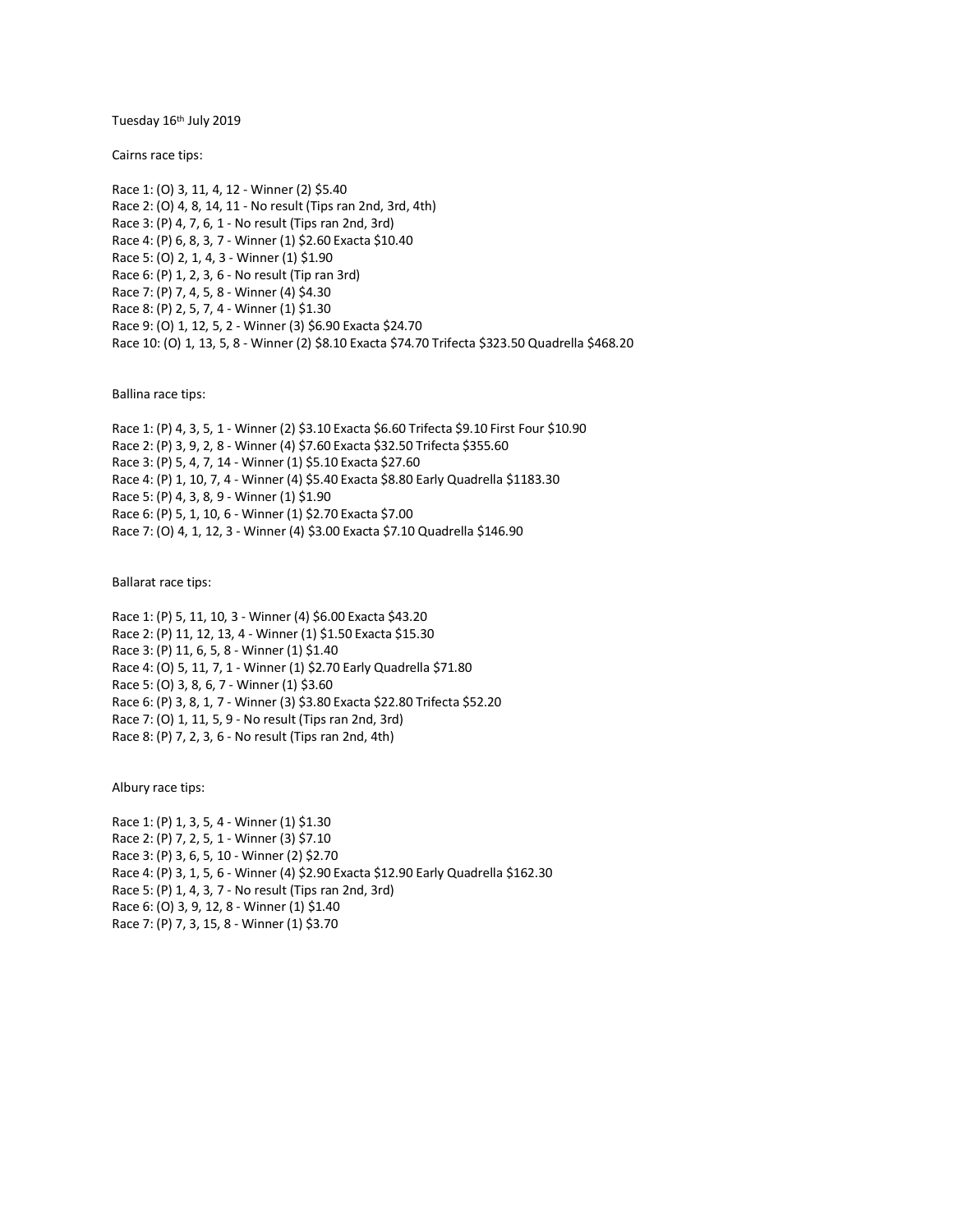Tuesday 16th July 2019

Cairns race tips:

Race 1: (O) 3, 11, 4, 12 - Winner (2) $5.40
Race 2: (O) 4, 8, 14, 11 - No result (Tips ran 2nd, 3rd, 4th)
Race 3: (P) 4, 7, 6, 1 - No result (Tips ran 2nd, 3rd)
Race 4: (P) 6, 8, 3, 7 - Winner (1) $2.60 Exacta $10.40
Race 5: (O) 2, 1, 4, 3 - Winner (1) $1.90
Race 6: (P) 1, 2, 3, 6 - No result (Tip ran 3rd)
Race 7: (P) 7, 4, 5, 8 - Winner (4) $4.30
Race 8: (P) 2, 5, 7, 4 - Winner (1) $1.30
Race 9: (O) 1, 12, 5, 2 - Winner (3) $6.90 Exacta $24.70
Race 10: (O) 1, 13, 5, 8 - Winner (2) $8.10 Exacta $74.70 Trifecta $323.50 Quadrella $468.20

Ballina race tips:

Race 1: (P) 4, 3, 5, 1 - Winner (2) $3.10 Exacta $6.60 Trifecta $9.10 First Four $10.90
Race 2: (P) 3, 9, 2, 8 - Winner (4) $7.60 Exacta $32.50 Trifecta $355.60
Race 3: (P) 5, 4, 7, 14 - Winner (1) $5.10 Exacta $27.60
Race 4: (P) 1, 10, 7, 4 - Winner (4) $5.40 Exacta $8.80 Early Quadrella $1183.30
Race 5: (P) 4, 3, 8, 9 - Winner (1) $1.90
Race 6: (P) 5, 1, 10, 6 - Winner (1) $2.70 Exacta $7.00
Race 7: (O) 4, 1, 12, 3 - Winner (4) $3.00 Exacta $7.10 Quadrella $146.90

Ballarat race tips:

Race 1: (P) 5, 11, 10, 3 - Winner (4) $6.00 Exacta $43.20
Race 2: (P) 11, 12, 13, 4 - Winner (1) $1.50 Exacta $15.30
Race 3: (P) 11, 6, 5, 8 - Winner (1) $1.40
Race 4: (O) 5, 11, 7, 1 - Winner (1) $2.70 Early Quadrella $71.80
Race 5: (O) 3, 8, 6, 7 - Winner (1) $3.60
Race 6: (P) 3, 8, 1, 7 - Winner (3) $3.80 Exacta $22.80 Trifecta $52.20
Race 7: (O) 1, 11, 5, 9 - No result (Tips ran 2nd, 3rd)
Race 8: (P) 7, 2, 3, 6 - No result (Tips ran 2nd, 4th)

Albury race tips:

Race 1: (P) 1, 3, 5, 4 - Winner (1) $1.30
Race 2: (P) 7, 2, 5, 1 - Winner (3) $7.10
Race 3: (P) 3, 6, 5, 10 - Winner (2) $2.70
Race 4: (P) 3, 1, 5, 6 - Winner (4) $2.90 Exacta $12.90 Early Quadrella $162.30
Race 5: (P) 1, 4, 3, 7 - No result (Tips ran 2nd, 3rd)
Race 6: (O) 3, 9, 12, 8 - Winner (1) $1.40
Race 7: (P) 7, 3, 15, 8 - Winner (1) $3.70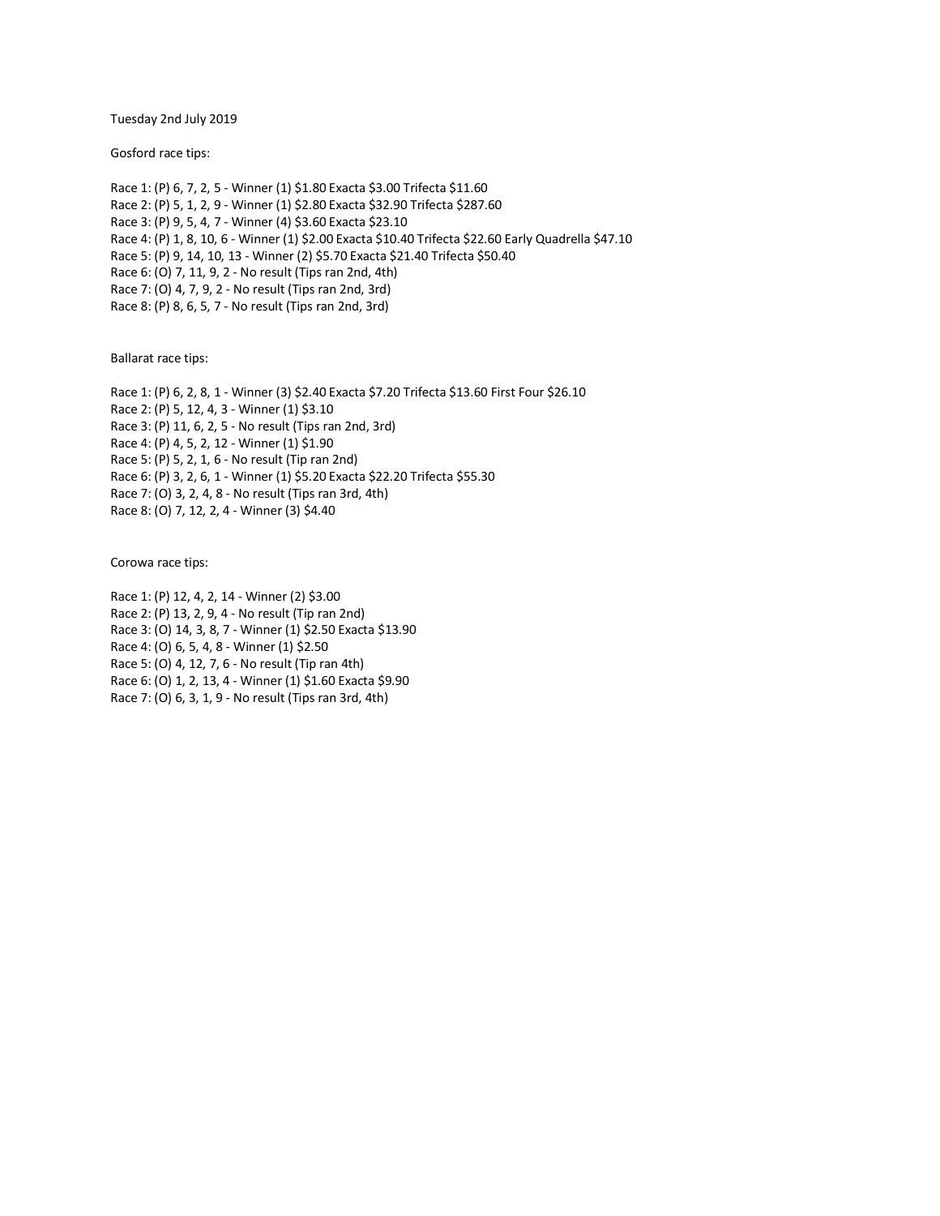Tuesday 2nd July 2019

Gosford race tips:

Race 1: (P) 6, 7, 2, 5 - Winner (1) $1.80 Exacta $3.00 Trifecta $11.60
Race 2: (P) 5, 1, 2, 9 - Winner (1) $2.80 Exacta $32.90 Trifecta $287.60
Race 3: (P) 9, 5, 4, 7 - Winner (4) $3.60 Exacta $23.10
Race 4: (P) 1, 8, 10, 6 - Winner (1) $2.00 Exacta $10.40 Trifecta $22.60 Early Quadrella $47.10
Race 5: (P) 9, 14, 10, 13 - Winner (2) $5.70 Exacta $21.40 Trifecta $50.40
Race 6: (O) 7, 11, 9, 2 - No result (Tips ran 2nd, 4th)
Race 7: (O) 4, 7, 9, 2 - No result (Tips ran 2nd, 3rd)
Race 8: (P) 8, 6, 5, 7 - No result (Tips ran 2nd, 3rd)

Ballarat race tips:

Race 1: (P) 6, 2, 8, 1 - Winner (3) $2.40 Exacta $7.20 Trifecta $13.60 First Four $26.10
Race 2: (P) 5, 12, 4, 3 - Winner (1) $3.10
Race 3: (P) 11, 6, 2, 5 - No result (Tips ran 2nd, 3rd)
Race 4: (P) 4, 5, 2, 12 - Winner (1) $1.90
Race 5: (P) 5, 2, 1, 6 - No result (Tip ran 2nd)
Race 6: (P) 3, 2, 6, 1 - Winner (1) $5.20 Exacta $22.20 Trifecta $55.30
Race 7: (O) 3, 2, 4, 8 - No result (Tips ran 3rd, 4th)
Race 8: (O) 7, 12, 2, 4 - Winner (3) $4.40

Corowa race tips:

Race 1: (P) 12, 4, 2, 14 - Winner (2) $3.00
Race 2: (P) 13, 2, 9, 4 - No result (Tip ran 2nd)
Race 3: (O) 14, 3, 8, 7 - Winner (1) $2.50 Exacta $13.90
Race 4: (O) 6, 5, 4, 8 - Winner (1) $2.50
Race 5: (O) 4, 12, 7, 6 - No result (Tip ran 4th)
Race 6: (O) 1, 2, 13, 4 - Winner (1) $1.60 Exacta $9.90
Race 7: (O) 6, 3, 1, 9 - No result (Tips ran 3rd, 4th)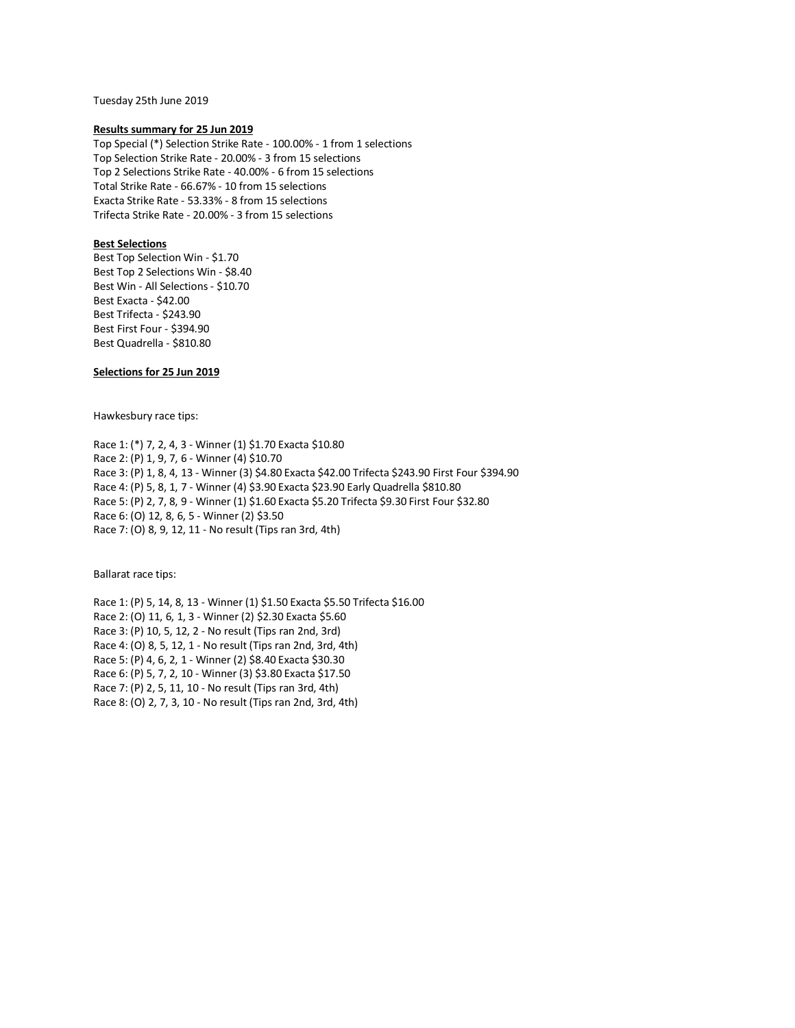Tuesday 25th June 2019

**Results summary for 25 Jun 2019**

Top Special (*) Selection Strike Rate - 100.00% - 1 from 1 selections
Top Selection Strike Rate - 20.00% - 3 from 15 selections
Top 2 Selections Strike Rate - 40.00% - 6 from 15 selections
Total Strike Rate - 66.67% - 10 from 15 selections
Exacta Strike Rate - 53.33% - 8 from 15 selections
Trifecta Strike Rate - 20.00% - 3 from 15 selections

**Best Selections**

Best Top Selection Win - $1.70
Best Top 2 Selections Win - $8.40
Best Win - All Selections - $10.70
Best Exacta - $42.00
Best Trifecta - $243.90
Best First Four - $394.90
Best Quadrella - $810.80

**Selections for 25 Jun 2019**

Hawkesbury race tips:

Race 1: (*) 7, 2, 4, 3 - Winner (1) $1.70 Exacta $10.80
Race 2: (P) 1, 9, 7, 6 - Winner (4) $10.70
Race 3: (P) 1, 8, 4, 13 - Winner (3) $4.80 Exacta $42.00 Trifecta $243.90 First Four $394.90
Race 4: (P) 5, 8, 1, 7 - Winner (4) $3.90 Exacta $23.90 Early Quadrella $810.80
Race 5: (P) 2, 7, 8, 9 - Winner (1) $1.60 Exacta $5.20 Trifecta $9.30 First Four $32.80
Race 6: (O) 12, 8, 6, 5 - Winner (2) $3.50
Race 7: (O) 8, 9, 12, 11 - No result (Tips ran 3rd, 4th)

Ballarat race tips:

Race 1: (P) 5, 14, 8, 13 - Winner (1) $1.50 Exacta $5.50 Trifecta $16.00
Race 2: (O) 11, 6, 1, 3 - Winner (2) $2.30 Exacta $5.60
Race 3: (P) 10, 5, 12, 2 - No result (Tips ran 2nd, 3rd)
Race 4: (O) 8, 5, 12, 1 - No result (Tips ran 2nd, 3rd, 4th)
Race 5: (P) 4, 6, 2, 1 - Winner (2) $8.40 Exacta $30.30
Race 6: (P) 5, 7, 2, 10 - Winner (3) $3.80 Exacta $17.50
Race 7: (P) 2, 5, 11, 10 - No result (Tips ran 3rd, 4th)
Race 8: (O) 2, 7, 3, 10 - No result (Tips ran 2nd, 3rd, 4th)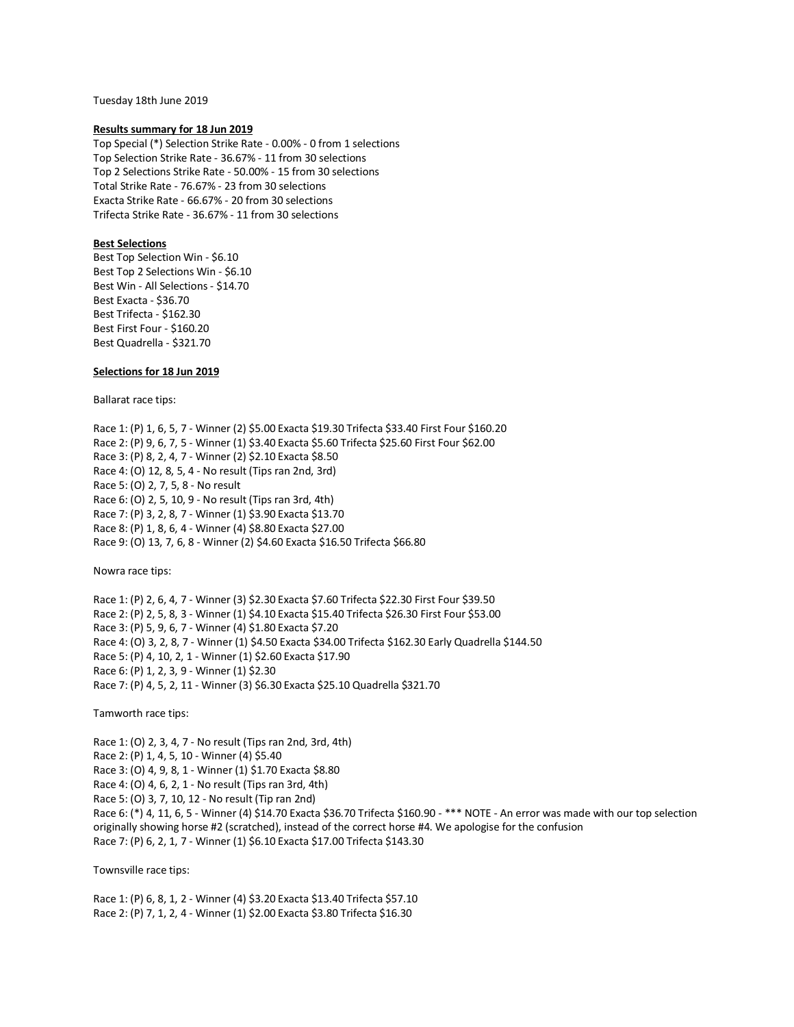Tuesday 18th June 2019

**Results summary for 18 Jun 2019**

Top Special (*) Selection Strike Rate - 0.00% - 0 from 1 selections
Top Selection Strike Rate - 36.67% - 11 from 30 selections
Top 2 Selections Strike Rate - 50.00% - 15 from 30 selections
Total Strike Rate - 76.67% - 23 from 30 selections
Exacta Strike Rate - 66.67% - 20 from 30 selections
Trifecta Strike Rate - 36.67% - 11 from 30 selections

**Best Selections**

Best Top Selection Win - $6.10
Best Top 2 Selections Win - $6.10
Best Win - All Selections - $14.70
Best Exacta - $36.70
Best Trifecta - $162.30
Best First Four - $160.20
Best Quadrella - $321.70

**Selections for 18 Jun 2019**

Ballarat race tips:

Race 1: (P) 1, 6, 5, 7 - Winner (2) $5.00 Exacta $19.30 Trifecta $33.40 First Four $160.20
Race 2: (P) 9, 6, 7, 5 - Winner (1) $3.40 Exacta $5.60 Trifecta $25.60 First Four $62.00
Race 3: (P) 8, 2, 4, 7 - Winner (2) $2.10 Exacta $8.50
Race 4: (O) 12, 8, 5, 4 - No result (Tips ran 2nd, 3rd)
Race 5: (O) 2, 7, 5, 8 - No result
Race 6: (O) 2, 5, 10, 9 - No result (Tips ran 3rd, 4th)
Race 7: (P) 3, 2, 8, 7 - Winner (1) $3.90 Exacta $13.70
Race 8: (P) 1, 8, 6, 4 - Winner (4) $8.80 Exacta $27.00
Race 9: (O) 13, 7, 6, 8 - Winner (2) $4.60 Exacta $16.50 Trifecta $66.80

Nowra race tips:

Race 1: (P) 2, 6, 4, 7 - Winner (3) $2.30 Exacta $7.60 Trifecta $22.30 First Four $39.50
Race 2: (P) 2, 5, 8, 3 - Winner (1) $4.10 Exacta $15.40 Trifecta $26.30 First Four $53.00
Race 3: (P) 5, 9, 6, 7 - Winner (4) $1.80 Exacta $7.20
Race 4: (O) 3, 2, 8, 7 - Winner (1) $4.50 Exacta $34.00 Trifecta $162.30 Early Quadrella $144.50
Race 5: (P) 4, 10, 2, 1 - Winner (1) $2.60 Exacta $17.90
Race 6: (P) 1, 2, 3, 9 - Winner (1) $2.30
Race 7: (P) 4, 5, 2, 11 - Winner (3) $6.30 Exacta $25.10 Quadrella $321.70

Tamworth race tips:

Race 1: (O) 2, 3, 4, 7 - No result (Tips ran 2nd, 3rd, 4th)
Race 2: (P) 1, 4, 5, 10 - Winner (4) $5.40
Race 3: (O) 4, 9, 8, 1 - Winner (1) $1.70 Exacta $8.80
Race 4: (O) 4, 6, 2, 1 - No result (Tips ran 3rd, 4th)
Race 5: (O) 3, 7, 10, 12 - No result (Tip ran 2nd)
Race 6: (*) 4, 11, 6, 5 - Winner (4) $14.70 Exacta $36.70 Trifecta $160.90 - *** NOTE - An error was made with our top selection originally showing horse #2 (scratched), instead of the correct horse #4. We apologise for the confusion
Race 7: (P) 6, 2, 1, 7 - Winner (1) $6.10 Exacta $17.00 Trifecta $143.30

Townsville race tips:

Race 1: (P) 6, 8, 1, 2 - Winner (4) $3.20 Exacta $13.40 Trifecta $57.10
Race 2: (P) 7, 1, 2, 4 - Winner (1) $2.00 Exacta $3.80 Trifecta $16.30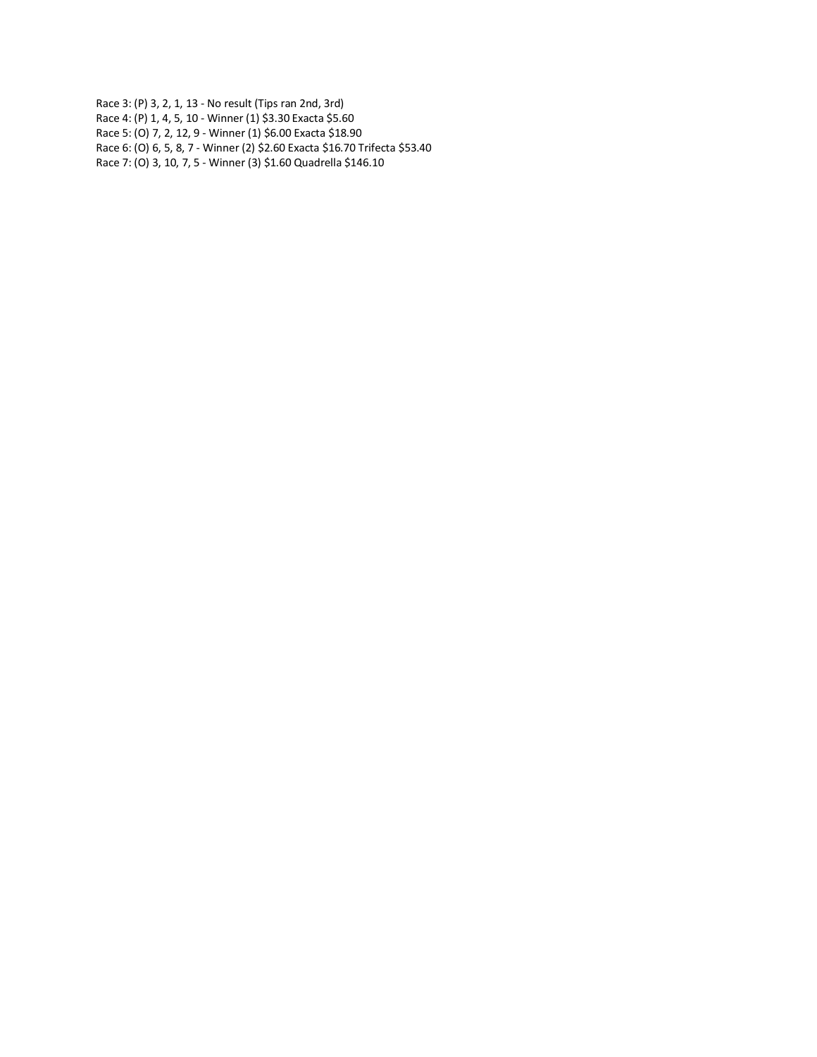Race 3: (P) 3, 2, 1, 13 - No result (Tips ran 2nd, 3rd)
Race 4: (P) 1, 4, 5, 10 - Winner (1) $3.30 Exacta $5.60
Race 5: (O) 7, 2, 12, 9 - Winner (1) $6.00 Exacta $18.90
Race 6: (O) 6, 5, 8, 7 - Winner (2) $2.60 Exacta $16.70 Trifecta $53.40
Race 7: (O) 3, 10, 7, 5 - Winner (3) $1.60 Quadrella $146.10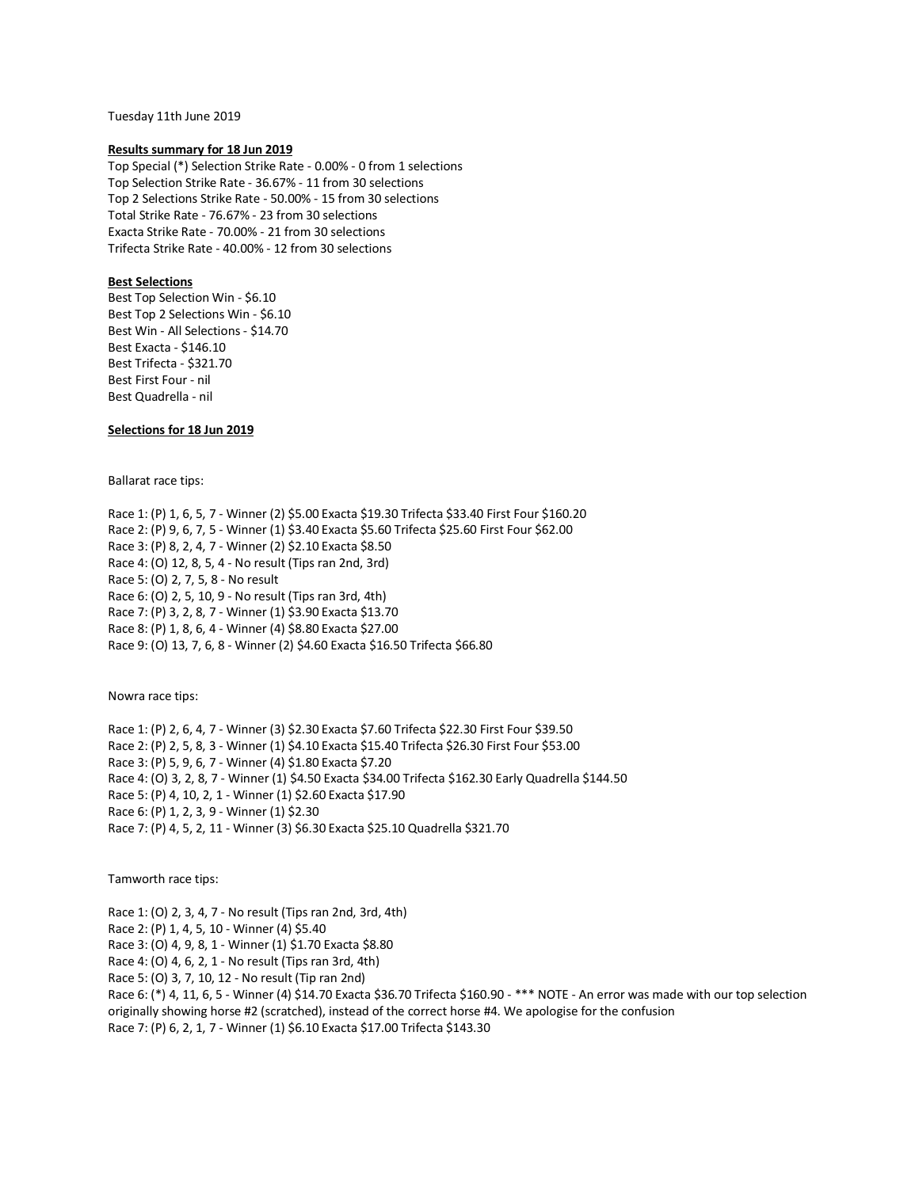Tuesday 11th June 2019

**Results summary for 18 Jun 2019**

Top Special (*) Selection Strike Rate - 0.00% - 0 from 1 selections
Top Selection Strike Rate - 36.67% - 11 from 30 selections
Top 2 Selections Strike Rate - 50.00% - 15 from 30 selections
Total Strike Rate - 76.67% - 23 from 30 selections
Exacta Strike Rate - 70.00% - 21 from 30 selections
Trifecta Strike Rate - 40.00% - 12 from 30 selections

**Best Selections**

Best Top Selection Win - $6.10
Best Top 2 Selections Win - $6.10
Best Win - All Selections - $14.70
Best Exacta - $146.10
Best Trifecta - $321.70
Best First Four - nil
Best Quadrella - nil

**Selections for 18 Jun 2019**

Ballarat race tips:

Race 1: (P) 1, 6, 5, 7 - Winner (2) $5.00 Exacta $19.30 Trifecta $33.40 First Four $160.20
Race 2: (P) 9, 6, 7, 5 - Winner (1) $3.40 Exacta $5.60 Trifecta $25.60 First Four $62.00
Race 3: (P) 8, 2, 4, 7 - Winner (2) $2.10 Exacta $8.50
Race 4: (O) 12, 8, 5, 4 - No result (Tips ran 2nd, 3rd)
Race 5: (O) 2, 7, 5, 8 - No result
Race 6: (O) 2, 5, 10, 9 - No result (Tips ran 3rd, 4th)
Race 7: (P) 3, 2, 8, 7 - Winner (1) $3.90 Exacta $13.70
Race 8: (P) 1, 8, 6, 4 - Winner (4) $8.80 Exacta $27.00
Race 9: (O) 13, 7, 6, 8 - Winner (2) $4.60 Exacta $16.50 Trifecta $66.80

Nowra race tips:

Race 1: (P) 2, 6, 4, 7 - Winner (3) $2.30 Exacta $7.60 Trifecta $22.30 First Four $39.50
Race 2: (P) 2, 5, 8, 3 - Winner (1) $4.10 Exacta $15.40 Trifecta $26.30 First Four $53.00
Race 3: (P) 5, 9, 6, 7 - Winner (4) $1.80 Exacta $7.20
Race 4: (O) 3, 2, 8, 7 - Winner (1) $4.50 Exacta $34.00 Trifecta $162.30 Early Quadrella $144.50
Race 5: (P) 4, 10, 2, 1 - Winner (1) $2.60 Exacta $17.90
Race 6: (P) 1, 2, 3, 9 - Winner (1) $2.30
Race 7: (P) 4, 5, 2, 11 - Winner (3) $6.30 Exacta $25.10 Quadrella $321.70

Tamworth race tips:

Race 1: (O) 2, 3, 4, 7 - No result (Tips ran 2nd, 3rd, 4th)
Race 2: (P) 1, 4, 5, 10 - Winner (4) $5.40
Race 3: (O) 4, 9, 8, 1 - Winner (1) $1.70 Exacta $8.80
Race 4: (O) 4, 6, 2, 1 - No result (Tips ran 3rd, 4th)
Race 5: (O) 3, 7, 10, 12 - No result (Tip ran 2nd)
Race 6: (*) 4, 11, 6, 5 - Winner (4) $14.70 Exacta $36.70 Trifecta $160.90 - *** NOTE - An error was made with our top selection originally showing horse #2 (scratched), instead of the correct horse #4. We apologise for the confusion
Race 7: (P) 6, 2, 1, 7 - Winner (1) $6.10 Exacta $17.00 Trifecta $143.30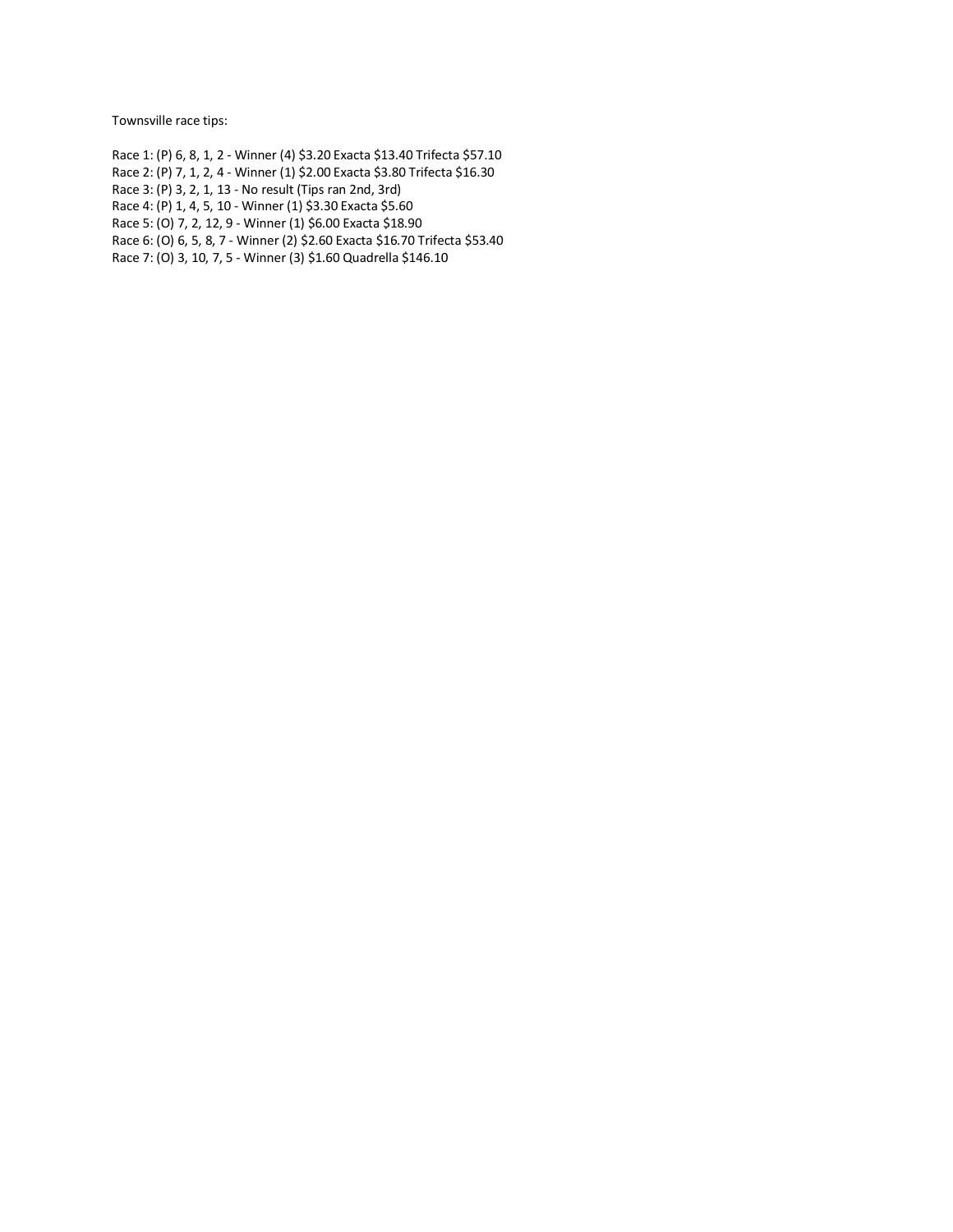Townsville race tips:

Race 1: (P) 6, 8, 1, 2 - Winner (4) $3.20 Exacta $13.40 Trifecta $57.10
Race 2: (P) 7, 1, 2, 4 - Winner (1) $2.00 Exacta $3.80 Trifecta $16.30
Race 3: (P) 3, 2, 1, 13 - No result (Tips ran 2nd, 3rd)
Race 4: (P) 1, 4, 5, 10 - Winner (1) $3.30 Exacta $5.60
Race 5: (O) 7, 2, 12, 9 - Winner (1) $6.00 Exacta $18.90
Race 6: (O) 6, 5, 8, 7 - Winner (2) $2.60 Exacta $16.70 Trifecta $53.40
Race 7: (O) 3, 10, 7, 5 - Winner (3) $1.60 Quadrella $146.10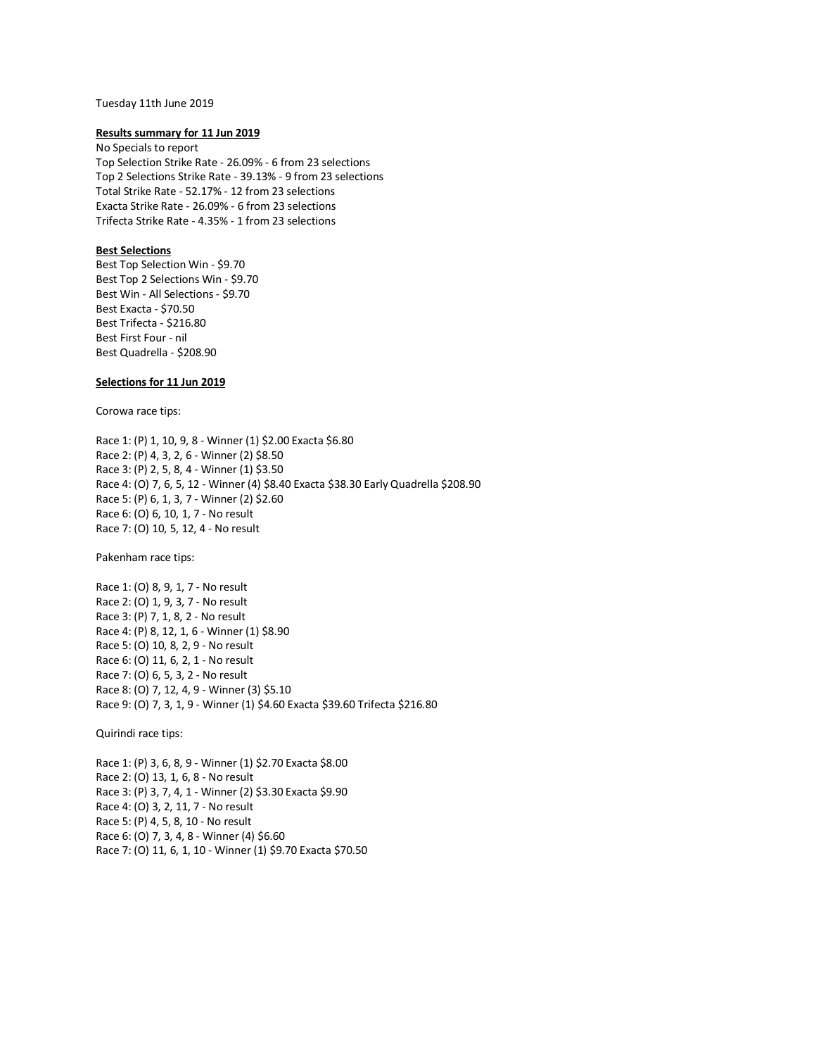Tuesday 11th June 2019

**Results summary for 11 Jun 2019**

No Specials to report
Top Selection Strike Rate - 26.09% - 6 from 23 selections
Top 2 Selections Strike Rate - 39.13% - 9 from 23 selections
Total Strike Rate - 52.17% - 12 from 23 selections
Exacta Strike Rate - 26.09% - 6 from 23 selections
Trifecta Strike Rate - 4.35% - 1 from 23 selections

**Best Selections**

Best Top Selection Win - $9.70
Best Top 2 Selections Win - $9.70
Best Win - All Selections - $9.70
Best Exacta - $70.50
Best Trifecta - $216.80
Best First Four - nil
Best Quadrella - $208.90

**Selections for 11 Jun 2019**

Corowa race tips:

Race 1: (P) 1, 10, 9, 8 - Winner (1) $2.00 Exacta $6.80
Race 2: (P) 4, 3, 2, 6 - Winner (2) $8.50
Race 3: (P) 2, 5, 8, 4 - Winner (1) $3.50
Race 4: (O) 7, 6, 5, 12 - Winner (4) $8.40 Exacta $38.30 Early Quadrella $208.90
Race 5: (P) 6, 1, 3, 7 - Winner (2) $2.60
Race 6: (O) 6, 10, 1, 7 - No result
Race 7: (O) 10, 5, 12, 4 - No result

Pakenham race tips:

Race 1: (O) 8, 9, 1, 7 - No result
Race 2: (O) 1, 9, 3, 7 - No result
Race 3: (P) 7, 1, 8, 2 - No result
Race 4: (P) 8, 12, 1, 6 - Winner (1) $8.90
Race 5: (O) 10, 8, 2, 9 - No result
Race 6: (O) 11, 6, 2, 1 - No result
Race 7: (O) 6, 5, 3, 2 - No result
Race 8: (O) 7, 12, 4, 9 - Winner (3) $5.10
Race 9: (O) 7, 3, 1, 9 - Winner (1) $4.60 Exacta $39.60 Trifecta $216.80

Quirindi race tips:

Race 1: (P) 3, 6, 8, 9 - Winner (1) $2.70 Exacta $8.00
Race 2: (O) 13, 1, 6, 8 - No result
Race 3: (P) 3, 7, 4, 1 - Winner (2) $3.30 Exacta $9.90
Race 4: (O) 3, 2, 11, 7 - No result
Race 5: (P) 4, 5, 8, 10 - No result
Race 6: (O) 7, 3, 4, 8 - Winner (4) $6.60
Race 7: (O) 11, 6, 1, 10 - Winner (1) $9.70 Exacta $70.50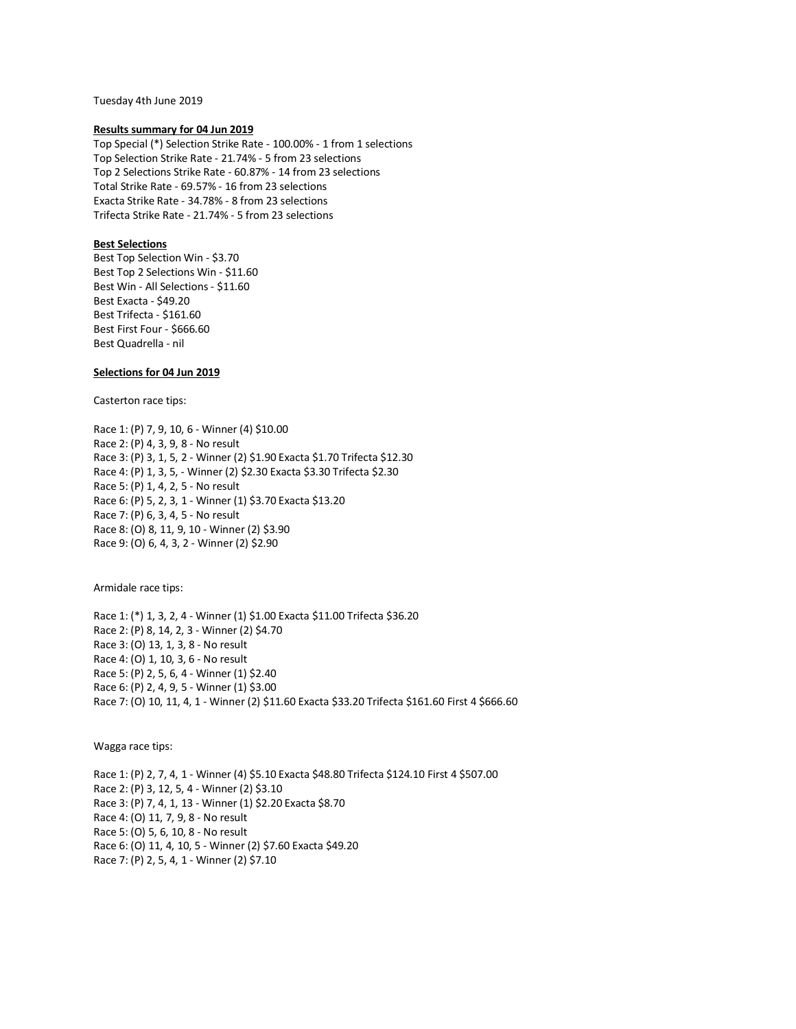Tuesday 4th June 2019

**Results summary for 04 Jun 2019**

Top Special (*) Selection Strike Rate - 100.00% - 1 from 1 selections
Top Selection Strike Rate - 21.74% - 5 from 23 selections
Top 2 Selections Strike Rate - 60.87% - 14 from 23 selections
Total Strike Rate - 69.57% - 16 from 23 selections
Exacta Strike Rate - 34.78% - 8 from 23 selections
Trifecta Strike Rate - 21.74% - 5 from 23 selections

**Best Selections**

Best Top Selection Win - $3.70
Best Top 2 Selections Win - $11.60
Best Win - All Selections - $11.60
Best Exacta - $49.20
Best Trifecta - $161.60
Best First Four - $666.60
Best Quadrella - nil

**Selections for 04 Jun 2019**

Casterton race tips:

Race 1: (P) 7, 9, 10, 6 - Winner (4) $10.00
Race 2: (P) 4, 3, 9, 8 - No result
Race 3: (P) 3, 1, 5, 2 - Winner (2) $1.90 Exacta $1.70 Trifecta $12.30
Race 4: (P) 1, 3, 5, - Winner (2) $2.30 Exacta $3.30 Trifecta $2.30
Race 5: (P) 1, 4, 2, 5 - No result
Race 6: (P) 5, 2, 3, 1 - Winner (1) $3.70 Exacta $13.20
Race 7: (P) 6, 3, 4, 5 - No result
Race 8: (O) 8, 11, 9, 10 - Winner (2) $3.90
Race 9: (O) 6, 4, 3, 2 - Winner (2) $2.90

Armidale race tips:

Race 1: (*) 1, 3, 2, 4 - Winner (1) $1.00 Exacta $11.00 Trifecta $36.20
Race 2: (P) 8, 14, 2, 3 - Winner (2) $4.70
Race 3: (O) 13, 1, 3, 8 - No result
Race 4: (O) 1, 10, 3, 6 - No result
Race 5: (P) 2, 5, 6, 4 - Winner (1) $2.40
Race 6: (P) 2, 4, 9, 5 - Winner (1) $3.00
Race 7: (O) 10, 11, 4, 1 - Winner (2) $11.60 Exacta $33.20 Trifecta $161.60 First 4 $666.60

Wagga race tips:

Race 1: (P) 2, 7, 4, 1 - Winner (4) $5.10 Exacta $48.80 Trifecta $124.10 First 4 $507.00
Race 2: (P) 3, 12, 5, 4 - Winner (2) $3.10
Race 3: (P) 7, 4, 1, 13 - Winner (1) $2.20 Exacta $8.70
Race 4: (O) 11, 7, 9, 8 - No result
Race 5: (O) 5, 6, 10, 8 - No result
Race 6: (O) 11, 4, 10, 5 - Winner (2) $7.60 Exacta $49.20
Race 7: (P) 2, 5, 4, 1 - Winner (2) $7.10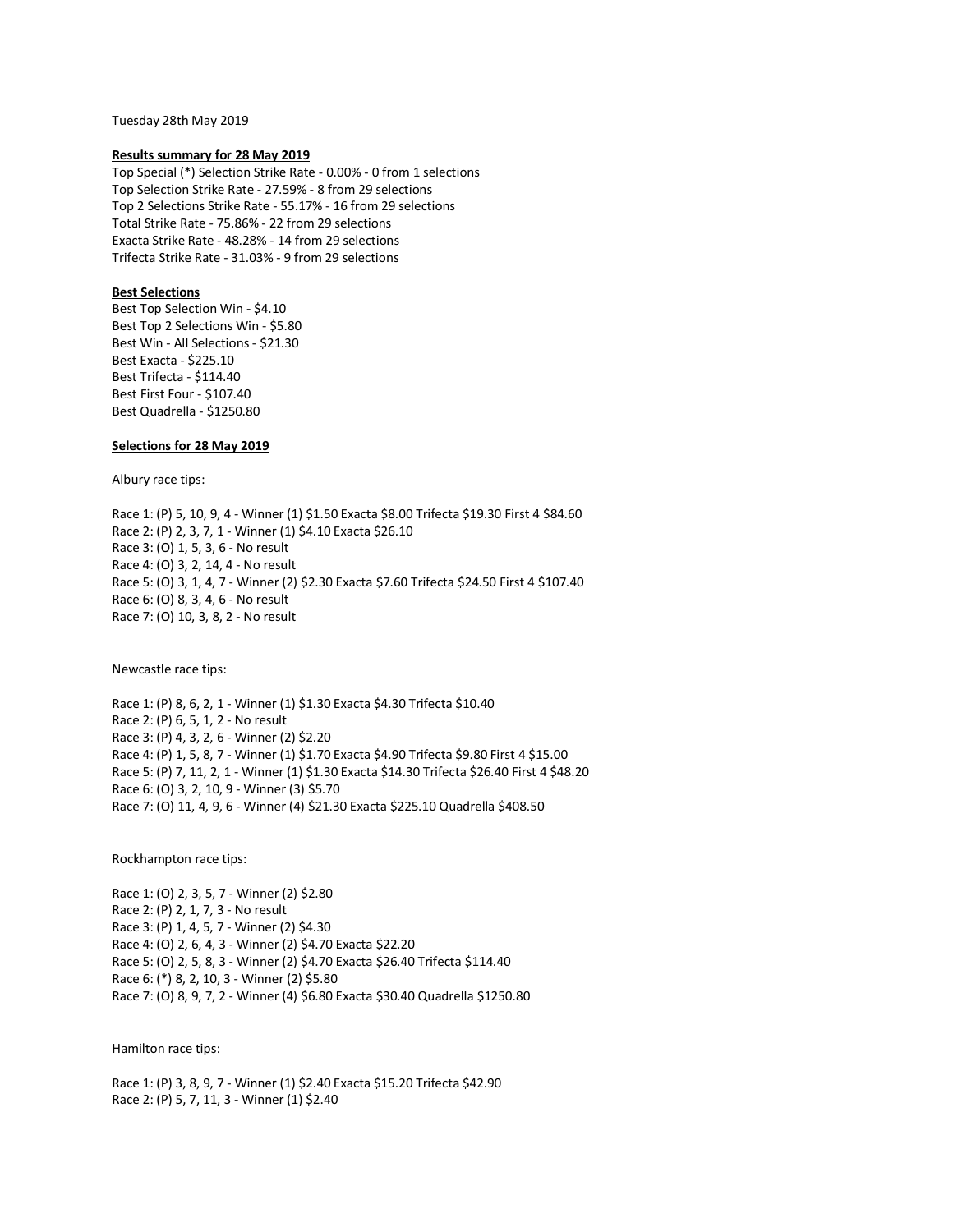Tuesday 28th May 2019

**Results summary for 28 May 2019**

Top Special (*) Selection Strike Rate - 0.00% - 0 from 1 selections
Top Selection Strike Rate - 27.59% - 8 from 29 selections
Top 2 Selections Strike Rate - 55.17% - 16 from 29 selections
Total Strike Rate - 75.86% - 22 from 29 selections
Exacta Strike Rate - 48.28% - 14 from 29 selections
Trifecta Strike Rate - 31.03% - 9 from 29 selections

**Best Selections**

Best Top Selection Win - $4.10
Best Top 2 Selections Win - $5.80
Best Win - All Selections - $21.30
Best Exacta - $225.10
Best Trifecta - $114.40
Best First Four - $107.40
Best Quadrella - $1250.80

**Selections for 28 May 2019**

Albury race tips:

Race 1: (P) 5, 10, 9, 4 - Winner (1) $1.50 Exacta $8.00 Trifecta $19.30 First 4 $84.60
Race 2: (P) 2, 3, 7, 1 - Winner (1) $4.10 Exacta $26.10
Race 3: (O) 1, 5, 3, 6 - No result
Race 4: (O) 3, 2, 14, 4 - No result
Race 5: (O) 3, 1, 4, 7 - Winner (2) $2.30 Exacta $7.60 Trifecta $24.50 First 4 $107.40
Race 6: (O) 8, 3, 4, 6 - No result
Race 7: (O) 10, 3, 8, 2 - No result

Newcastle race tips:

Race 1: (P) 8, 6, 2, 1 - Winner (1) $1.30 Exacta $4.30 Trifecta $10.40
Race 2: (P) 6, 5, 1, 2 - No result
Race 3: (P) 4, 3, 2, 6 - Winner (2) $2.20
Race 4: (P) 1, 5, 8, 7 - Winner (1) $1.70 Exacta $4.90 Trifecta $9.80 First 4 $15.00
Race 5: (P) 7, 11, 2, 1 - Winner (1) $1.30 Exacta $14.30 Trifecta $26.40 First 4 $48.20
Race 6: (O) 3, 2, 10, 9 - Winner (3) $5.70
Race 7: (O) 11, 4, 9, 6 - Winner (4) $21.30 Exacta $225.10 Quadrella $408.50

Rockhampton race tips:

Race 1: (O) 2, 3, 5, 7 - Winner (2) $2.80
Race 2: (P) 2, 1, 7, 3 - No result
Race 3: (P) 1, 4, 5, 7 - Winner (2) $4.30
Race 4: (O) 2, 6, 4, 3 - Winner (2) $4.70 Exacta $22.20
Race 5: (O) 2, 5, 8, 3 - Winner (2) $4.70 Exacta $26.40 Trifecta $114.40
Race 6: (*) 8, 2, 10, 3 - Winner (2) $5.80
Race 7: (O) 8, 9, 7, 2 - Winner (4) $6.80 Exacta $30.40 Quadrella $1250.80

Hamilton race tips:

Race 1: (P) 3, 8, 9, 7 - Winner (1) $2.40 Exacta $15.20 Trifecta $42.90
Race 2: (P) 5, 7, 11, 3 - Winner (1) $2.40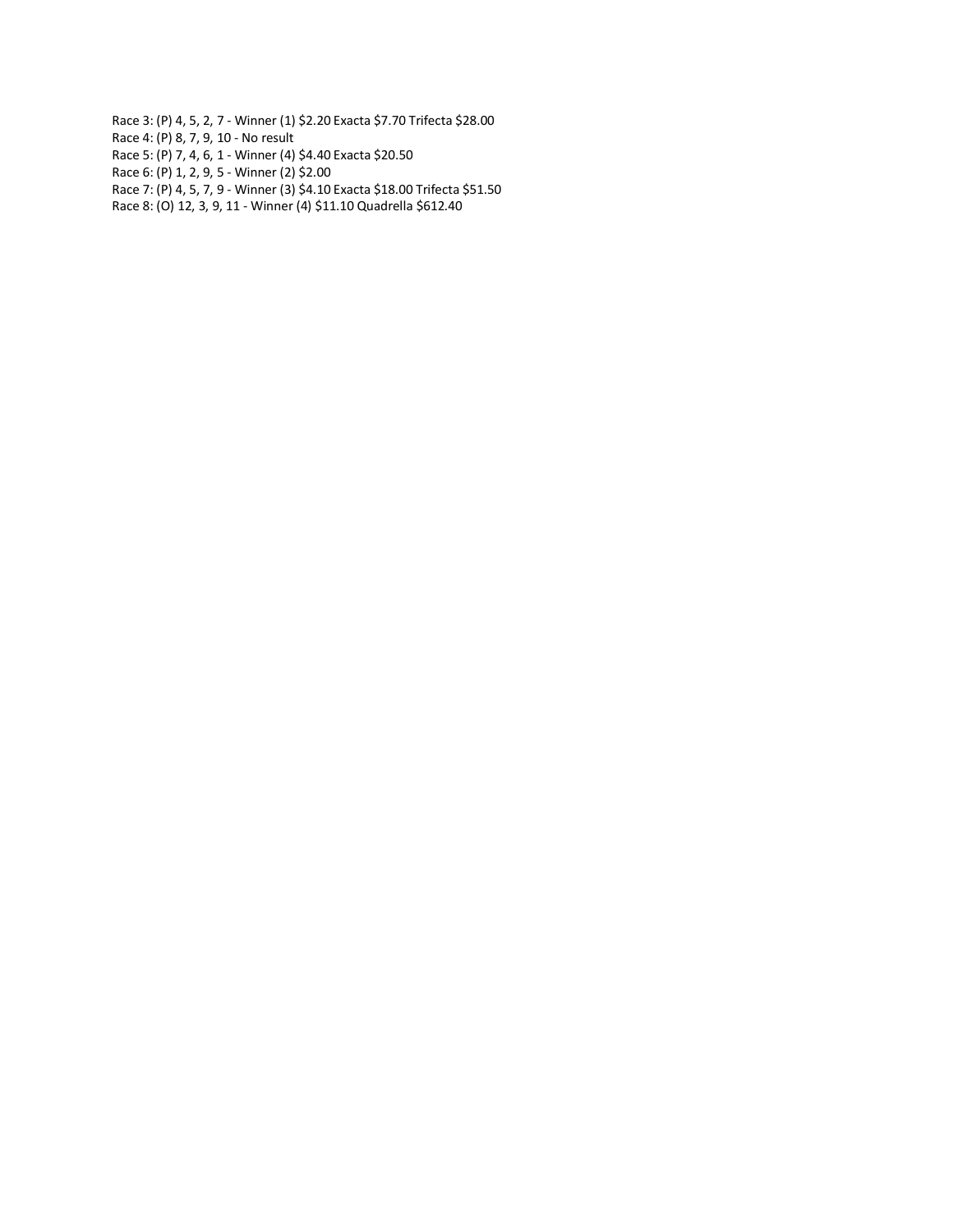Race 3: (P) 4, 5, 2, 7 - Winner (1) $2.20 Exacta $7.70 Trifecta $28.00
Race 4: (P) 8, 7, 9, 10 - No result
Race 5: (P) 7, 4, 6, 1 - Winner (4) $4.40 Exacta $20.50
Race 6: (P) 1, 2, 9, 5 - Winner (2) $2.00
Race 7: (P) 4, 5, 7, 9 - Winner (3) $4.10 Exacta $18.00 Trifecta $51.50
Race 8: (O) 12, 3, 9, 11 - Winner (4) $11.10 Quadrella $612.40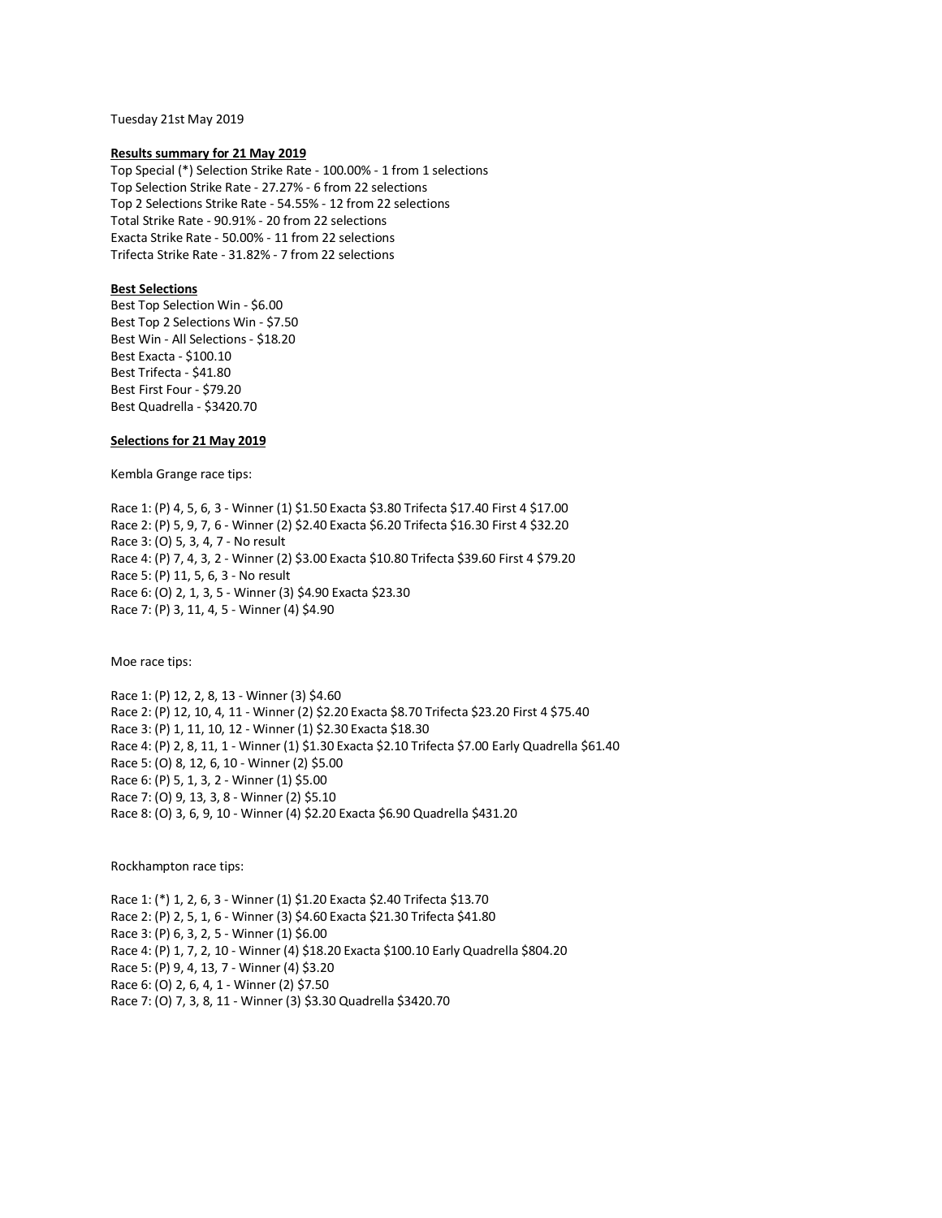Tuesday 21st May 2019

**Results summary for 21 May 2019**

Top Special (*) Selection Strike Rate - 100.00% - 1 from 1 selections
Top Selection Strike Rate - 27.27% - 6 from 22 selections
Top 2 Selections Strike Rate - 54.55% - 12 from 22 selections
Total Strike Rate - 90.91% - 20 from 22 selections
Exacta Strike Rate - 50.00% - 11 from 22 selections
Trifecta Strike Rate - 31.82% - 7 from 22 selections

**Best Selections**

Best Top Selection Win - $6.00
Best Top 2 Selections Win - $7.50
Best Win - All Selections - $18.20
Best Exacta - $100.10
Best Trifecta - $41.80
Best First Four - $79.20
Best Quadrella - $3420.70

**Selections for 21 May 2019**

Kembla Grange race tips:

Race 1: (P) 4, 5, 6, 3 - Winner (1) $1.50 Exacta $3.80 Trifecta $17.40 First 4 $17.00
Race 2: (P) 5, 9, 7, 6 - Winner (2) $2.40 Exacta $6.20 Trifecta $16.30 First 4 $32.20
Race 3: (O) 5, 3, 4, 7 - No result
Race 4: (P) 7, 4, 3, 2 - Winner (2) $3.00 Exacta $10.80 Trifecta $39.60 First 4 $79.20
Race 5: (P) 11, 5, 6, 3 - No result
Race 6: (O) 2, 1, 3, 5 - Winner (3) $4.90 Exacta $23.30
Race 7: (P) 3, 11, 4, 5 - Winner (4) $4.90

Moe race tips:

Race 1: (P) 12, 2, 8, 13 - Winner (3) $4.60
Race 2: (P) 12, 10, 4, 11 - Winner (2) $2.20 Exacta $8.70 Trifecta $23.20 First 4 $75.40
Race 3: (P) 1, 11, 10, 12 - Winner (1) $2.30 Exacta $18.30
Race 4: (P) 2, 8, 11, 1 - Winner (1) $1.30 Exacta $2.10 Trifecta $7.00 Early Quadrella $61.40
Race 5: (O) 8, 12, 6, 10 - Winner (2) $5.00
Race 6: (P) 5, 1, 3, 2 - Winner (1) $5.00
Race 7: (O) 9, 13, 3, 8 - Winner (2) $5.10
Race 8: (O) 3, 6, 9, 10 - Winner (4) $2.20 Exacta $6.90 Quadrella $431.20

Rockhampton race tips:

Race 1: (*) 1, 2, 6, 3 - Winner (1) $1.20 Exacta $2.40 Trifecta $13.70
Race 2: (P) 2, 5, 1, 6 - Winner (3) $4.60 Exacta $21.30 Trifecta $41.80
Race 3: (P) 6, 3, 2, 5 - Winner (1) $6.00
Race 4: (P) 1, 7, 2, 10 - Winner (4) $18.20 Exacta $100.10 Early Quadrella $804.20
Race 5: (P) 9, 4, 13, 7 - Winner (4) $3.20
Race 6: (O) 2, 6, 4, 1 - Winner (2) $7.50
Race 7: (O) 7, 3, 8, 11 - Winner (3) $3.30 Quadrella $3420.70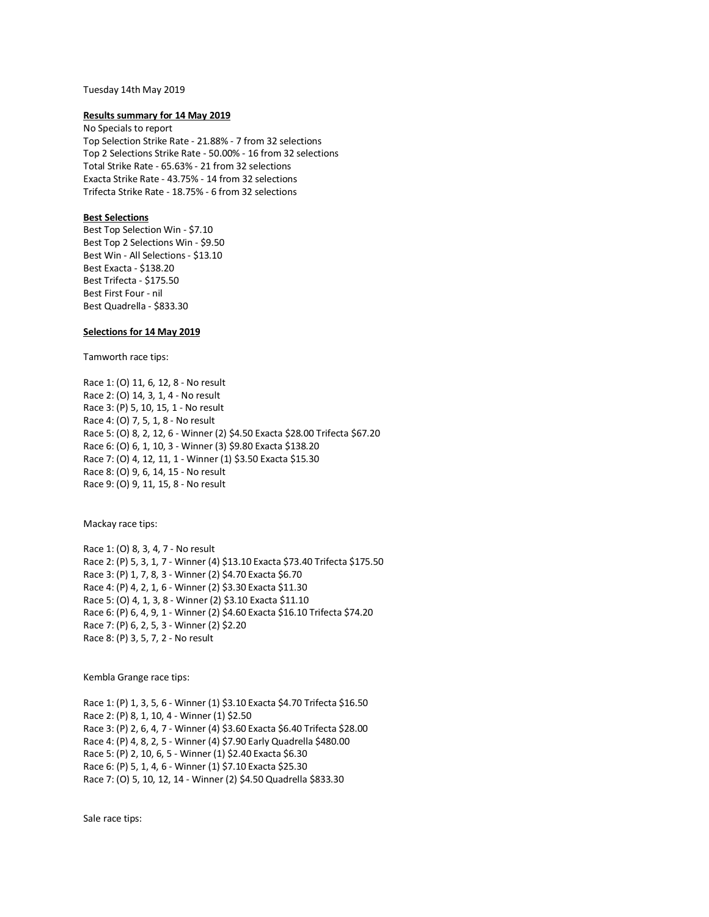Tuesday 14th May 2019

**Results summary for 14 May 2019**

No Specials to report
Top Selection Strike Rate - 21.88% - 7 from 32 selections
Top 2 Selections Strike Rate - 50.00% - 16 from 32 selections
Total Strike Rate - 65.63% - 21 from 32 selections
Exacta Strike Rate - 43.75% - 14 from 32 selections
Trifecta Strike Rate - 18.75% - 6 from 32 selections

**Best Selections**

Best Top Selection Win - $7.10
Best Top 2 Selections Win - $9.50
Best Win - All Selections - $13.10
Best Exacta - $138.20
Best Trifecta - $175.50
Best First Four - nil
Best Quadrella - $833.30

**Selections for 14 May 2019**

Tamworth race tips:

Race 1: (O) 11, 6, 12, 8 - No result
Race 2: (O) 14, 3, 1, 4 - No result
Race 3: (P) 5, 10, 15, 1 - No result
Race 4: (O) 7, 5, 1, 8 - No result
Race 5: (O) 8, 2, 12, 6 - Winner (2) $4.50 Exacta $28.00 Trifecta $67.20
Race 6: (O) 6, 1, 10, 3 - Winner (3) $9.80 Exacta $138.20
Race 7: (O) 4, 12, 11, 1 - Winner (1) $3.50 Exacta $15.30
Race 8: (O) 9, 6, 14, 15 - No result
Race 9: (O) 9, 11, 15, 8 - No result

Mackay race tips:

Race 1: (O) 8, 3, 4, 7 - No result
Race 2: (P) 5, 3, 1, 7 - Winner (4) $13.10 Exacta $73.40 Trifecta $175.50
Race 3: (P) 1, 7, 8, 3 - Winner (2) $4.70 Exacta $6.70
Race 4: (P) 4, 2, 1, 6 - Winner (2) $3.30 Exacta $11.30
Race 5: (O) 4, 1, 3, 8 - Winner (2) $3.10 Exacta $11.10
Race 6: (P) 6, 4, 9, 1 - Winner (2) $4.60 Exacta $16.10 Trifecta $74.20
Race 7: (P) 6, 2, 5, 3 - Winner (2) $2.20
Race 8: (P) 3, 5, 7, 2 - No result

Kembla Grange race tips:

Race 1: (P) 1, 3, 5, 6 - Winner (1) $3.10 Exacta $4.70 Trifecta $16.50
Race 2: (P) 8, 1, 10, 4 - Winner (1) $2.50
Race 3: (P) 2, 6, 4, 7 - Winner (4) $3.60 Exacta $6.40 Trifecta $28.00
Race 4: (P) 4, 8, 2, 5 - Winner (4) $7.90 Early Quadrella $480.00
Race 5: (P) 2, 10, 6, 5 - Winner (1) $2.40 Exacta $6.30
Race 6: (P) 5, 1, 4, 6 - Winner (1) $7.10 Exacta $25.30
Race 7: (O) 5, 10, 12, 14 - Winner (2) $4.50 Quadrella $833.30

Sale race tips: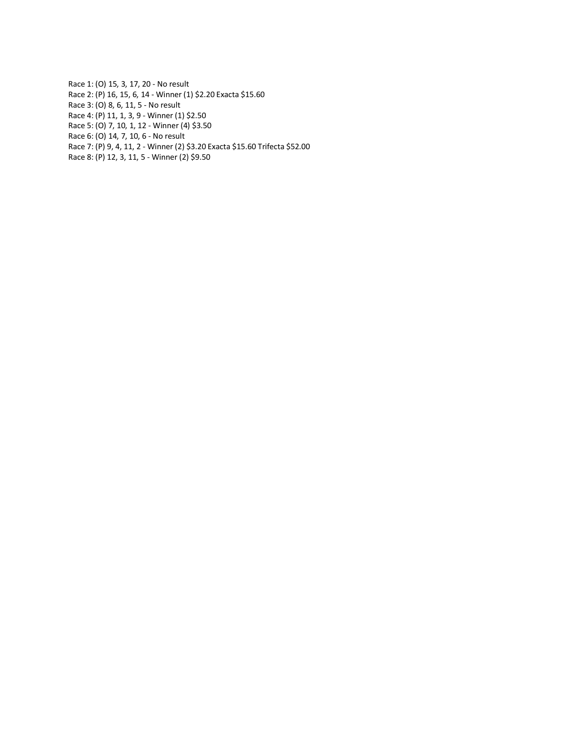Race 1: (O) 15, 3, 17, 20 - No result
Race 2: (P) 16, 15, 6, 14 - Winner (1) $2.20 Exacta $15.60
Race 3: (O) 8, 6, 11, 5 - No result
Race 4: (P) 11, 1, 3, 9 - Winner (1) $2.50
Race 5: (O) 7, 10, 1, 12 - Winner (4) $3.50
Race 6: (O) 14, 7, 10, 6 - No result
Race 7: (P) 9, 4, 11, 2 - Winner (2) $3.20 Exacta $15.60 Trifecta $52.00
Race 8: (P) 12, 3, 11, 5 - Winner (2) $9.50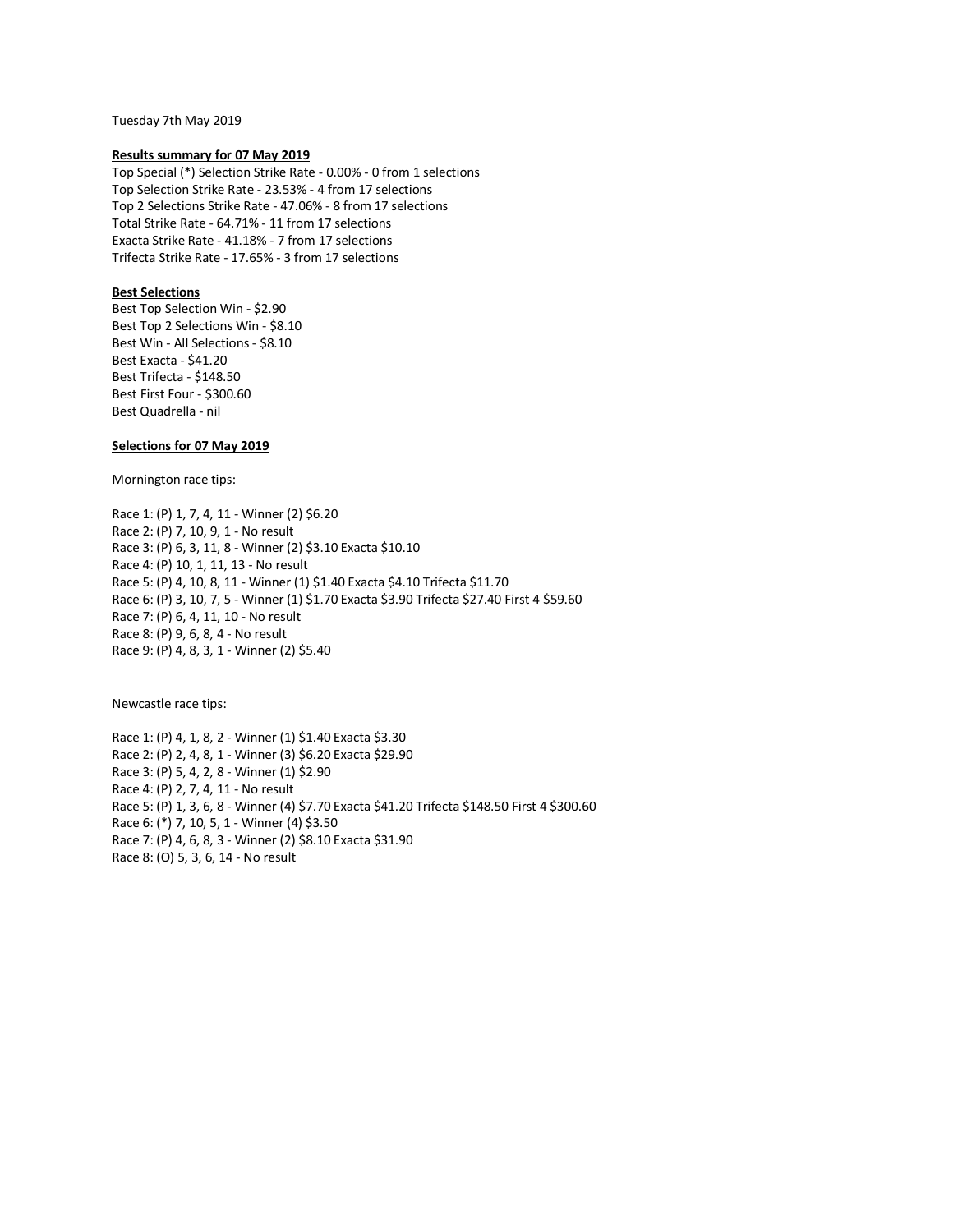Tuesday 7th May 2019

**Results summary for 07 May 2019**

Top Special (*) Selection Strike Rate - 0.00% - 0 from 1 selections
Top Selection Strike Rate - 23.53% - 4 from 17 selections
Top 2 Selections Strike Rate - 47.06% - 8 from 17 selections
Total Strike Rate - 64.71% - 11 from 17 selections
Exacta Strike Rate - 41.18% - 7 from 17 selections
Trifecta Strike Rate - 17.65% - 3 from 17 selections

**Best Selections**

Best Top Selection Win - $2.90
Best Top 2 Selections Win - $8.10
Best Win - All Selections - $8.10
Best Exacta - $41.20
Best Trifecta - $148.50
Best First Four - $300.60
Best Quadrella - nil

**Selections for 07 May 2019**

Mornington race tips:

Race 1: (P) 1, 7, 4, 11 - Winner (2) $6.20
Race 2: (P) 7, 10, 9, 1 - No result
Race 3: (P) 6, 3, 11, 8 - Winner (2) $3.10 Exacta $10.10
Race 4: (P) 10, 1, 11, 13 - No result
Race 5: (P) 4, 10, 8, 11 - Winner (1) $1.40 Exacta $4.10 Trifecta $11.70
Race 6: (P) 3, 10, 7, 5 - Winner (1) $1.70 Exacta $3.90 Trifecta $27.40 First 4 $59.60
Race 7: (P) 6, 4, 11, 10 - No result
Race 8: (P) 9, 6, 8, 4 - No result
Race 9: (P) 4, 8, 3, 1 - Winner (2) $5.40

Newcastle race tips:

Race 1: (P) 4, 1, 8, 2 - Winner (1) $1.40 Exacta $3.30
Race 2: (P) 2, 4, 8, 1 - Winner (3) $6.20 Exacta $29.90
Race 3: (P) 5, 4, 2, 8 - Winner (1) $2.90
Race 4: (P) 2, 7, 4, 11 - No result
Race 5: (P) 1, 3, 6, 8 - Winner (4) $7.70 Exacta $41.20 Trifecta $148.50 First 4 $300.60
Race 6: (*) 7, 10, 5, 1 - Winner (4) $3.50
Race 7: (P) 4, 6, 8, 3 - Winner (2) $8.10 Exacta $31.90
Race 8: (O) 5, 3, 6, 14 - No result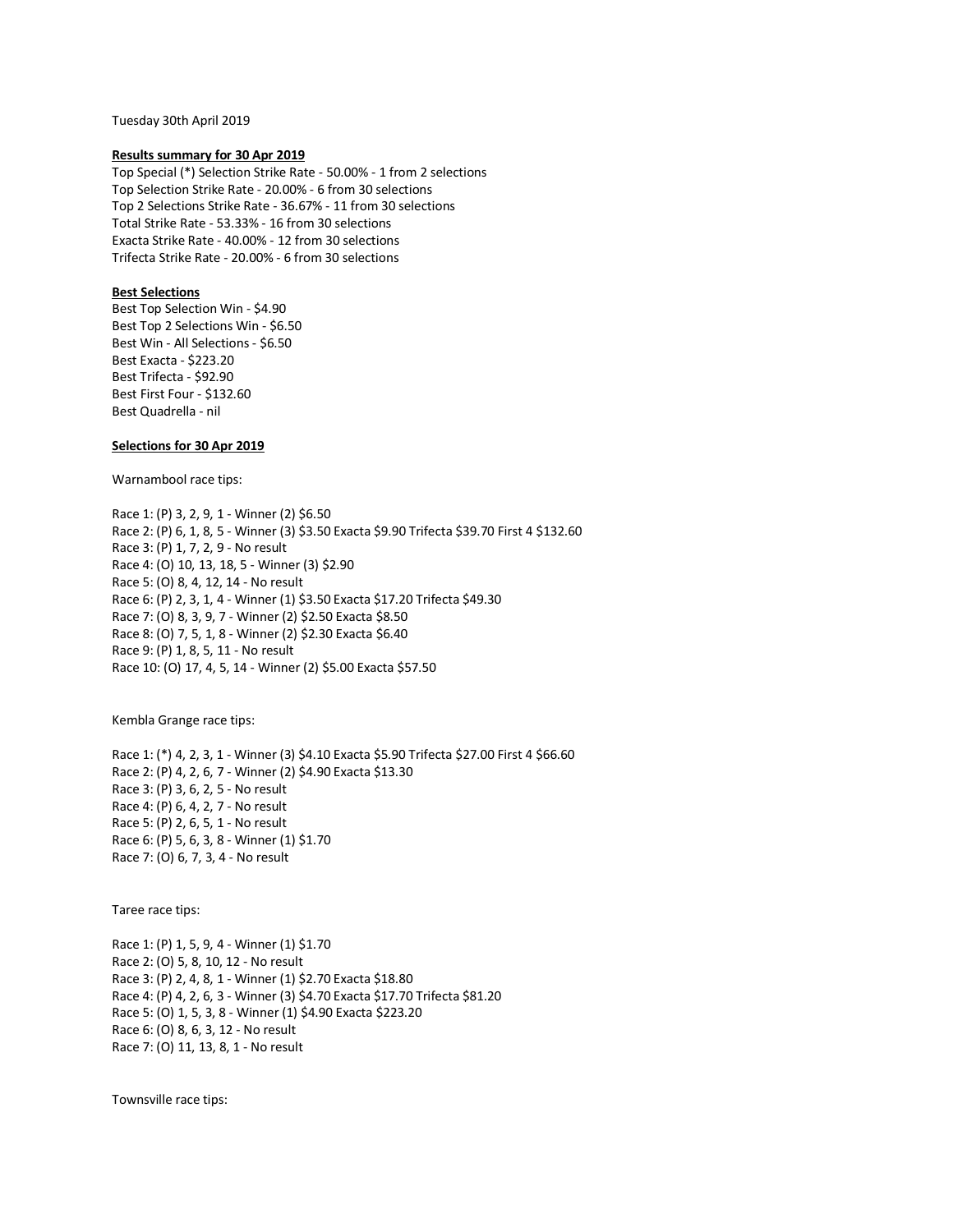Tuesday 30th April 2019

**Results summary for 30 Apr 2019**

Top Special (*) Selection Strike Rate - 50.00% - 1 from 2 selections
Top Selection Strike Rate - 20.00% - 6 from 30 selections
Top 2 Selections Strike Rate - 36.67% - 11 from 30 selections
Total Strike Rate - 53.33% - 16 from 30 selections
Exacta Strike Rate - 40.00% - 12 from 30 selections
Trifecta Strike Rate - 20.00% - 6 from 30 selections

**Best Selections**

Best Top Selection Win - $4.90
Best Top 2 Selections Win - $6.50
Best Win - All Selections - $6.50
Best Exacta - $223.20
Best Trifecta - $92.90
Best First Four - $132.60
Best Quadrella - nil

**Selections for 30 Apr 2019**

Warnambool race tips:

Race 1: (P) 3, 2, 9, 1 - Winner (2) $6.50
Race 2: (P) 6, 1, 8, 5 - Winner (3) $3.50 Exacta $9.90 Trifecta $39.70 First 4 $132.60
Race 3: (P) 1, 7, 2, 9 - No result
Race 4: (O) 10, 13, 18, 5 - Winner (3) $2.90
Race 5: (O) 8, 4, 12, 14 - No result
Race 6: (P) 2, 3, 1, 4 - Winner (1) $3.50 Exacta $17.20 Trifecta $49.30
Race 7: (O) 8, 3, 9, 7 - Winner (2) $2.50 Exacta $8.50
Race 8: (O) 7, 5, 1, 8 - Winner (2) $2.30 Exacta $6.40
Race 9: (P) 1, 8, 5, 11 - No result
Race 10: (O) 17, 4, 5, 14 - Winner (2) $5.00 Exacta $57.50

Kembla Grange race tips:

Race 1: (*) 4, 2, 3, 1 - Winner (3) $4.10 Exacta $5.90 Trifecta $27.00 First 4 $66.60
Race 2: (P) 4, 2, 6, 7 - Winner (2) $4.90 Exacta $13.30
Race 3: (P) 3, 6, 2, 5 - No result
Race 4: (P) 6, 4, 2, 7 - No result
Race 5: (P) 2, 6, 5, 1 - No result
Race 6: (P) 5, 6, 3, 8 - Winner (1) $1.70
Race 7: (O) 6, 7, 3, 4 - No result

Taree race tips:

Race 1: (P) 1, 5, 9, 4 - Winner (1) $1.70
Race 2: (O) 5, 8, 10, 12 - No result
Race 3: (P) 2, 4, 8, 1 - Winner (1) $2.70 Exacta $18.80
Race 4: (P) 4, 2, 6, 3 - Winner (3) $4.70 Exacta $17.70 Trifecta $81.20
Race 5: (O) 1, 5, 3, 8 - Winner (1) $4.90 Exacta $223.20
Race 6: (O) 8, 6, 3, 12 - No result
Race 7: (O) 11, 13, 8, 1 - No result

Townsville race tips: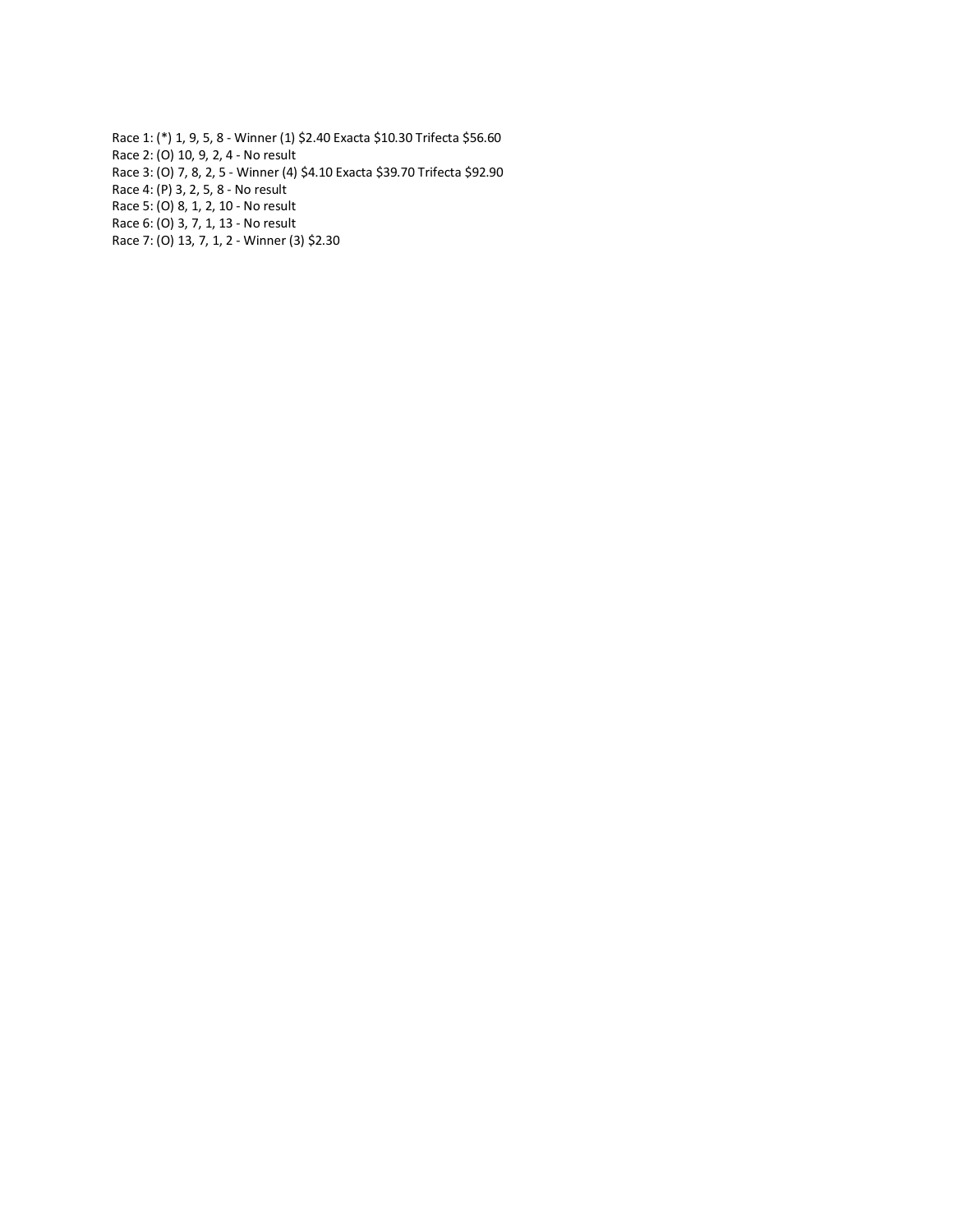Race 1: (*) 1, 9, 5, 8 - Winner (1) $2.40 Exacta $10.30 Trifecta $56.60
Race 2: (O) 10, 9, 2, 4 - No result
Race 3: (O) 7, 8, 2, 5 - Winner (4) $4.10 Exacta $39.70 Trifecta $92.90
Race 4: (P) 3, 2, 5, 8 - No result
Race 5: (O) 8, 1, 2, 10 - No result
Race 6: (O) 3, 7, 1, 13 - No result
Race 7: (O) 13, 7, 1, 2 - Winner (3) $2.30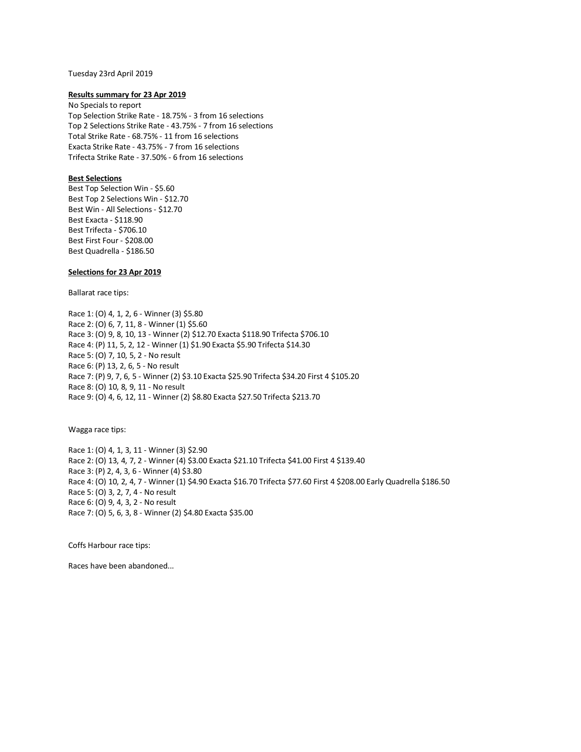Tuesday 23rd April 2019

**Results summary for 23 Apr 2019**

No Specials to report
Top Selection Strike Rate - 18.75% - 3 from 16 selections
Top 2 Selections Strike Rate - 43.75% - 7 from 16 selections
Total Strike Rate - 68.75% - 11 from 16 selections
Exacta Strike Rate - 43.75% - 7 from 16 selections
Trifecta Strike Rate - 37.50% - 6 from 16 selections

**Best Selections**

Best Top Selection Win - $5.60
Best Top 2 Selections Win - $12.70
Best Win - All Selections - $12.70
Best Exacta - $118.90
Best Trifecta - $706.10
Best First Four - $208.00
Best Quadrella - $186.50

**Selections for 23 Apr 2019**

Ballarat race tips:

Race 1: (O) 4, 1, 2, 6 - Winner (3) $5.80
Race 2: (O) 6, 7, 11, 8 - Winner (1) $5.60
Race 3: (O) 9, 8, 10, 13 - Winner (2) $12.70 Exacta $118.90 Trifecta $706.10
Race 4: (P) 11, 5, 2, 12 - Winner (1) $1.90 Exacta $5.90 Trifecta $14.30
Race 5: (O) 7, 10, 5, 2 - No result
Race 6: (P) 13, 2, 6, 5 - No result
Race 7: (P) 9, 7, 6, 5 - Winner (2) $3.10 Exacta $25.90 Trifecta $34.20 First 4 $105.20
Race 8: (O) 10, 8, 9, 11 - No result
Race 9: (O) 4, 6, 12, 11 - Winner (2) $8.80 Exacta $27.50 Trifecta $213.70

Wagga race tips:

Race 1: (O) 4, 1, 3, 11 - Winner (3) $2.90
Race 2: (O) 13, 4, 7, 2 - Winner (4) $3.00 Exacta $21.10 Trifecta $41.00 First 4 $139.40
Race 3: (P) 2, 4, 3, 6 - Winner (4) $3.80
Race 4: (O) 10, 2, 4, 7 - Winner (1) $4.90 Exacta $16.70 Trifecta $77.60 First 4 $208.00 Early Quadrella $186.50
Race 5: (O) 3, 2, 7, 4 - No result
Race 6: (O) 9, 4, 3, 2 - No result
Race 7: (O) 5, 6, 3, 8 - Winner (2) $4.80 Exacta $35.00

Coffs Harbour race tips:

Races have been abandoned...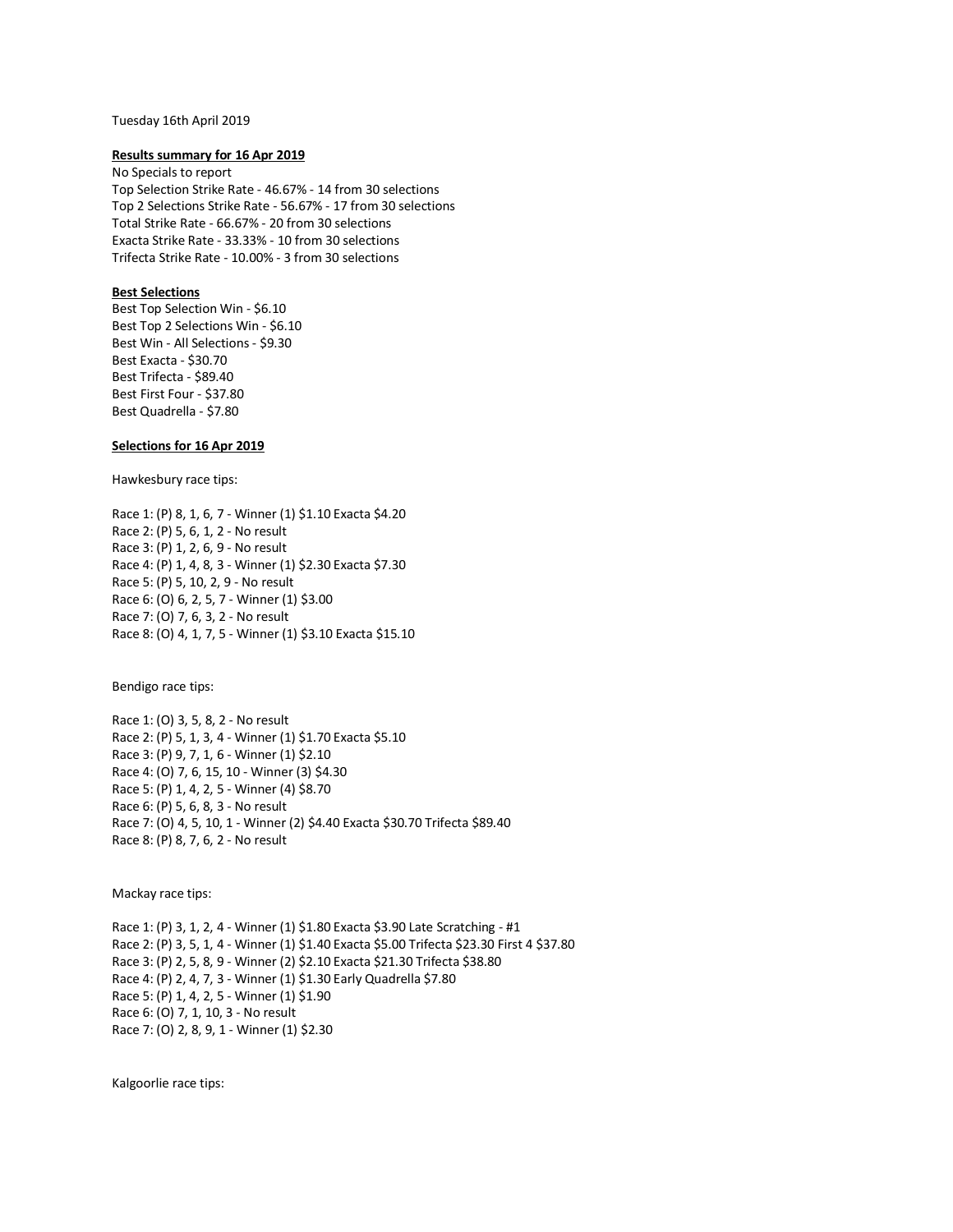Tuesday 16th April 2019

**Results summary for 16 Apr 2019**

No Specials to report
Top Selection Strike Rate - 46.67% - 14 from 30 selections
Top 2 Selections Strike Rate - 56.67% - 17 from 30 selections
Total Strike Rate - 66.67% - 20 from 30 selections
Exacta Strike Rate - 33.33% - 10 from 30 selections
Trifecta Strike Rate - 10.00% - 3 from 30 selections

**Best Selections**

Best Top Selection Win - $6.10
Best Top 2 Selections Win - $6.10
Best Win - All Selections - $9.30
Best Exacta - $30.70
Best Trifecta - $89.40
Best First Four - $37.80
Best Quadrella - $7.80

**Selections for 16 Apr 2019**

Hawkesbury race tips:

Race 1: (P) 8, 1, 6, 7 - Winner (1) $1.10 Exacta $4.20
Race 2: (P) 5, 6, 1, 2 - No result
Race 3: (P) 1, 2, 6, 9 - No result
Race 4: (P) 1, 4, 8, 3 - Winner (1) $2.30 Exacta $7.30
Race 5: (P) 5, 10, 2, 9 - No result
Race 6: (O) 6, 2, 5, 7 - Winner (1) $3.00
Race 7: (O) 7, 6, 3, 2 - No result
Race 8: (O) 4, 1, 7, 5 - Winner (1) $3.10 Exacta $15.10

Bendigo race tips:

Race 1: (O) 3, 5, 8, 2 - No result
Race 2: (P) 5, 1, 3, 4 - Winner (1) $1.70 Exacta $5.10
Race 3: (P) 9, 7, 1, 6 - Winner (1) $2.10
Race 4: (O) 7, 6, 15, 10 - Winner (3) $4.30
Race 5: (P) 1, 4, 2, 5 - Winner (4) $8.70
Race 6: (P) 5, 6, 8, 3 - No result
Race 7: (O) 4, 5, 10, 1 - Winner (2) $4.40 Exacta $30.70 Trifecta $89.40
Race 8: (P) 8, 7, 6, 2 - No result

Mackay race tips:

Race 1: (P) 3, 1, 2, 4 - Winner (1) $1.80 Exacta $3.90 Late Scratching - #1
Race 2: (P) 3, 5, 1, 4 - Winner (1) $1.40 Exacta $5.00 Trifecta $23.30 First 4 $37.80
Race 3: (P) 2, 5, 8, 9 - Winner (2) $2.10 Exacta $21.30 Trifecta $38.80
Race 4: (P) 2, 4, 7, 3 - Winner (1) $1.30 Early Quadrella $7.80
Race 5: (P) 1, 4, 2, 5 - Winner (1) $1.90
Race 6: (O) 7, 1, 10, 3 - No result
Race 7: (O) 2, 8, 9, 1 - Winner (1) $2.30

Kalgoorlie race tips: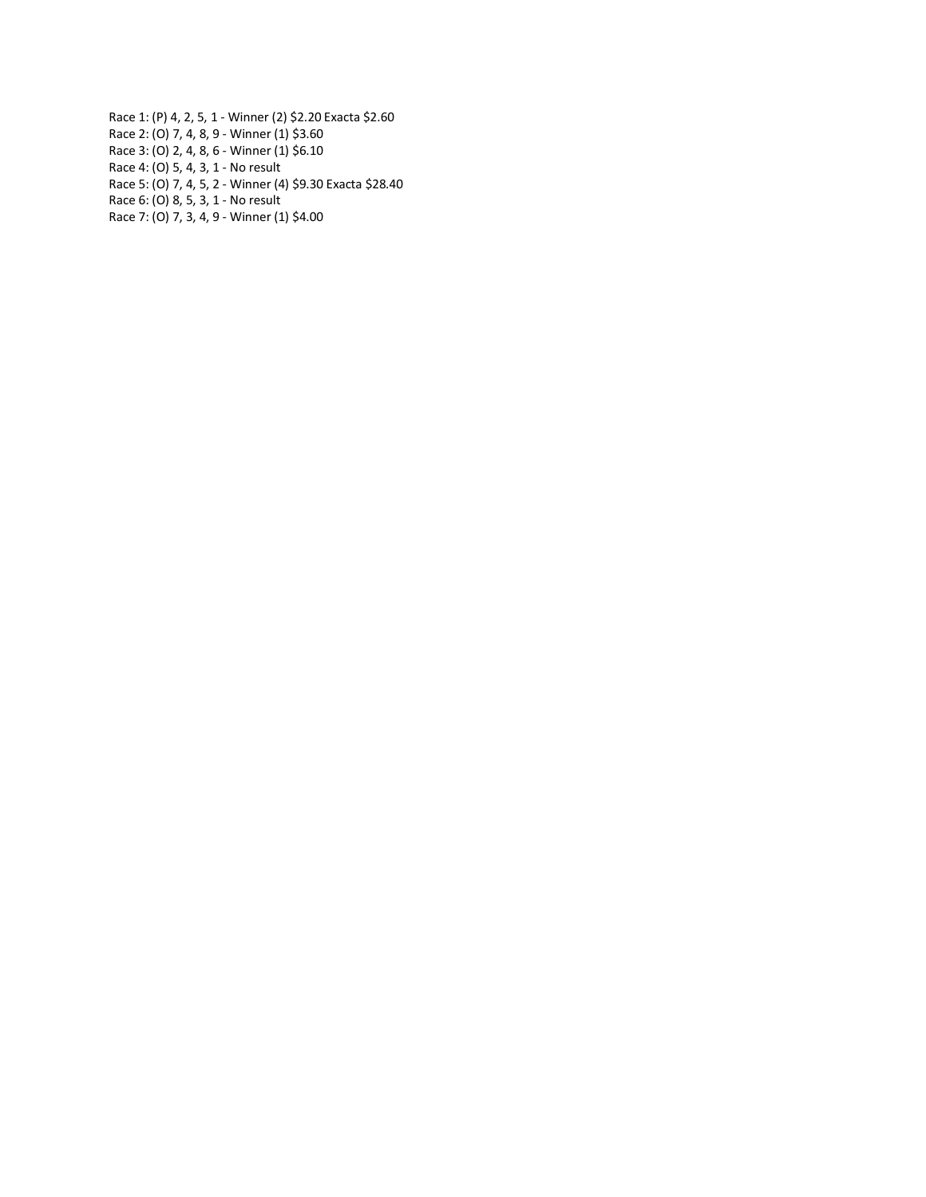Race 1: (P) 4, 2, 5, 1 - Winner (2) $2.20 Exacta $2.60
Race 2: (O) 7, 4, 8, 9 - Winner (1) $3.60
Race 3: (O) 2, 4, 8, 6 - Winner (1) $6.10
Race 4: (O) 5, 4, 3, 1 - No result
Race 5: (O) 7, 4, 5, 2 - Winner (4) $9.30 Exacta $28.40
Race 6: (O) 8, 5, 3, 1 - No result
Race 7: (O) 7, 3, 4, 9 - Winner (1) $4.00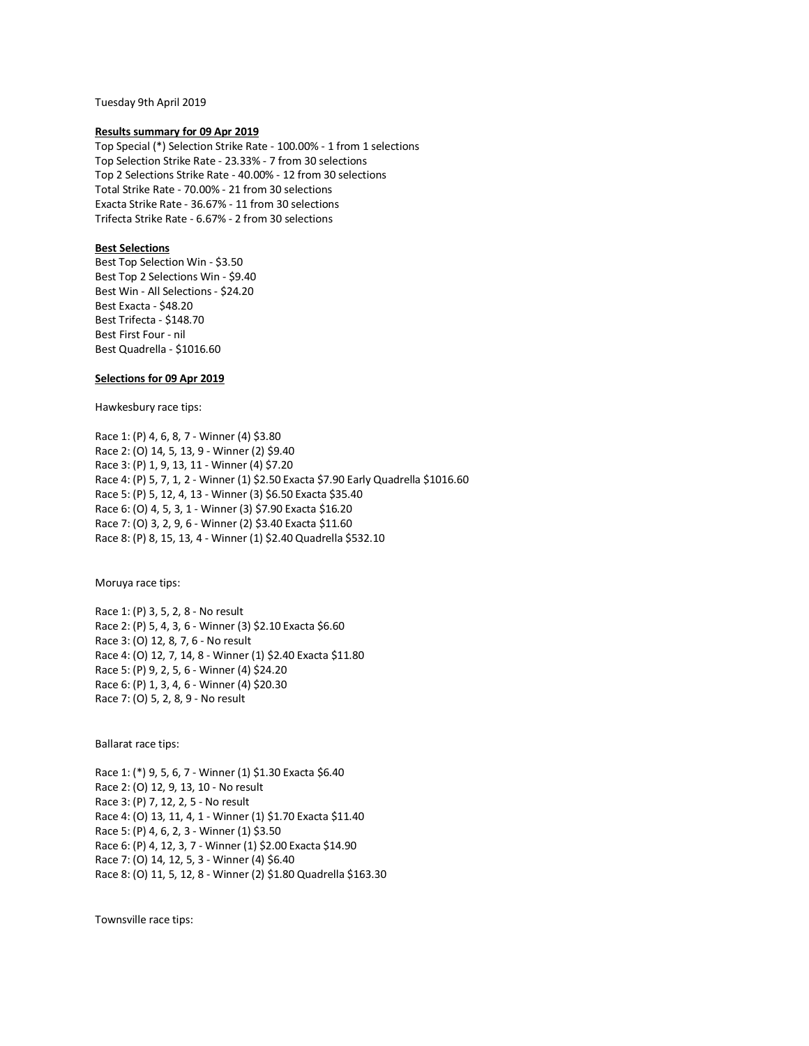Tuesday 9th April 2019

**Results summary for 09 Apr 2019**

Top Special (*) Selection Strike Rate - 100.00% - 1 from 1 selections
Top Selection Strike Rate - 23.33% - 7 from 30 selections
Top 2 Selections Strike Rate - 40.00% - 12 from 30 selections
Total Strike Rate - 70.00% - 21 from 30 selections
Exacta Strike Rate - 36.67% - 11 from 30 selections
Trifecta Strike Rate - 6.67% - 2 from 30 selections

**Best Selections**

Best Top Selection Win - $3.50
Best Top 2 Selections Win - $9.40
Best Win - All Selections - $24.20
Best Exacta - $48.20
Best Trifecta - $148.70
Best First Four - nil
Best Quadrella - $1016.60

**Selections for 09 Apr 2019**

Hawkesbury race tips:

Race 1: (P) 4, 6, 8, 7 - Winner (4) $3.80
Race 2: (O) 14, 5, 13, 9 - Winner (2) $9.40
Race 3: (P) 1, 9, 13, 11 - Winner (4) $7.20
Race 4: (P) 5, 7, 1, 2 - Winner (1) $2.50 Exacta $7.90 Early Quadrella $1016.60
Race 5: (P) 5, 12, 4, 13 - Winner (3) $6.50 Exacta $35.40
Race 6: (O) 4, 5, 3, 1 - Winner (3) $7.90 Exacta $16.20
Race 7: (O) 3, 2, 9, 6 - Winner (2) $3.40 Exacta $11.60
Race 8: (P) 8, 15, 13, 4 - Winner (1) $2.40 Quadrella $532.10

Moruya race tips:

Race 1: (P) 3, 5, 2, 8 - No result
Race 2: (P) 5, 4, 3, 6 - Winner (3) $2.10 Exacta $6.60
Race 3: (O) 12, 8, 7, 6 - No result
Race 4: (O) 12, 7, 14, 8 - Winner (1) $2.40 Exacta $11.80
Race 5: (P) 9, 2, 5, 6 - Winner (4) $24.20
Race 6: (P) 1, 3, 4, 6 - Winner (4) $20.30
Race 7: (O) 5, 2, 8, 9 - No result

Ballarat race tips:

Race 1: (*) 9, 5, 6, 7 - Winner (1) $1.30 Exacta $6.40
Race 2: (O) 12, 9, 13, 10 - No result
Race 3: (P) 7, 12, 2, 5 - No result
Race 4: (O) 13, 11, 4, 1 - Winner (1) $1.70 Exacta $11.40
Race 5: (P) 4, 6, 2, 3 - Winner (1) $3.50
Race 6: (P) 4, 12, 3, 7 - Winner (1) $2.00 Exacta $14.90
Race 7: (O) 14, 12, 5, 3 - Winner (4) $6.40
Race 8: (O) 11, 5, 12, 8 - Winner (2) $1.80 Quadrella $163.30

Townsville race tips: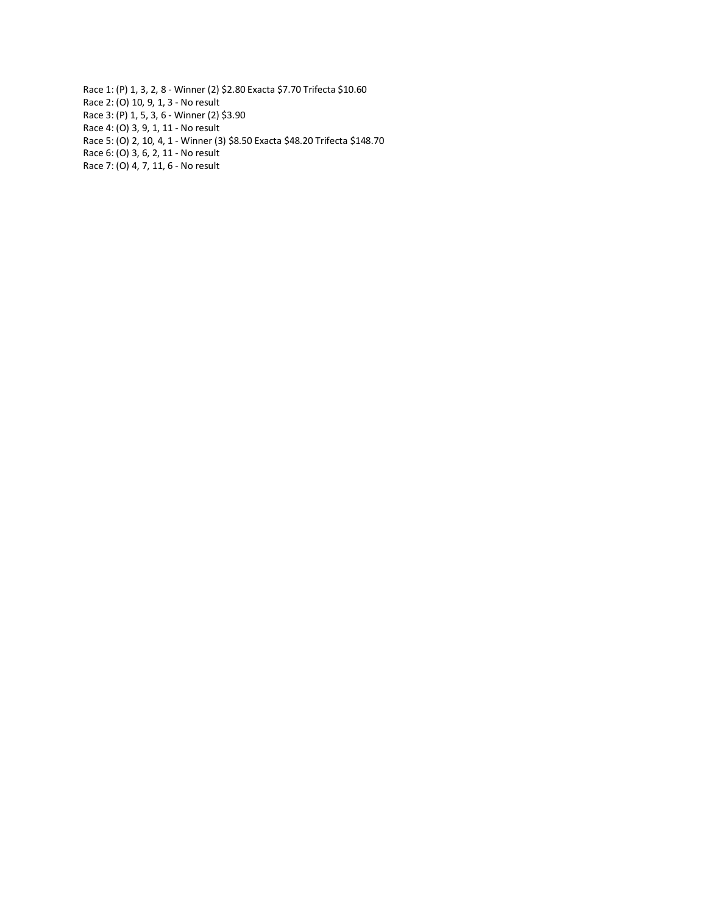Race 1: (P) 1, 3, 2, 8 - Winner (2) $2.80 Exacta $7.70 Trifecta $10.60
Race 2: (O) 10, 9, 1, 3 - No result
Race 3: (P) 1, 5, 3, 6 - Winner (2) $3.90
Race 4: (O) 3, 9, 1, 11 - No result
Race 5: (O) 2, 10, 4, 1 - Winner (3) $8.50 Exacta $48.20 Trifecta $148.70
Race 6: (O) 3, 6, 2, 11 - No result
Race 7: (O) 4, 7, 11, 6 - No result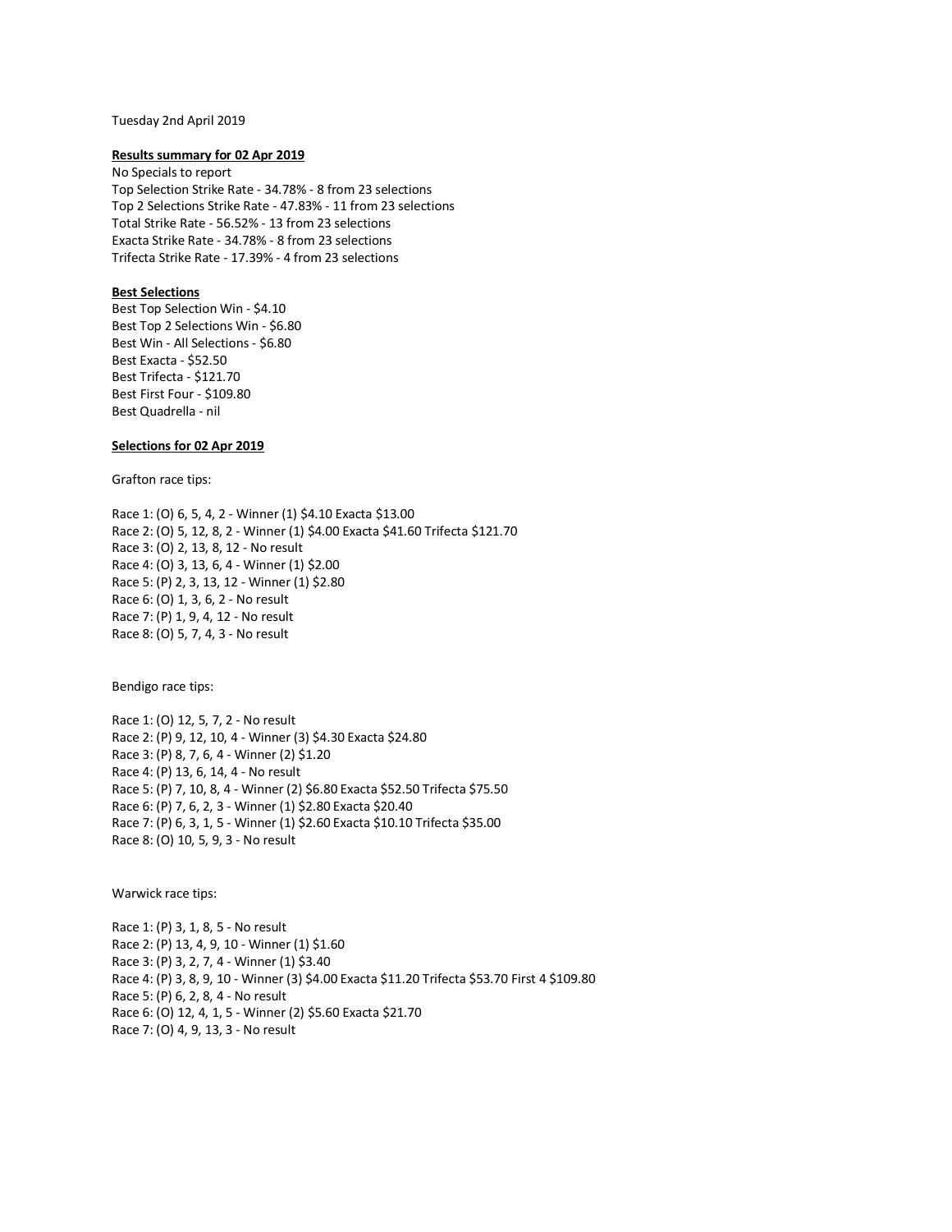Tuesday 2nd April 2019

**Results summary for 02 Apr 2019**

No Specials to report
Top Selection Strike Rate - 34.78% - 8 from 23 selections
Top 2 Selections Strike Rate - 47.83% - 11 from 23 selections
Total Strike Rate - 56.52% - 13 from 23 selections
Exacta Strike Rate - 34.78% - 8 from 23 selections
Trifecta Strike Rate - 17.39% - 4 from 23 selections

**Best Selections**

Best Top Selection Win - $4.10
Best Top 2 Selections Win - $6.80
Best Win - All Selections - $6.80
Best Exacta - $52.50
Best Trifecta - $121.70
Best First Four - $109.80
Best Quadrella - nil

**Selections for 02 Apr 2019**

Grafton race tips:

Race 1: (O) 6, 5, 4, 2 - Winner (1) $4.10 Exacta $13.00
Race 2: (O) 5, 12, 8, 2 - Winner (1) $4.00 Exacta $41.60 Trifecta $121.70
Race 3: (O) 2, 13, 8, 12 - No result
Race 4: (O) 3, 13, 6, 4 - Winner (1) $2.00
Race 5: (P) 2, 3, 13, 12 - Winner (1) $2.80
Race 6: (O) 1, 3, 6, 2 - No result
Race 7: (P) 1, 9, 4, 12 - No result
Race 8: (O) 5, 7, 4, 3 - No result

Bendigo race tips:

Race 1: (O) 12, 5, 7, 2 - No result
Race 2: (P) 9, 12, 10, 4 - Winner (3) $4.30 Exacta $24.80
Race 3: (P) 8, 7, 6, 4 - Winner (2) $1.20
Race 4: (P) 13, 6, 14, 4 - No result
Race 5: (P) 7, 10, 8, 4 - Winner (2) $6.80 Exacta $52.50 Trifecta $75.50
Race 6: (P) 7, 6, 2, 3 - Winner (1) $2.80 Exacta $20.40
Race 7: (P) 6, 3, 1, 5 - Winner (1) $2.60 Exacta $10.10 Trifecta $35.00
Race 8: (O) 10, 5, 9, 3 - No result

Warwick race tips:

Race 1: (P) 3, 1, 8, 5 - No result
Race 2: (P) 13, 4, 9, 10 - Winner (1) $1.60
Race 3: (P) 3, 2, 7, 4 - Winner (1) $3.40
Race 4: (P) 3, 8, 9, 10 - Winner (3) $4.00 Exacta $11.20 Trifecta $53.70 First 4 $109.80
Race 5: (P) 6, 2, 8, 4 - No result
Race 6: (O) 12, 4, 1, 5 - Winner (2) $5.60 Exacta $21.70
Race 7: (O) 4, 9, 13, 3 - No result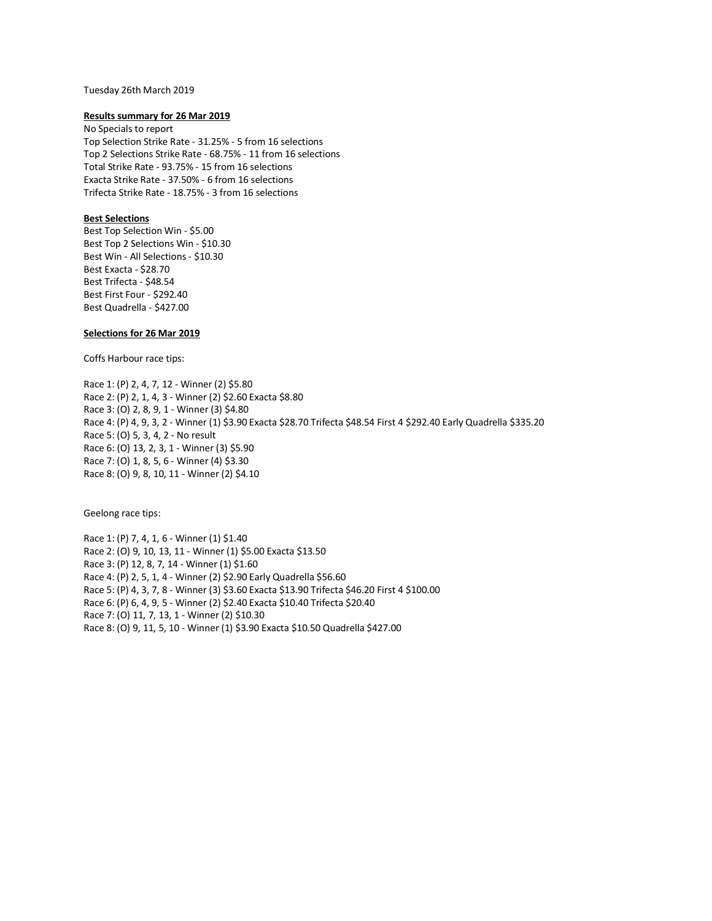Tuesday 26th March 2019

**Results summary for 26 Mar 2019**

No Specials to report
Top Selection Strike Rate - 31.25% - 5 from 16 selections
Top 2 Selections Strike Rate - 68.75% - 11 from 16 selections
Total Strike Rate - 93.75% - 15 from 16 selections
Exacta Strike Rate - 37.50% - 6 from 16 selections
Trifecta Strike Rate - 18.75% - 3 from 16 selections

**Best Selections**

Best Top Selection Win - $5.00
Best Top 2 Selections Win - $10.30
Best Win - All Selections - $10.30
Best Exacta - $28.70
Best Trifecta - $48.54
Best First Four - $292.40
Best Quadrella - $427.00

**Selections for 26 Mar 2019**

Coffs Harbour race tips:

Race 1: (P) 2, 4, 7, 12 - Winner (2) $5.80
Race 2: (P) 2, 1, 4, 3 - Winner (2) $2.60 Exacta $8.80
Race 3: (O) 2, 8, 9, 1 - Winner (3) $4.80
Race 4: (P) 4, 9, 3, 2 - Winner (1) $3.90 Exacta $28.70 Trifecta $48.54 First 4 $292.40 Early Quadrella $335.20
Race 5: (O) 5, 3, 4, 2 - No result
Race 6: (O) 13, 2, 3, 1 - Winner (3) $5.90
Race 7: (O) 1, 8, 5, 6 - Winner (4) $3.30
Race 8: (O) 9, 8, 10, 11 - Winner (2) $4.10

Geelong race tips:

Race 1: (P) 7, 4, 1, 6 - Winner (1) $1.40
Race 2: (O) 9, 10, 13, 11 - Winner (1) $5.00 Exacta $13.50
Race 3: (P) 12, 8, 7, 14 - Winner (1) $1.60
Race 4: (P) 2, 5, 1, 4 - Winner (2) $2.90 Early Quadrella $56.60
Race 5: (P) 4, 3, 7, 8 - Winner (3) $3.60 Exacta $13.90 Trifecta $46.20 First 4 $100.00
Race 6: (P) 6, 4, 9, 5 - Winner (2) $2.40 Exacta $10.40 Trifecta $20.40
Race 7: (O) 11, 7, 13, 1 - Winner (2) $10.30
Race 8: (O) 9, 11, 5, 10 - Winner (1) $3.90 Exacta $10.50 Quadrella $427.00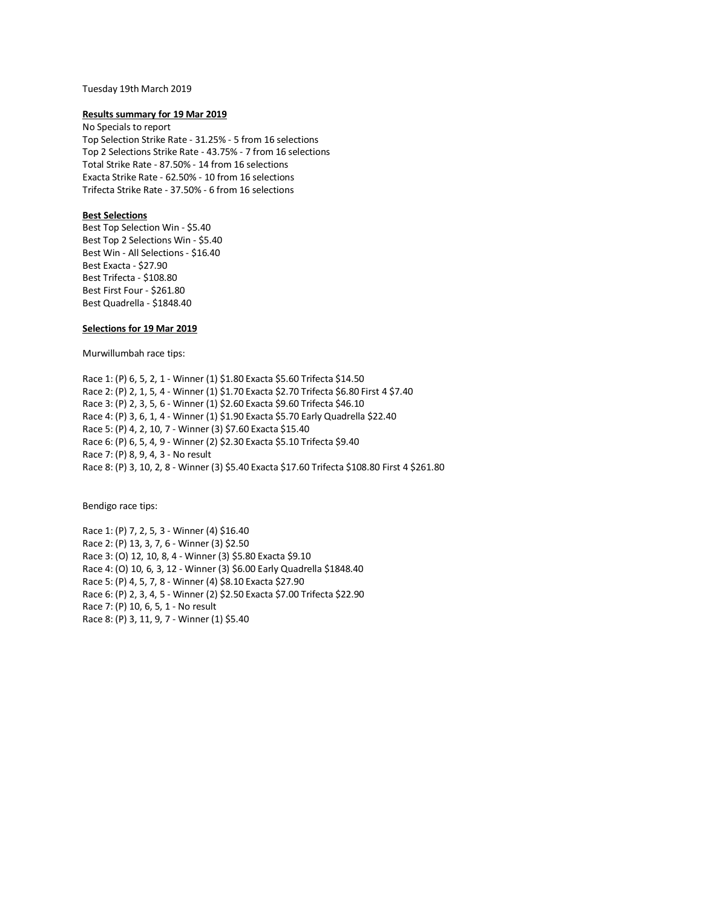Tuesday 19th March 2019

**Results summary for 19 Mar 2019**

No Specials to report
Top Selection Strike Rate - 31.25% - 5 from 16 selections
Top 2 Selections Strike Rate - 43.75% - 7 from 16 selections
Total Strike Rate - 87.50% - 14 from 16 selections
Exacta Strike Rate - 62.50% - 10 from 16 selections
Trifecta Strike Rate - 37.50% - 6 from 16 selections

**Best Selections**

Best Top Selection Win - $5.40
Best Top 2 Selections Win - $5.40
Best Win - All Selections - $16.40
Best Exacta - $27.90
Best Trifecta - $108.80
Best First Four - $261.80
Best Quadrella - $1848.40

**Selections for 19 Mar 2019**

Murwillumbah race tips:

Race 1: (P) 6, 5, 2, 1 - Winner (1) $1.80 Exacta $5.60 Trifecta $14.50
Race 2: (P) 2, 1, 5, 4 - Winner (1) $1.70 Exacta $2.70 Trifecta $6.80 First 4 $7.40
Race 3: (P) 2, 3, 5, 6 - Winner (1) $2.60 Exacta $9.60 Trifecta $46.10
Race 4: (P) 3, 6, 1, 4 - Winner (1) $1.90 Exacta $5.70 Early Quadrella $22.40
Race 5: (P) 4, 2, 10, 7 - Winner (3) $7.60 Exacta $15.40
Race 6: (P) 6, 5, 4, 9 - Winner (2) $2.30 Exacta $5.10 Trifecta $9.40
Race 7: (P) 8, 9, 4, 3 - No result
Race 8: (P) 3, 10, 2, 8 - Winner (3) $5.40 Exacta $17.60 Trifecta $108.80 First 4 $261.80

Bendigo race tips:

Race 1: (P) 7, 2, 5, 3 - Winner (4) $16.40
Race 2: (P) 13, 3, 7, 6 - Winner (3) $2.50
Race 3: (O) 12, 10, 8, 4 - Winner (3) $5.80 Exacta $9.10
Race 4: (O) 10, 6, 3, 12 - Winner (3) $6.00 Early Quadrella $1848.40
Race 5: (P) 4, 5, 7, 8 - Winner (4) $8.10 Exacta $27.90
Race 6: (P) 2, 3, 4, 5 - Winner (2) $2.50 Exacta $7.00 Trifecta $22.90
Race 7: (P) 10, 6, 5, 1 - No result
Race 8: (P) 3, 11, 9, 7 - Winner (1) $5.40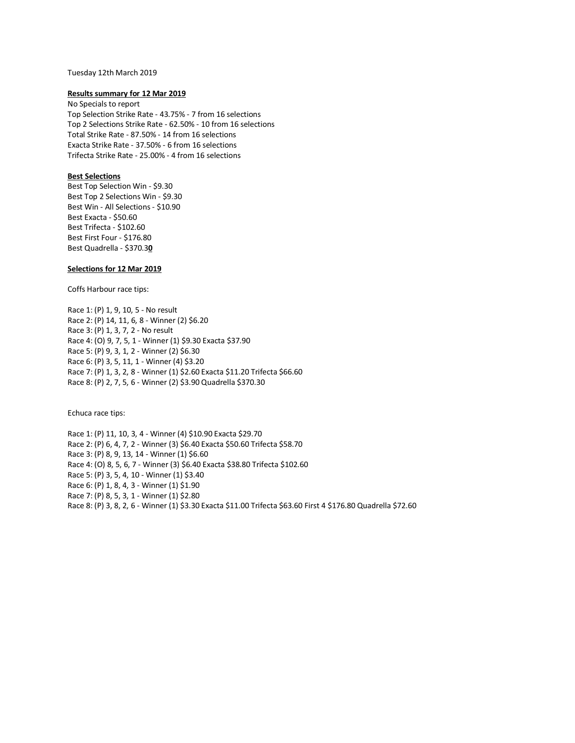Tuesday 12th March 2019

**Results summary for 12 Mar 2019**

No Specials to report
Top Selection Strike Rate - 43.75% - 7 from 16 selections
Top 2 Selections Strike Rate - 62.50% - 10 from 16 selections
Total Strike Rate - 87.50% - 14 from 16 selections
Exacta Strike Rate - 37.50% - 6 from 16 selections
Trifecta Strike Rate - 25.00% - 4 from 16 selections

**Best Selections**

Best Top Selection Win - $9.30
Best Top 2 Selections Win - $9.30
Best Win - All Selections - $10.90
Best Exacta - $50.60
Best Trifecta - $102.60
Best First Four - $176.80
Best Quadrella - $370.30

**Selections for 12 Mar 2019**

Coffs Harbour race tips:

Race 1: (P) 1, 9, 10, 5 - No result
Race 2: (P) 14, 11, 6, 8 - Winner (2) $6.20
Race 3: (P) 1, 3, 7, 2 - No result
Race 4: (O) 9, 7, 5, 1 - Winner (1) $9.30 Exacta $37.90
Race 5: (P) 9, 3, 1, 2 - Winner (2) $6.30
Race 6: (P) 3, 5, 11, 1 - Winner (4) $3.20
Race 7: (P) 1, 3, 2, 8 - Winner (1) $2.60 Exacta $11.20 Trifecta $66.60
Race 8: (P) 2, 7, 5, 6 - Winner (2) $3.90 Quadrella $370.30

Echuca race tips:

Race 1: (P) 11, 10, 3, 4 - Winner (4) $10.90 Exacta $29.70
Race 2: (P) 6, 4, 7, 2 - Winner (3) $6.40 Exacta $50.60 Trifecta $58.70
Race 3: (P) 8, 9, 13, 14 - Winner (1) $6.60
Race 4: (O) 8, 5, 6, 7 - Winner (3) $6.40 Exacta $38.80 Trifecta $102.60
Race 5: (P) 3, 5, 4, 10 - Winner (1) $3.40
Race 6: (P) 1, 8, 4, 3 - Winner (1) $1.90
Race 7: (P) 8, 5, 3, 1 - Winner (1) $2.80
Race 8: (P) 3, 8, 2, 6 - Winner (1) $3.30 Exacta $11.00 Trifecta $63.60 First 4 $176.80 Quadrella $72.60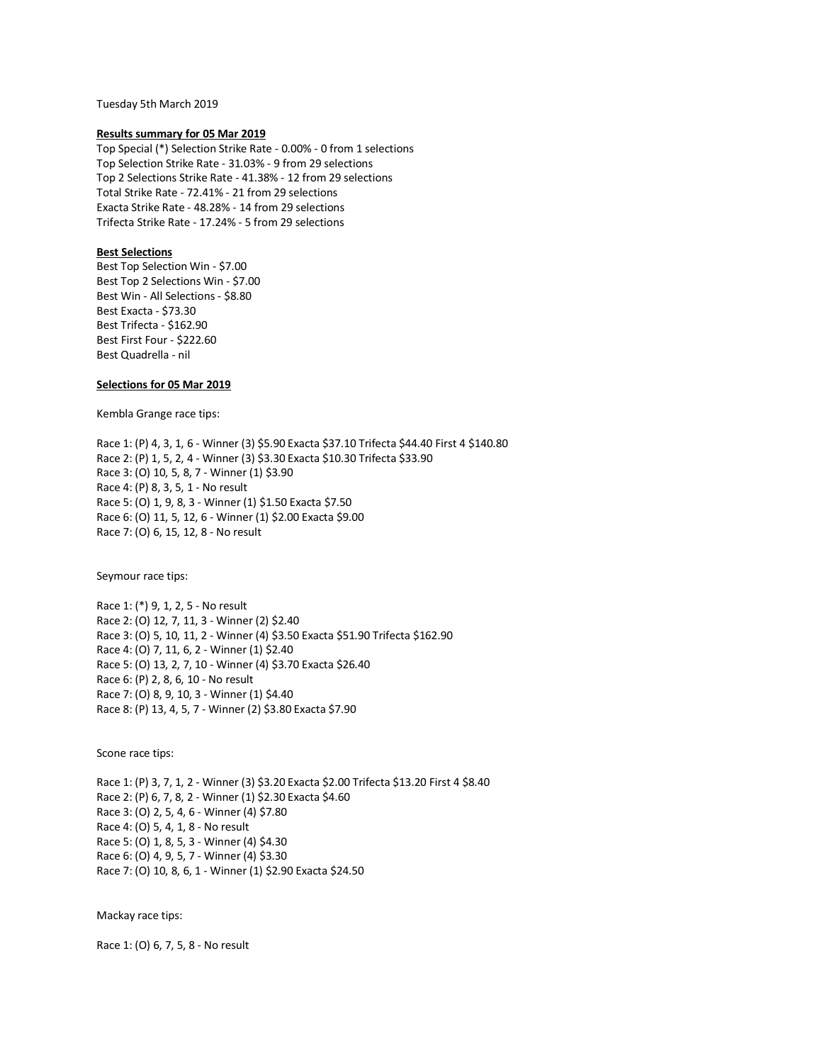Tuesday 5th March 2019

**Results summary for 05 Mar 2019**

Top Special (*) Selection Strike Rate - 0.00% - 0 from 1 selections
Top Selection Strike Rate - 31.03% - 9 from 29 selections
Top 2 Selections Strike Rate - 41.38% - 12 from 29 selections
Total Strike Rate - 72.41% - 21 from 29 selections
Exacta Strike Rate - 48.28% - 14 from 29 selections
Trifecta Strike Rate - 17.24% - 5 from 29 selections

**Best Selections**

Best Top Selection Win - $7.00
Best Top 2 Selections Win - $7.00
Best Win - All Selections - $8.80
Best Exacta - $73.30
Best Trifecta - $162.90
Best First Four - $222.60
Best Quadrella - nil

**Selections for 05 Mar 2019**

Kembla Grange race tips:

Race 1: (P) 4, 3, 1, 6 - Winner (3) $5.90 Exacta $37.10 Trifecta $44.40 First 4 $140.80
Race 2: (P) 1, 5, 2, 4 - Winner (3) $3.30 Exacta $10.30 Trifecta $33.90
Race 3: (O) 10, 5, 8, 7 - Winner (1) $3.90
Race 4: (P) 8, 3, 5, 1 - No result
Race 5: (O) 1, 9, 8, 3 - Winner (1) $1.50 Exacta $7.50
Race 6: (O) 11, 5, 12, 6 - Winner (1) $2.00 Exacta $9.00
Race 7: (O) 6, 15, 12, 8 - No result

Seymour race tips:

Race 1: (*) 9, 1, 2, 5 - No result
Race 2: (O) 12, 7, 11, 3 - Winner (2) $2.40
Race 3: (O) 5, 10, 11, 2 - Winner (4) $3.50 Exacta $51.90 Trifecta $162.90
Race 4: (O) 7, 11, 6, 2 - Winner (1) $2.40
Race 5: (O) 13, 2, 7, 10 - Winner (4) $3.70 Exacta $26.40
Race 6: (P) 2, 8, 6, 10 - No result
Race 7: (O) 8, 9, 10, 3 - Winner (1) $4.40
Race 8: (P) 13, 4, 5, 7 - Winner (2) $3.80 Exacta $7.90

Scone race tips:

Race 1: (P) 3, 7, 1, 2 - Winner (3) $3.20 Exacta $2.00 Trifecta $13.20 First 4 $8.40
Race 2: (P) 6, 7, 8, 2 - Winner (1) $2.30 Exacta $4.60
Race 3: (O) 2, 5, 4, 6 - Winner (4) $7.80
Race 4: (O) 5, 4, 1, 8 - No result
Race 5: (O) 1, 8, 5, 3 - Winner (4) $4.30
Race 6: (O) 4, 9, 5, 7 - Winner (4) $3.30
Race 7: (O) 10, 8, 6, 1 - Winner (1) $2.90 Exacta $24.50

Mackay race tips:

Race 1: (O) 6, 7, 5, 8 - No result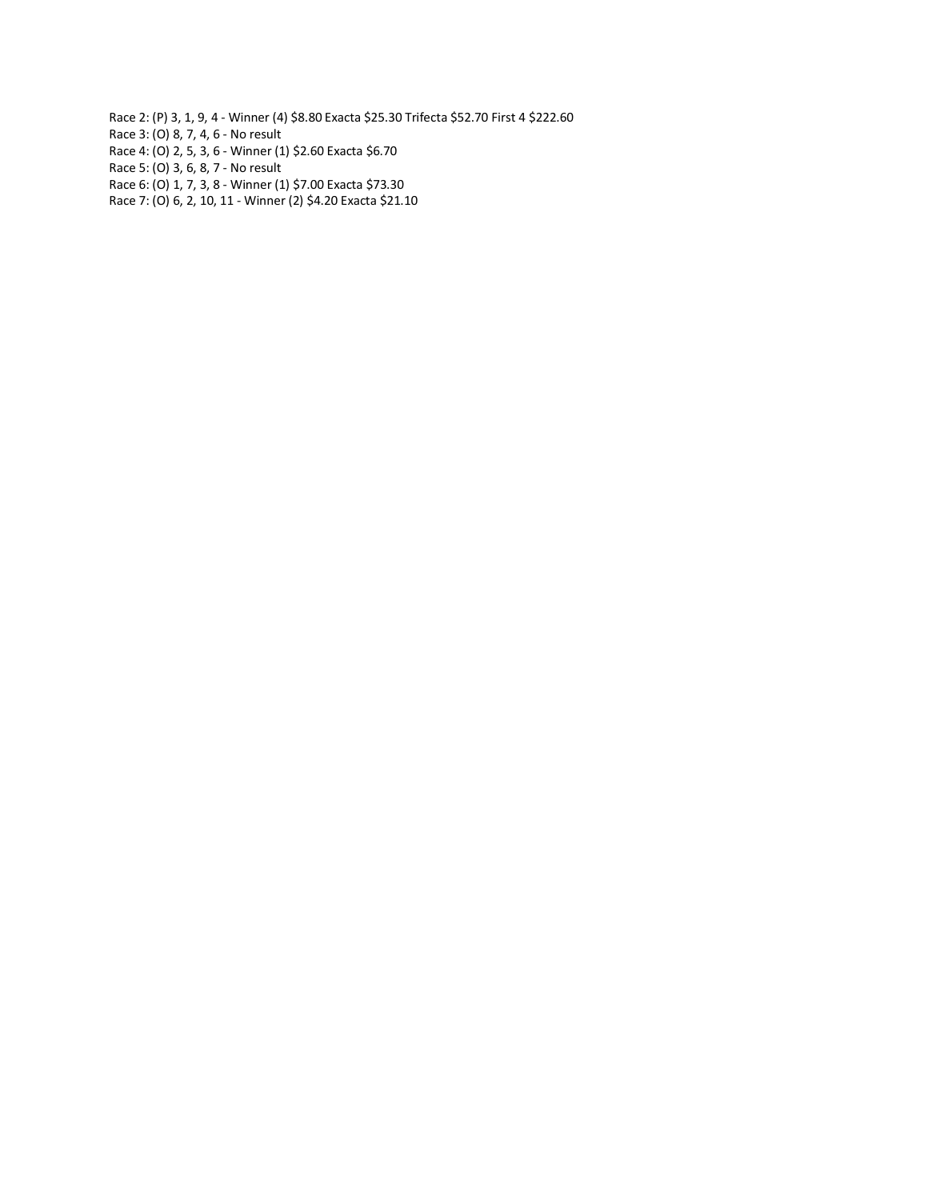Race 2: (P) 3, 1, 9, 4 - Winner (4) $8.80 Exacta $25.30 Trifecta $52.70 First 4 $222.60
Race 3: (O) 8, 7, 4, 6 - No result
Race 4: (O) 2, 5, 3, 6 - Winner (1) $2.60 Exacta $6.70
Race 5: (O) 3, 6, 8, 7 - No result
Race 6: (O) 1, 7, 3, 8 - Winner (1) $7.00 Exacta $73.30
Race 7: (O) 6, 2, 10, 11 - Winner (2) $4.20 Exacta $21.10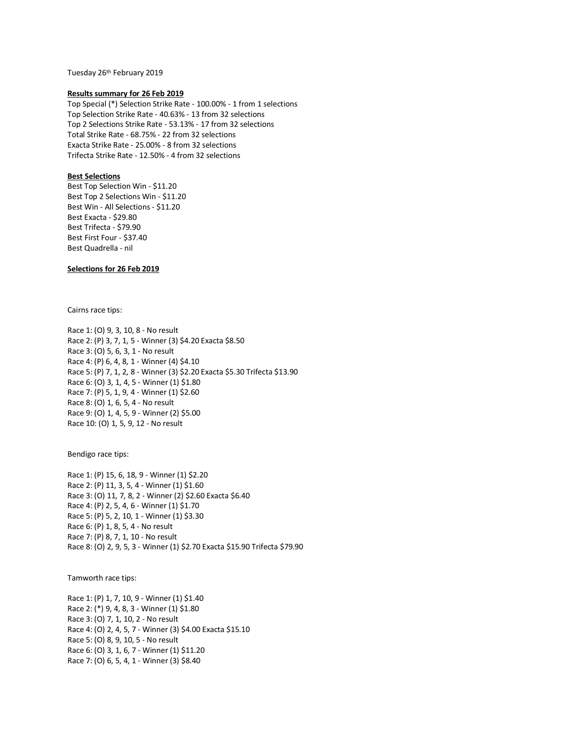Tuesday 26th February 2019

**Results summary for 26 Feb 2019**

Top Special (*) Selection Strike Rate - 100.00% - 1 from 1 selections
Top Selection Strike Rate - 40.63% - 13 from 32 selections
Top 2 Selections Strike Rate - 53.13% - 17 from 32 selections
Total Strike Rate - 68.75% - 22 from 32 selections
Exacta Strike Rate - 25.00% - 8 from 32 selections
Trifecta Strike Rate - 12.50% - 4 from 32 selections

**Best Selections**

Best Top Selection Win - $11.20
Best Top 2 Selections Win - $11.20
Best Win - All Selections - $11.20
Best Exacta - $29.80
Best Trifecta - $79.90
Best First Four - $37.40
Best Quadrella - nil

**Selections for 26 Feb 2019**

Cairns race tips:

Race 1: (O) 9, 3, 10, 8 - No result
Race 2: (P) 3, 7, 1, 5 - Winner (3) $4.20 Exacta $8.50
Race 3: (O) 5, 6, 3, 1 - No result
Race 4: (P) 6, 4, 8, 1 - Winner (4) $4.10
Race 5: (P) 7, 1, 2, 8 - Winner (3) $2.20 Exacta $5.30 Trifecta $13.90
Race 6: (O) 3, 1, 4, 5 - Winner (1) $1.80
Race 7: (P) 5, 1, 9, 4 - Winner (1) $2.60
Race 8: (O) 1, 6, 5, 4 - No result
Race 9: (O) 1, 4, 5, 9 - Winner (2) $5.00
Race 10: (O) 1, 5, 9, 12 - No result

Bendigo race tips:

Race 1: (P) 15, 6, 18, 9 - Winner (1) $2.20
Race 2: (P) 11, 3, 5, 4 - Winner (1) $1.60
Race 3: (O) 11, 7, 8, 2 - Winner (2) $2.60 Exacta $6.40
Race 4: (P) 2, 5, 4, 6 - Winner (1) $1.70
Race 5: (P) 5, 2, 10, 1 - Winner (1) $3.30
Race 6: (P) 1, 8, 5, 4 - No result
Race 7: (P) 8, 7, 1, 10 - No result
Race 8: (O) 2, 9, 5, 3 - Winner (1) $2.70 Exacta $15.90 Trifecta $79.90

Tamworth race tips:

Race 1: (P) 1, 7, 10, 9 - Winner (1) $1.40
Race 2: (*) 9, 4, 8, 3 - Winner (1) $1.80
Race 3: (O) 7, 1, 10, 2 - No result
Race 4: (O) 2, 4, 5, 7 - Winner (3) $4.00 Exacta $15.10
Race 5: (O) 8, 9, 10, 5 - No result
Race 6: (O) 3, 1, 6, 7 - Winner (1) $11.20
Race 7: (O) 6, 5, 4, 1 - Winner (3) $8.40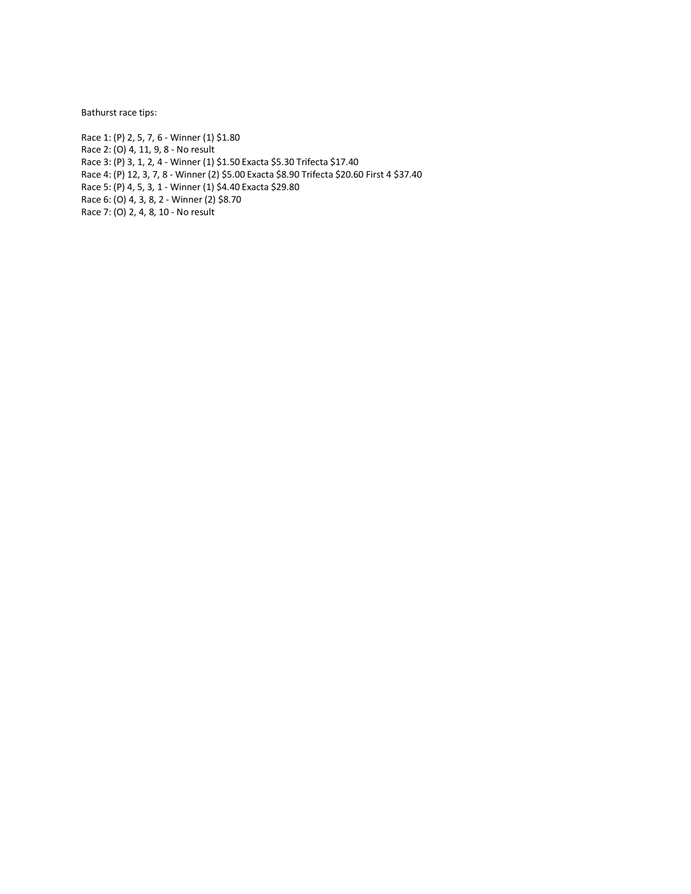Bathurst race tips:

Race 1: (P) 2, 5, 7, 6 - Winner (1) $1.80
Race 2: (O) 4, 11, 9, 8 - No result
Race 3: (P) 3, 1, 2, 4 - Winner (1) $1.50 Exacta $5.30 Trifecta $17.40
Race 4: (P) 12, 3, 7, 8 - Winner (2) $5.00 Exacta $8.90 Trifecta $20.60 First 4 $37.40
Race 5: (P) 4, 5, 3, 1 - Winner (1) $4.40 Exacta $29.80
Race 6: (O) 4, 3, 8, 2 - Winner (2) $8.70
Race 7: (O) 2, 4, 8, 10 - No result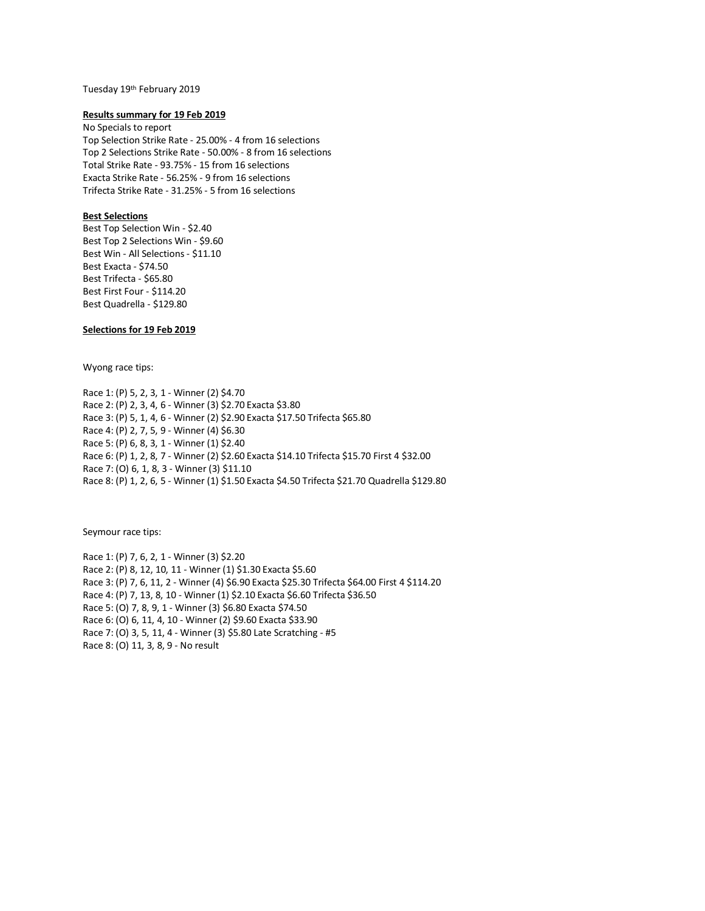Tuesday 19th February 2019

**Results summary for 19 Feb 2019**

No Specials to report
Top Selection Strike Rate - 25.00% - 4 from 16 selections
Top 2 Selections Strike Rate - 50.00% - 8 from 16 selections
Total Strike Rate - 93.75% - 15 from 16 selections
Exacta Strike Rate - 56.25% - 9 from 16 selections
Trifecta Strike Rate - 31.25% - 5 from 16 selections

**Best Selections**

Best Top Selection Win - $2.40
Best Top 2 Selections Win - $9.60
Best Win - All Selections - $11.10
Best Exacta - $74.50
Best Trifecta - $65.80
Best First Four - $114.20
Best Quadrella - $129.80

**Selections for 19 Feb 2019**

Wyong race tips:

Race 1: (P) 5, 2, 3, 1 - Winner (2) $4.70
Race 2: (P) 2, 3, 4, 6 - Winner (3) $2.70 Exacta $3.80
Race 3: (P) 5, 1, 4, 6 - Winner (2) $2.90 Exacta $17.50 Trifecta $65.80
Race 4: (P) 2, 7, 5, 9 - Winner (4) $6.30
Race 5: (P) 6, 8, 3, 1 - Winner (1) $2.40
Race 6: (P) 1, 2, 8, 7 - Winner (2) $2.60 Exacta $14.10 Trifecta $15.70 First 4 $32.00
Race 7: (O) 6, 1, 8, 3 - Winner (3) $11.10
Race 8: (P) 1, 2, 6, 5 - Winner (1) $1.50 Exacta $4.50 Trifecta $21.70 Quadrella $129.80

Seymour race tips:

Race 1: (P) 7, 6, 2, 1 - Winner (3) $2.20
Race 2: (P) 8, 12, 10, 11 - Winner (1) $1.30 Exacta $5.60
Race 3: (P) 7, 6, 11, 2 - Winner (4) $6.90 Exacta $25.30 Trifecta $64.00 First 4 $114.20
Race 4: (P) 7, 13, 8, 10 - Winner (1) $2.10 Exacta $6.60 Trifecta $36.50
Race 5: (O) 7, 8, 9, 1 - Winner (3) $6.80 Exacta $74.50
Race 6: (O) 6, 11, 4, 10 - Winner (2) $9.60 Exacta $33.90
Race 7: (O) 3, 5, 11, 4 - Winner (3) $5.80 Late Scratching - #5
Race 8: (O) 11, 3, 8, 9 - No result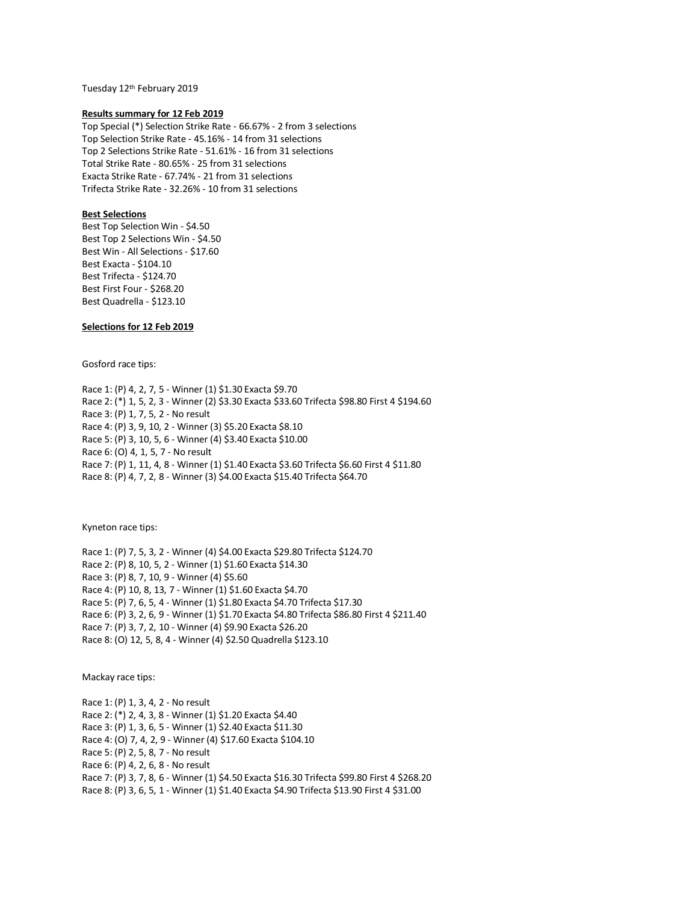Tuesday 12th February 2019

**Results summary for 12 Feb 2019**

Top Special (*) Selection Strike Rate - 66.67% - 2 from 3 selections
Top Selection Strike Rate - 45.16% - 14 from 31 selections
Top 2 Selections Strike Rate - 51.61% - 16 from 31 selections
Total Strike Rate - 80.65% - 25 from 31 selections
Exacta Strike Rate - 67.74% - 21 from 31 selections
Trifecta Strike Rate - 32.26% - 10 from 31 selections

**Best Selections**

Best Top Selection Win - $4.50
Best Top 2 Selections Win - $4.50
Best Win - All Selections - $17.60
Best Exacta - $104.10
Best Trifecta - $124.70
Best First Four - $268.20
Best Quadrella - $123.10

**Selections for 12 Feb 2019**

Gosford race tips:

Race 1: (P) 4, 2, 7, 5 - Winner (1) $1.30 Exacta $9.70
Race 2: (*) 1, 5, 2, 3 - Winner (2) $3.30 Exacta $33.60 Trifecta $98.80 First 4 $194.60
Race 3: (P) 1, 7, 5, 2 - No result
Race 4: (P) 3, 9, 10, 2 - Winner (3) $5.20 Exacta $8.10
Race 5: (P) 3, 10, 5, 6 - Winner (4) $3.40 Exacta $10.00
Race 6: (O) 4, 1, 5, 7 - No result
Race 7: (P) 1, 11, 4, 8 - Winner (1) $1.40 Exacta $3.60 Trifecta $6.60 First 4 $11.80
Race 8: (P) 4, 7, 2, 8 - Winner (3) $4.00 Exacta $15.40 Trifecta $64.70

Kyneton race tips:

Race 1: (P) 7, 5, 3, 2 - Winner (4) $4.00 Exacta $29.80 Trifecta $124.70
Race 2: (P) 8, 10, 5, 2 - Winner (1) $1.60 Exacta $14.30
Race 3: (P) 8, 7, 10, 9 - Winner (4) $5.60
Race 4: (P) 10, 8, 13, 7 - Winner (1) $1.60 Exacta $4.70
Race 5: (P) 7, 6, 5, 4 - Winner (1) $1.80 Exacta $4.70 Trifecta $17.30
Race 6: (P) 3, 2, 6, 9 - Winner (1) $1.70 Exacta $4.80 Trifecta $86.80 First 4 $211.40
Race 7: (P) 3, 7, 2, 10 - Winner (4) $9.90 Exacta $26.20
Race 8: (O) 12, 5, 8, 4 - Winner (4) $2.50 Quadrella $123.10

Mackay race tips:

Race 1: (P) 1, 3, 4, 2 - No result
Race 2: (*) 2, 4, 3, 8 - Winner (1) $1.20 Exacta $4.40
Race 3: (P) 1, 3, 6, 5 - Winner (1) $2.40 Exacta $11.30
Race 4: (O) 7, 4, 2, 9 - Winner (4) $17.60 Exacta $104.10
Race 5: (P) 2, 5, 8, 7 - No result
Race 6: (P) 4, 2, 6, 8 - No result
Race 7: (P) 3, 7, 8, 6 - Winner (1) $4.50 Exacta $16.30 Trifecta $99.80 First 4 $268.20
Race 8: (P) 3, 6, 5, 1 - Winner (1) $1.40 Exacta $4.90 Trifecta $13.90 First 4 $31.00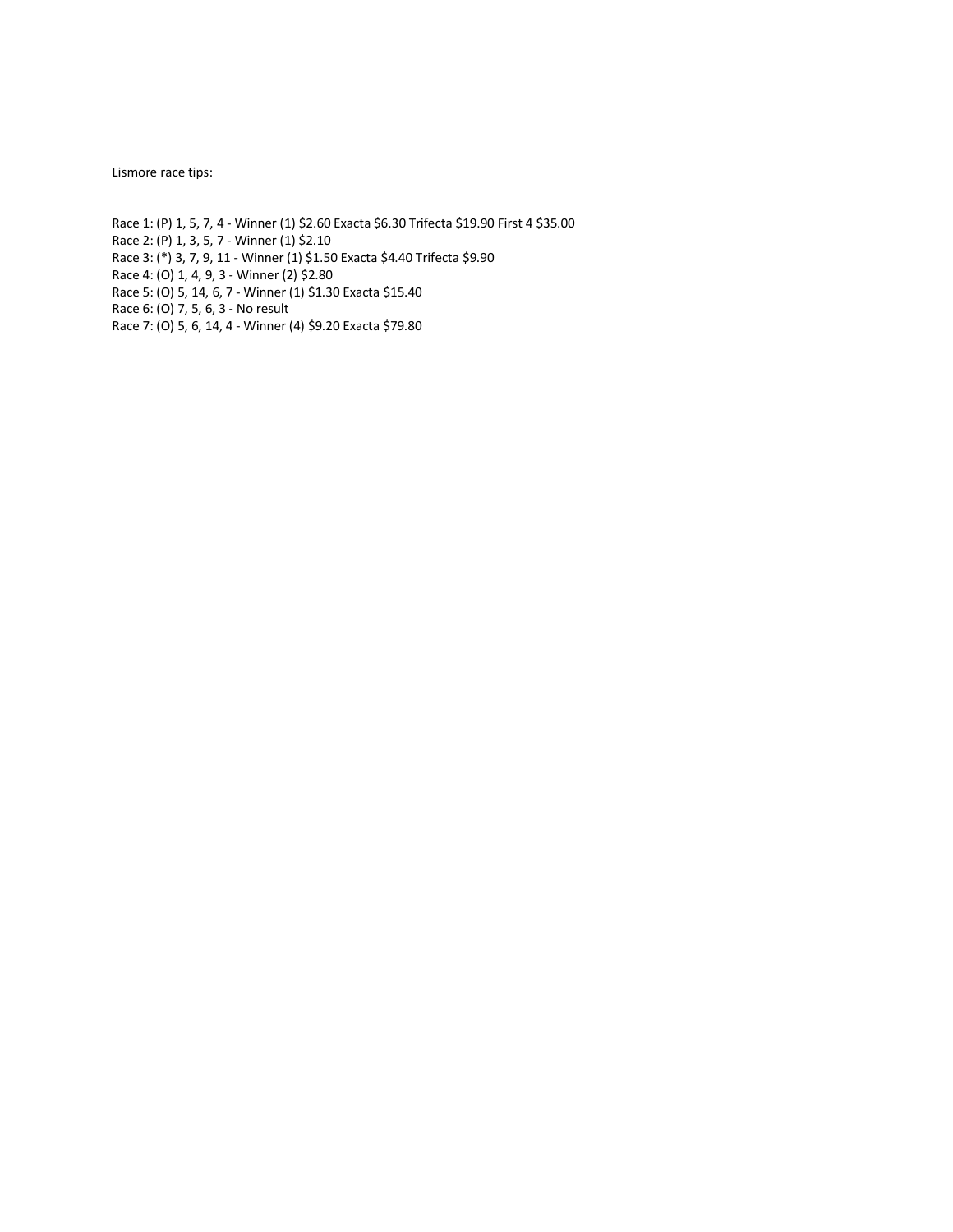Lismore race tips:

Race 1: (P) 1, 5, 7, 4 - Winner (1) $2.60 Exacta $6.30 Trifecta $19.90 First 4 $35.00
Race 2: (P) 1, 3, 5, 7 - Winner (1) $2.10
Race 3: (*) 3, 7, 9, 11 - Winner (1) $1.50 Exacta $4.40 Trifecta $9.90
Race 4: (O) 1, 4, 9, 3 - Winner (2) $2.80
Race 5: (O) 5, 14, 6, 7 - Winner (1) $1.30 Exacta $15.40
Race 6: (O) 7, 5, 6, 3 - No result
Race 7: (O) 5, 6, 14, 4 - Winner (4) $9.20 Exacta $79.80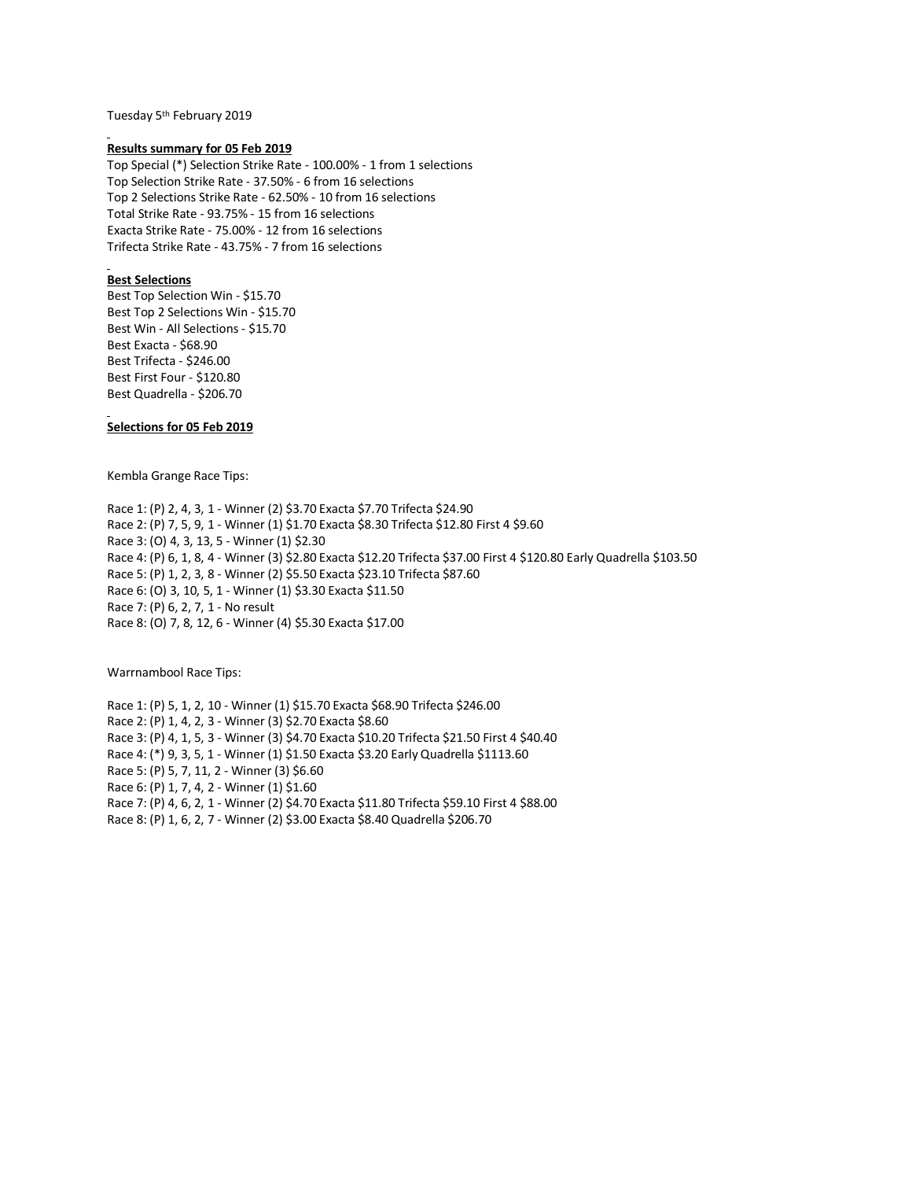Tuesday 5th February 2019

**Results summary for 05 Feb 2019**

Top Special (*) Selection Strike Rate - 100.00% - 1 from 1 selections
Top Selection Strike Rate - 37.50% - 6 from 16 selections
Top 2 Selections Strike Rate - 62.50% - 10 from 16 selections
Total Strike Rate - 93.75% - 15 from 16 selections
Exacta Strike Rate - 75.00% - 12 from 16 selections
Trifecta Strike Rate - 43.75% - 7 from 16 selections

**Best Selections**

Best Top Selection Win - $15.70
Best Top 2 Selections Win - $15.70
Best Win - All Selections - $15.70
Best Exacta - $68.90
Best Trifecta - $246.00
Best First Four - $120.80
Best Quadrella - $206.70

**Selections for 05 Feb 2019**

Kembla Grange Race Tips:

Race 1: (P) 2, 4, 3, 1 - Winner (2) $3.70 Exacta $7.70 Trifecta $24.90
Race 2: (P) 7, 5, 9, 1 - Winner (1) $1.70 Exacta $8.30 Trifecta $12.80 First 4 $9.60
Race 3: (O) 4, 3, 13, 5 - Winner (1) $2.30
Race 4: (P) 6, 1, 8, 4 - Winner (3) $2.80 Exacta $12.20 Trifecta $37.00 First 4 $120.80 Early Quadrella $103.50
Race 5: (P) 1, 2, 3, 8 - Winner (2) $5.50 Exacta $23.10 Trifecta $87.60
Race 6: (O) 3, 10, 5, 1 - Winner (1) $3.30 Exacta $11.50
Race 7: (P) 6, 2, 7, 1 - No result
Race 8: (O) 7, 8, 12, 6 - Winner (4) $5.30 Exacta $17.00

Warrnambool Race Tips:

Race 1: (P) 5, 1, 2, 10 - Winner (1) $15.70 Exacta $68.90 Trifecta $246.00
Race 2: (P) 1, 4, 2, 3 - Winner (3) $2.70 Exacta $8.60
Race 3: (P) 4, 1, 5, 3 - Winner (3) $4.70 Exacta $10.20 Trifecta $21.50 First 4 $40.40
Race 4: (*) 9, 3, 5, 1 - Winner (1) $1.50 Exacta $3.20 Early Quadrella $1113.60
Race 5: (P) 5, 7, 11, 2 - Winner (3) $6.60
Race 6: (P) 1, 7, 4, 2 - Winner (1) $1.60
Race 7: (P) 4, 6, 2, 1 - Winner (2) $4.70 Exacta $11.80 Trifecta $59.10 First 4 $88.00
Race 8: (P) 1, 6, 2, 7 - Winner (2) $3.00 Exacta $8.40 Quadrella $206.70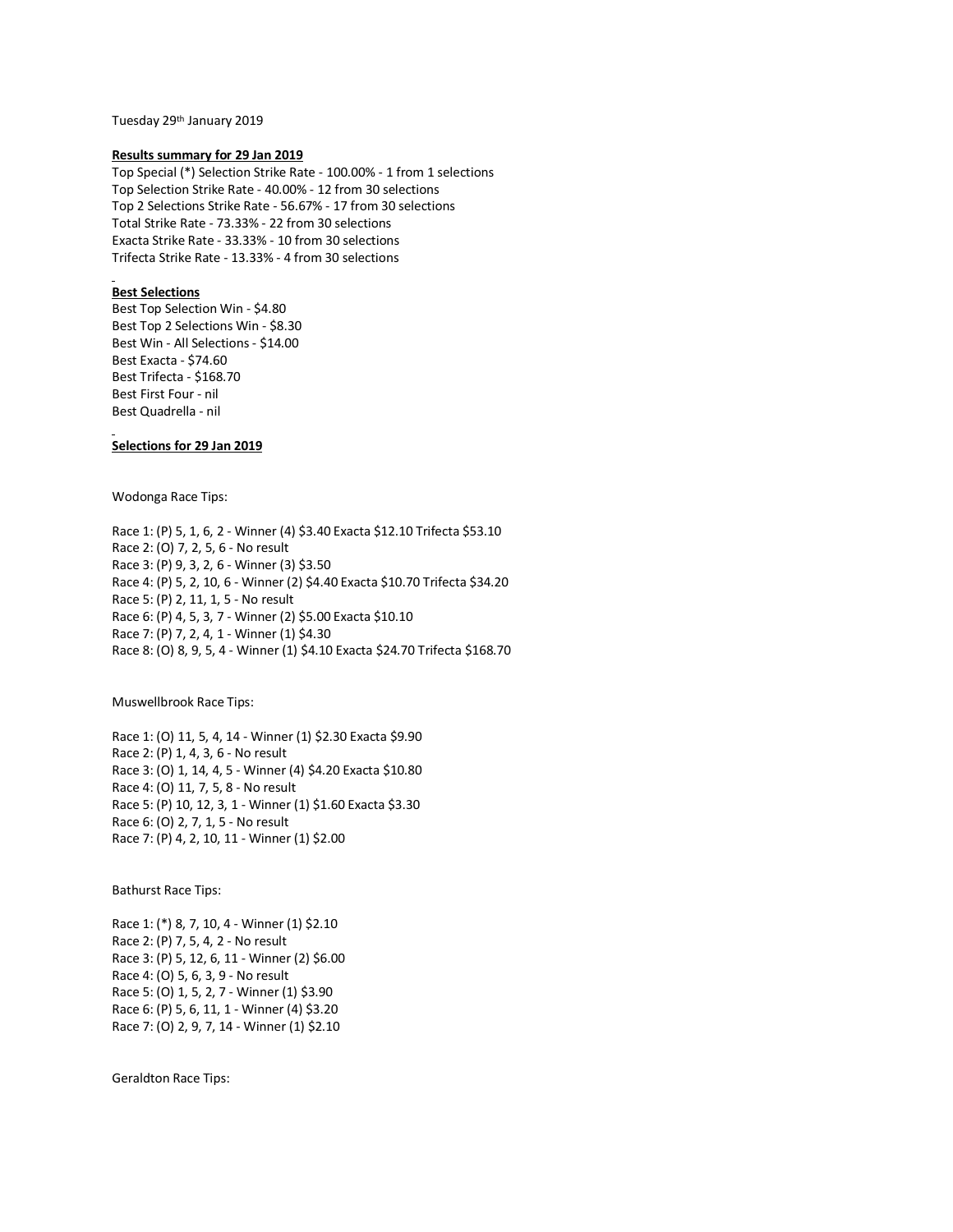Tuesday 29th January 2019

**Results summary for 29 Jan 2019**

Top Special (*) Selection Strike Rate - 100.00% - 1 from 1 selections
Top Selection Strike Rate - 40.00% - 12 from 30 selections
Top 2 Selections Strike Rate - 56.67% - 17 from 30 selections
Total Strike Rate - 73.33% - 22 from 30 selections
Exacta Strike Rate - 33.33% - 10 from 30 selections
Trifecta Strike Rate - 13.33% - 4 from 30 selections

**Best Selections**

Best Top Selection Win - $4.80
Best Top 2 Selections Win - $8.30
Best Win - All Selections - $14.00
Best Exacta - $74.60
Best Trifecta - $168.70
Best First Four - nil
Best Quadrella - nil

**Selections for 29 Jan 2019**

Wodonga Race Tips:

Race 1: (P) 5, 1, 6, 2 - Winner (4) $3.40 Exacta $12.10 Trifecta $53.10
Race 2: (O) 7, 2, 5, 6 - No result
Race 3: (P) 9, 3, 2, 6 - Winner (3) $3.50
Race 4: (P) 5, 2, 10, 6 - Winner (2) $4.40 Exacta $10.70 Trifecta $34.20
Race 5: (P) 2, 11, 1, 5 - No result
Race 6: (P) 4, 5, 3, 7 - Winner (2) $5.00 Exacta $10.10
Race 7: (P) 7, 2, 4, 1 - Winner (1) $4.30
Race 8: (O) 8, 9, 5, 4 - Winner (1) $4.10 Exacta $24.70 Trifecta $168.70

Muswellbrook Race Tips:

Race 1: (O) 11, 5, 4, 14 - Winner (1) $2.30 Exacta $9.90
Race 2: (P) 1, 4, 3, 6 - No result
Race 3: (O) 1, 14, 4, 5 - Winner (4) $4.20 Exacta $10.80
Race 4: (O) 11, 7, 5, 8 - No result
Race 5: (P) 10, 12, 3, 1 - Winner (1) $1.60 Exacta $3.30
Race 6: (O) 2, 7, 1, 5 - No result
Race 7: (P) 4, 2, 10, 11 - Winner (1) $2.00

Bathurst Race Tips:

Race 1: (*) 8, 7, 10, 4 - Winner (1) $2.10
Race 2: (P) 7, 5, 4, 2 - No result
Race 3: (P) 5, 12, 6, 11 - Winner (2) $6.00
Race 4: (O) 5, 6, 3, 9 - No result
Race 5: (O) 1, 5, 2, 7 - Winner (1) $3.90
Race 6: (P) 5, 6, 11, 1 - Winner (4) $3.20
Race 7: (O) 2, 9, 7, 14 - Winner (1) $2.10

Geraldton Race Tips: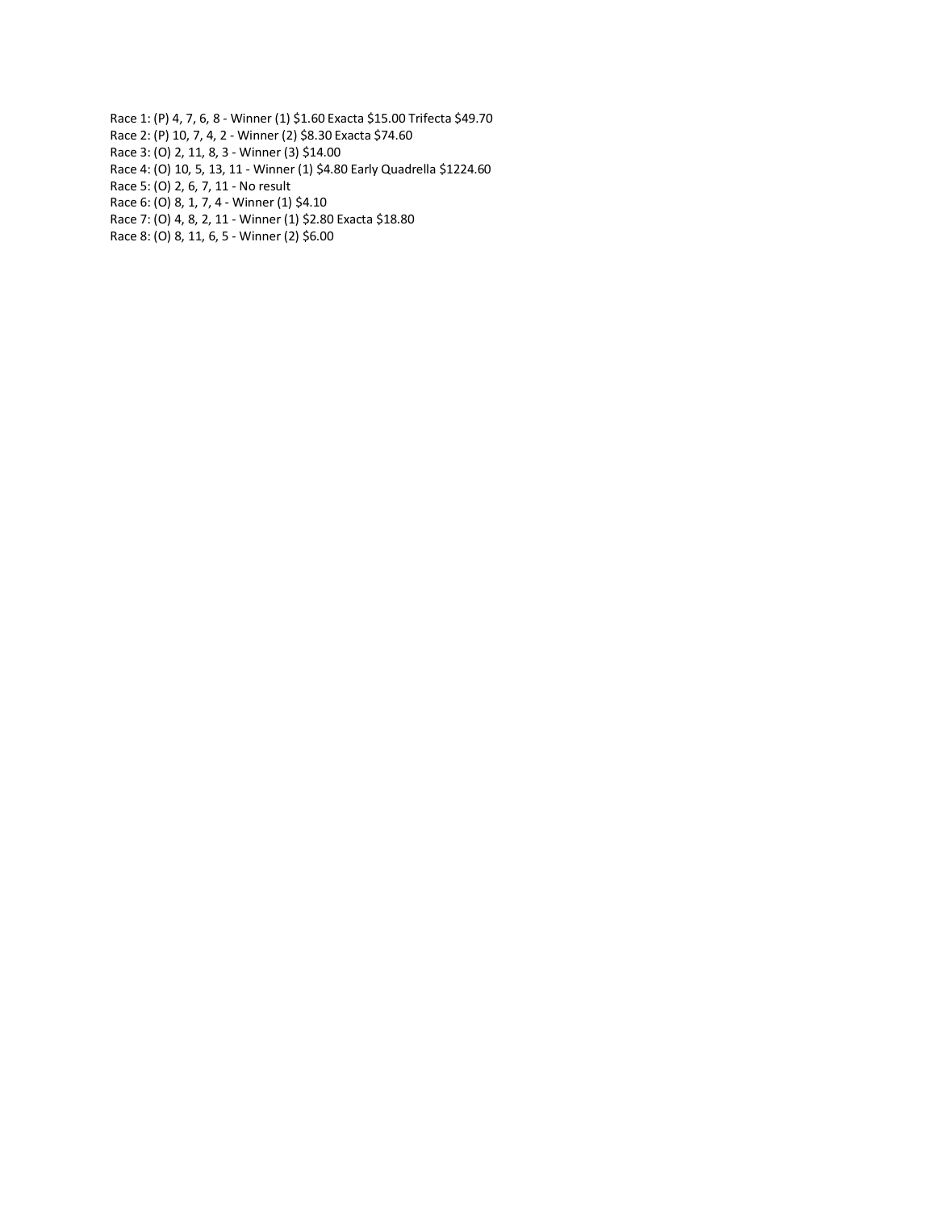Race 1: (P) 4, 7, 6, 8 - Winner (1) $1.60 Exacta $15.00 Trifecta $49.70
Race 2: (P) 10, 7, 4, 2 - Winner (2) $8.30 Exacta $74.60
Race 3: (O) 2, 11, 8, 3 - Winner (3) $14.00
Race 4: (O) 10, 5, 13, 11 - Winner (1) $4.80 Early Quadrella $1224.60
Race 5: (O) 2, 6, 7, 11 - No result
Race 6: (O) 8, 1, 7, 4 - Winner (1) $4.10
Race 7: (O) 4, 8, 2, 11 - Winner (1) $2.80 Exacta $18.80
Race 8: (O) 8, 11, 6, 5 - Winner (2) $6.00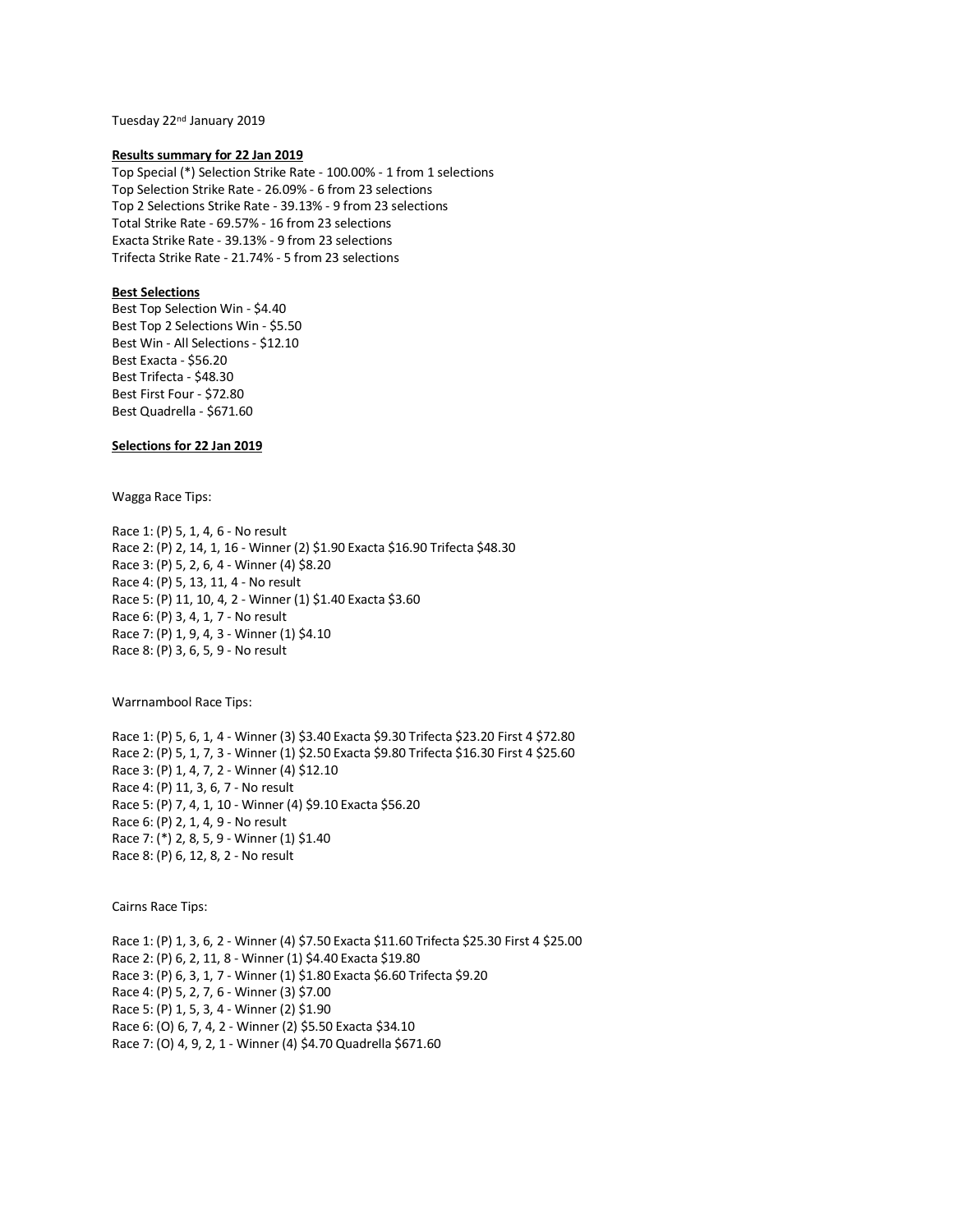Tuesday 22nd January 2019

**Results summary for 22 Jan 2019**

Top Special (*) Selection Strike Rate - 100.00% - 1 from 1 selections
Top Selection Strike Rate - 26.09% - 6 from 23 selections
Top 2 Selections Strike Rate - 39.13% - 9 from 23 selections
Total Strike Rate - 69.57% - 16 from 23 selections
Exacta Strike Rate - 39.13% - 9 from 23 selections
Trifecta Strike Rate - 21.74% - 5 from 23 selections

**Best Selections**

Best Top Selection Win - $4.40
Best Top 2 Selections Win - $5.50
Best Win - All Selections - $12.10
Best Exacta - $56.20
Best Trifecta - $48.30
Best First Four - $72.80
Best Quadrella - $671.60

**Selections for 22 Jan 2019**

Wagga Race Tips:

Race 1: (P) 5, 1, 4, 6 - No result
Race 2: (P) 2, 14, 1, 16 - Winner (2) $1.90 Exacta $16.90 Trifecta $48.30
Race 3: (P) 5, 2, 6, 4 - Winner (4) $8.20
Race 4: (P) 5, 13, 11, 4 - No result
Race 5: (P) 11, 10, 4, 2 - Winner (1) $1.40 Exacta $3.60
Race 6: (P) 3, 4, 1, 7 - No result
Race 7: (P) 1, 9, 4, 3 - Winner (1) $4.10
Race 8: (P) 3, 6, 5, 9 - No result

Warrnambool Race Tips:

Race 1: (P) 5, 6, 1, 4 - Winner (3) $3.40 Exacta $9.30 Trifecta $23.20 First 4 $72.80
Race 2: (P) 5, 1, 7, 3 - Winner (1) $2.50 Exacta $9.80 Trifecta $16.30 First 4 $25.60
Race 3: (P) 1, 4, 7, 2 - Winner (4) $12.10
Race 4: (P) 11, 3, 6, 7 - No result
Race 5: (P) 7, 4, 1, 10 - Winner (4) $9.10 Exacta $56.20
Race 6: (P) 2, 1, 4, 9 - No result
Race 7: (*) 2, 8, 5, 9 - Winner (1) $1.40
Race 8: (P) 6, 12, 8, 2 - No result

Cairns Race Tips:

Race 1: (P) 1, 3, 6, 2 - Winner (4) $7.50 Exacta $11.60 Trifecta $25.30 First 4 $25.00
Race 2: (P) 6, 2, 11, 8 - Winner (1) $4.40 Exacta $19.80
Race 3: (P) 6, 3, 1, 7 - Winner (1) $1.80 Exacta $6.60 Trifecta $9.20
Race 4: (P) 5, 2, 7, 6 - Winner (3) $7.00
Race 5: (P) 1, 5, 3, 4 - Winner (2) $1.90
Race 6: (O) 6, 7, 4, 2 - Winner (2) $5.50 Exacta $34.10
Race 7: (O) 4, 9, 2, 1 - Winner (4) $4.70 Quadrella $671.60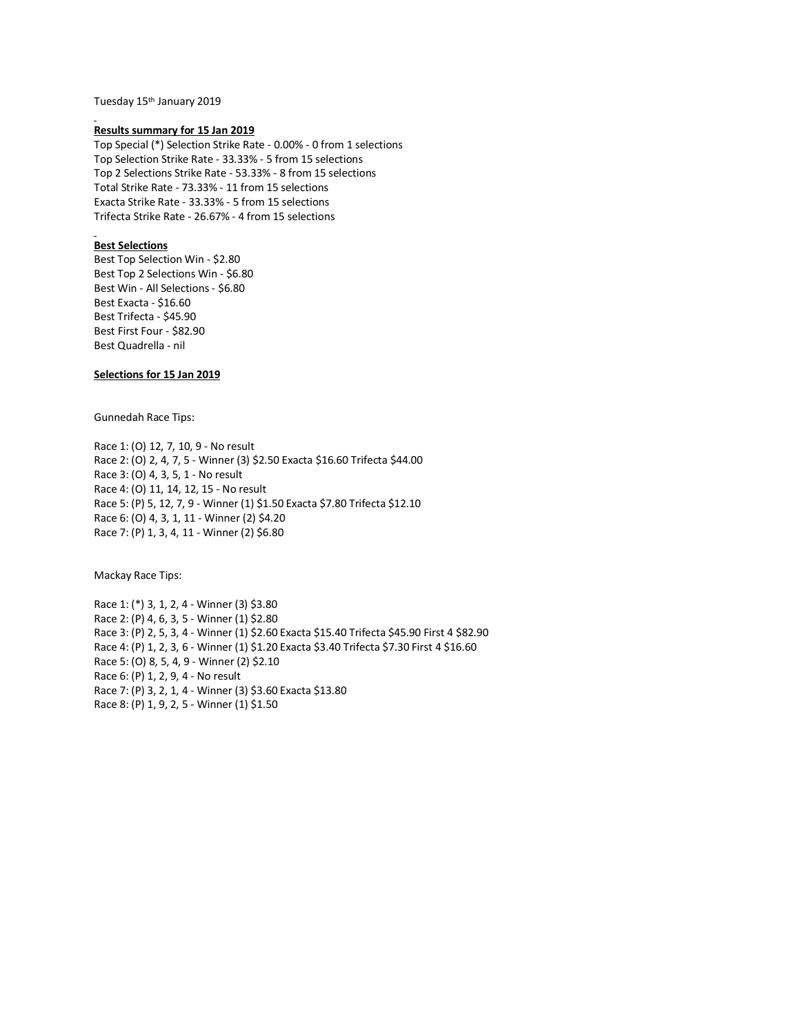Tuesday 15th January 2019

**Results summary for 15 Jan 2019**

Top Special (*) Selection Strike Rate - 0.00% - 0 from 1 selections
Top Selection Strike Rate - 33.33% - 5 from 15 selections
Top 2 Selections Strike Rate - 53.33% - 8 from 15 selections
Total Strike Rate - 73.33% - 11 from 15 selections
Exacta Strike Rate - 33.33% - 5 from 15 selections
Trifecta Strike Rate - 26.67% - 4 from 15 selections

**Best Selections**

Best Top Selection Win - $2.80
Best Top 2 Selections Win - $6.80
Best Win - All Selections - $6.80
Best Exacta - $16.60
Best Trifecta - $45.90
Best First Four - $82.90
Best Quadrella - nil

**Selections for 15 Jan 2019**

Gunnedah Race Tips:

Race 1: (O) 12, 7, 10, 9 - No result
Race 2: (O) 2, 4, 7, 5 - Winner (3) $2.50 Exacta $16.60 Trifecta $44.00
Race 3: (O) 4, 3, 5, 1 - No result
Race 4: (O) 11, 14, 12, 15 - No result
Race 5: (P) 5, 12, 7, 9 - Winner (1) $1.50 Exacta $7.80 Trifecta $12.10
Race 6: (O) 4, 3, 1, 11 - Winner (2) $4.20
Race 7: (P) 1, 3, 4, 11 - Winner (2) $6.80

Mackay Race Tips:

Race 1: (*) 3, 1, 2, 4 - Winner (3) $3.80
Race 2: (P) 4, 6, 3, 5 - Winner (1) $2.80
Race 3: (P) 2, 5, 3, 4 - Winner (1) $2.60 Exacta $15.40 Trifecta $45.90 First 4 $82.90
Race 4: (P) 1, 2, 3, 6 - Winner (1) $1.20 Exacta $3.40 Trifecta $7.30 First 4 $16.60
Race 5: (O) 8, 5, 4, 9 - Winner (2) $2.10
Race 6: (P) 1, 2, 9, 4 - No result
Race 7: (P) 3, 2, 1, 4 - Winner (3) $3.60 Exacta $13.80
Race 8: (P) 1, 9, 2, 5 - Winner (1) $1.50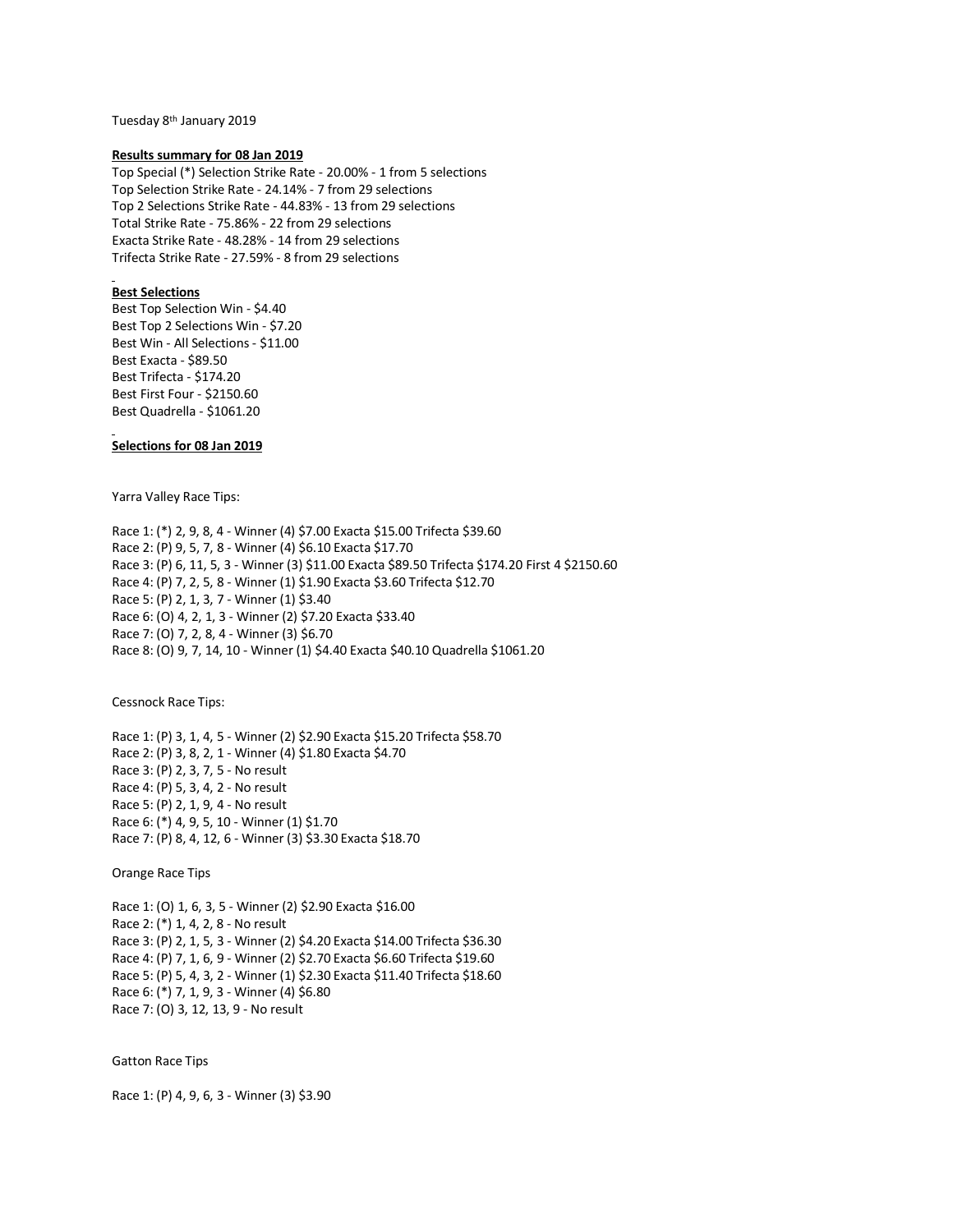Tuesday 8th January 2019

**Results summary for 08 Jan 2019**

Top Special (*) Selection Strike Rate - 20.00% - 1 from 5 selections
Top Selection Strike Rate - 24.14% - 7 from 29 selections
Top 2 Selections Strike Rate - 44.83% - 13 from 29 selections
Total Strike Rate - 75.86% - 22 from 29 selections
Exacta Strike Rate - 48.28% - 14 from 29 selections
Trifecta Strike Rate - 27.59% - 8 from 29 selections

**Best Selections**

Best Top Selection Win - $4.40
Best Top 2 Selections Win - $7.20
Best Win - All Selections - $11.00
Best Exacta - $89.50
Best Trifecta - $174.20
Best First Four - $2150.60
Best Quadrella - $1061.20

**Selections for 08 Jan 2019**

Yarra Valley Race Tips:

Race 1: (*) 2, 9, 8, 4 - Winner (4) $7.00 Exacta $15.00 Trifecta $39.60
Race 2: (P) 9, 5, 7, 8 - Winner (4) $6.10 Exacta $17.70
Race 3: (P) 6, 11, 5, 3 - Winner (3) $11.00 Exacta $89.50 Trifecta $174.20 First 4 $2150.60
Race 4: (P) 7, 2, 5, 8 - Winner (1) $1.90 Exacta $3.60 Trifecta $12.70
Race 5: (P) 2, 1, 3, 7 - Winner (1) $3.40
Race 6: (O) 4, 2, 1, 3 - Winner (2) $7.20 Exacta $33.40
Race 7: (O) 7, 2, 8, 4 - Winner (3) $6.70
Race 8: (O) 9, 7, 14, 10 - Winner (1) $4.40 Exacta $40.10 Quadrella $1061.20

Cessnock Race Tips:

Race 1: (P) 3, 1, 4, 5 - Winner (2) $2.90 Exacta $15.20 Trifecta $58.70
Race 2: (P) 3, 8, 2, 1 - Winner (4) $1.80 Exacta $4.70
Race 3: (P) 2, 3, 7, 5 - No result
Race 4: (P) 5, 3, 4, 2 - No result
Race 5: (P) 2, 1, 9, 4 - No result
Race 6: (*) 4, 9, 5, 10 - Winner (1) $1.70
Race 7: (P) 8, 4, 12, 6 - Winner (3) $3.30 Exacta $18.70

Orange Race Tips

Race 1: (O) 1, 6, 3, 5 - Winner (2) $2.90 Exacta $16.00
Race 2: (*) 1, 4, 2, 8 - No result
Race 3: (P) 2, 1, 5, 3 - Winner (2) $4.20 Exacta $14.00 Trifecta $36.30
Race 4: (P) 7, 1, 6, 9 - Winner (2) $2.70 Exacta $6.60 Trifecta $19.60
Race 5: (P) 5, 4, 3, 2 - Winner (1) $2.30 Exacta $11.40 Trifecta $18.60
Race 6: (*) 7, 1, 9, 3 - Winner (4) $6.80
Race 7: (O) 3, 12, 13, 9 - No result

Gatton Race Tips

Race 1: (P) 4, 9, 6, 3 - Winner (3) $3.90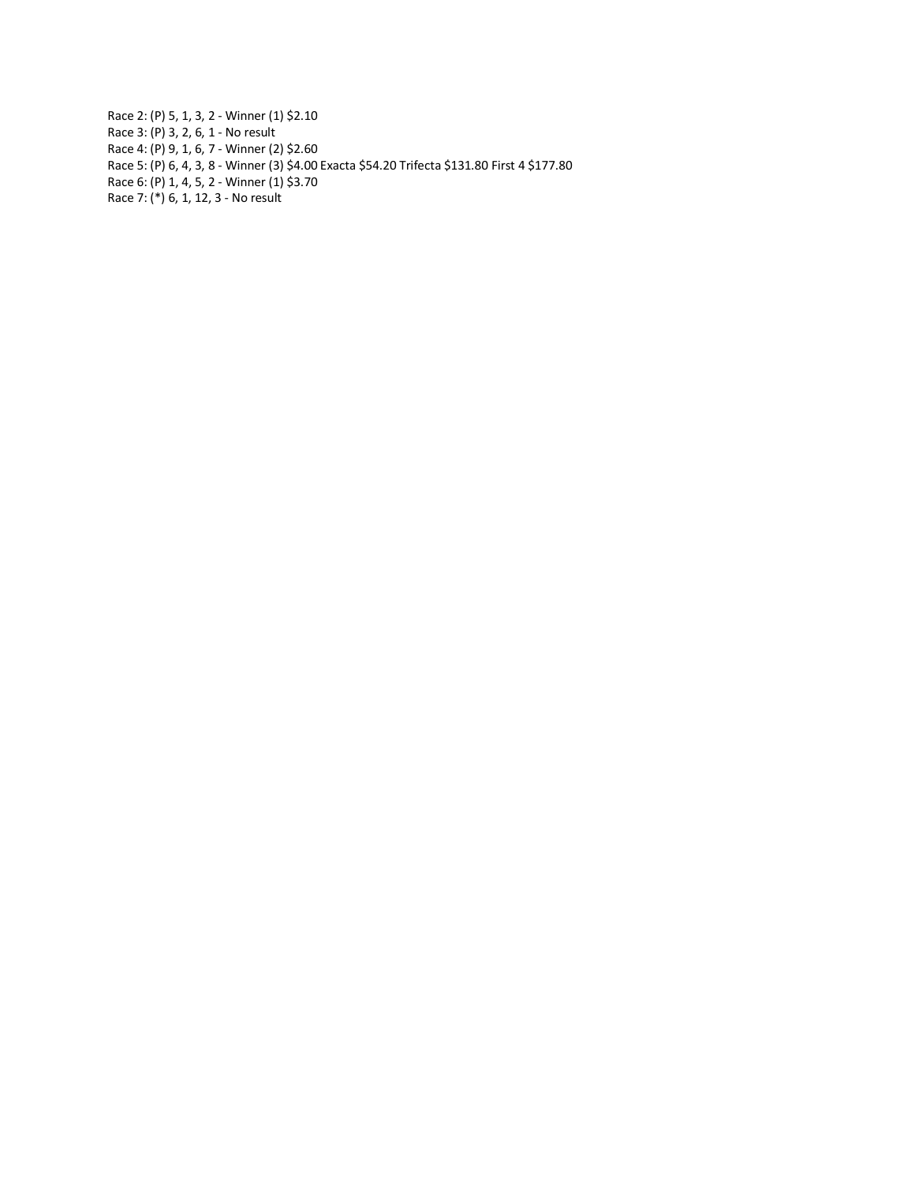Race 2: (P) 5, 1, 3, 2 - Winner (1) $2.10
Race 3: (P) 3, 2, 6, 1 - No result
Race 4: (P) 9, 1, 6, 7 - Winner (2) $2.60
Race 5: (P) 6, 4, 3, 8 - Winner (3) $4.00 Exacta $54.20 Trifecta $131.80 First 4 $177.80
Race 6: (P) 1, 4, 5, 2 - Winner (1) $3.70
Race 7: (*) 6, 1, 12, 3 - No result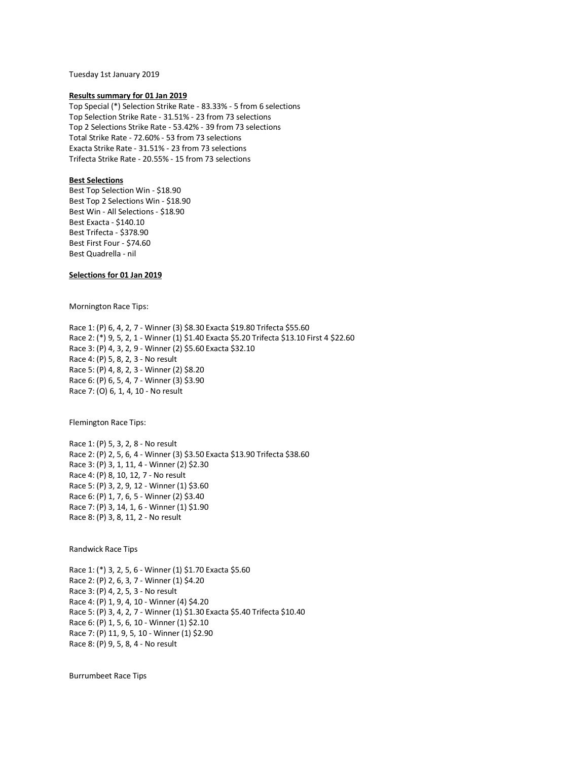Tuesday 1st January 2019

**Results summary for 01 Jan 2019**

Top Special (*) Selection Strike Rate - 83.33% - 5 from 6 selections
Top Selection Strike Rate - 31.51% - 23 from 73 selections
Top 2 Selections Strike Rate - 53.42% - 39 from 73 selections
Total Strike Rate - 72.60% - 53 from 73 selections
Exacta Strike Rate - 31.51% - 23 from 73 selections
Trifecta Strike Rate - 20.55% - 15 from 73 selections

**Best Selections**

Best Top Selection Win - $18.90
Best Top 2 Selections Win - $18.90
Best Win - All Selections - $18.90
Best Exacta - $140.10
Best Trifecta - $378.90
Best First Four - $74.60
Best Quadrella - nil

**Selections for 01 Jan 2019**

Mornington Race Tips:

Race 1: (P) 6, 4, 2, 7 - Winner (3) $8.30 Exacta $19.80 Trifecta $55.60
Race 2: (*) 9, 5, 2, 1 - Winner (1) $1.40 Exacta $5.20 Trifecta $13.10 First 4 $22.60
Race 3: (P) 4, 3, 2, 9 - Winner (2) $5.60 Exacta $32.10
Race 4: (P) 5, 8, 2, 3 - No result
Race 5: (P) 4, 8, 2, 3 - Winner (2) $8.20
Race 6: (P) 6, 5, 4, 7 - Winner (3) $3.90
Race 7: (O) 6, 1, 4, 10 - No result

Flemington Race Tips:

Race 1: (P) 5, 3, 2, 8 - No result
Race 2: (P) 2, 5, 6, 4 - Winner (3) $3.50 Exacta $13.90 Trifecta $38.60
Race 3: (P) 3, 1, 11, 4 - Winner (2) $2.30
Race 4: (P) 8, 10, 12, 7 - No result
Race 5: (P) 3, 2, 9, 12 - Winner (1) $3.60
Race 6: (P) 1, 7, 6, 5 - Winner (2) $3.40
Race 7: (P) 3, 14, 1, 6 - Winner (1) $1.90
Race 8: (P) 3, 8, 11, 2 - No result

Randwick Race Tips

Race 1: (*) 3, 2, 5, 6 - Winner (1) $1.70 Exacta $5.60
Race 2: (P) 2, 6, 3, 7 - Winner (1) $4.20
Race 3: (P) 4, 2, 5, 3 - No result
Race 4: (P) 1, 9, 4, 10 - Winner (4) $4.20
Race 5: (P) 3, 4, 2, 7 - Winner (1) $1.30 Exacta $5.40 Trifecta $10.40
Race 6: (P) 1, 5, 6, 10 - Winner (1) $2.10
Race 7: (P) 11, 9, 5, 10 - Winner (1) $2.90
Race 8: (P) 9, 5, 8, 4 - No result

Burrumbeet Race Tips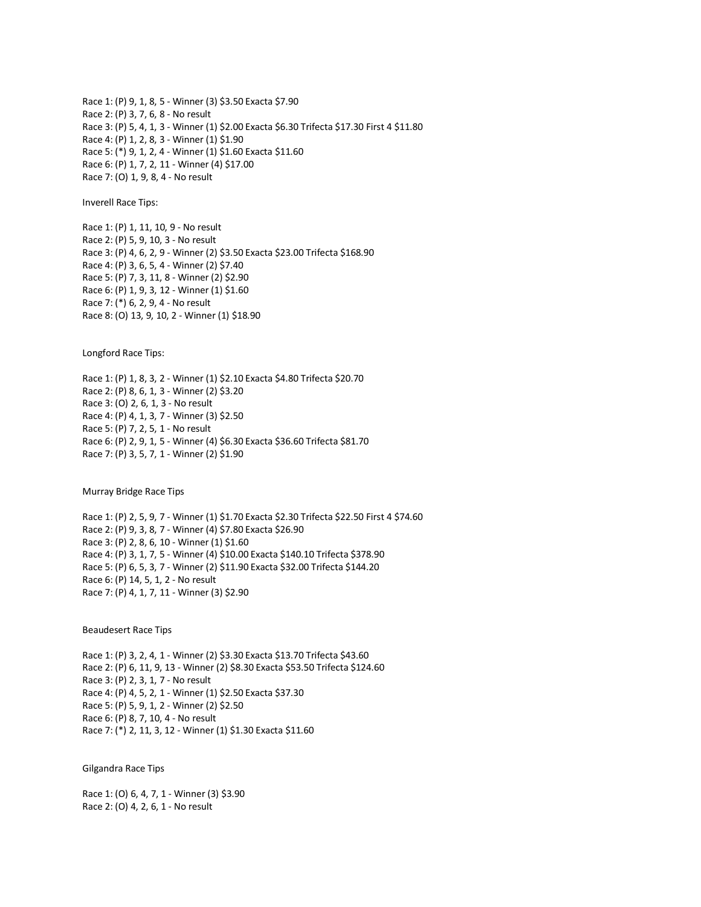Race 1: (P) 9, 1, 8, 5 - Winner (3) $3.50 Exacta $7.90
Race 2: (P) 3, 7, 6, 8 - No result
Race 3: (P) 5, 4, 1, 3 - Winner (1) $2.00 Exacta $6.30 Trifecta $17.30 First 4 $11.80
Race 4: (P) 1, 2, 8, 3 - Winner (1) $1.90
Race 5: (*) 9, 1, 2, 4 - Winner (1) $1.60 Exacta $11.60
Race 6: (P) 1, 7, 2, 11 - Winner (4) $17.00
Race 7: (O) 1, 9, 8, 4 - No result

Inverell Race Tips:

Race 1: (P) 1, 11, 10, 9 - No result
Race 2: (P) 5, 9, 10, 3 - No result
Race 3: (P) 4, 6, 2, 9 - Winner (2) $3.50 Exacta $23.00 Trifecta $168.90
Race 4: (P) 3, 6, 5, 4 - Winner (2) $7.40
Race 5: (P) 7, 3, 11, 8 - Winner (2) $2.90
Race 6: (P) 1, 9, 3, 12 - Winner (1) $1.60
Race 7: (*) 6, 2, 9, 4 - No result
Race 8: (O) 13, 9, 10, 2 - Winner (1) $18.90

Longford Race Tips:

Race 1: (P) 1, 8, 3, 2 - Winner (1) $2.10 Exacta $4.80 Trifecta $20.70
Race 2: (P) 8, 6, 1, 3 - Winner (2) $3.20
Race 3: (O) 2, 6, 1, 3 - No result
Race 4: (P) 4, 1, 3, 7 - Winner (3) $2.50
Race 5: (P) 7, 2, 5, 1 - No result
Race 6: (P) 2, 9, 1, 5 - Winner (4) $6.30 Exacta $36.60 Trifecta $81.70
Race 7: (P) 3, 5, 7, 1 - Winner (2) $1.90

Murray Bridge Race Tips

Race 1: (P) 2, 5, 9, 7 - Winner (1) $1.70 Exacta $2.30 Trifecta $22.50 First 4 $74.60
Race 2: (P) 9, 3, 8, 7 - Winner (4) $7.80 Exacta $26.90
Race 3: (P) 2, 8, 6, 10 - Winner (1) $1.60
Race 4: (P) 3, 1, 7, 5 - Winner (4) $10.00 Exacta $140.10 Trifecta $378.90
Race 5: (P) 6, 5, 3, 7 - Winner (2) $11.90 Exacta $32.00 Trifecta $144.20
Race 6: (P) 14, 5, 1, 2 - No result
Race 7: (P) 4, 1, 7, 11 - Winner (3) $2.90

Beaudesert Race Tips

Race 1: (P) 3, 2, 4, 1 - Winner (2) $3.30 Exacta $13.70 Trifecta $43.60
Race 2: (P) 6, 11, 9, 13 - Winner (2) $8.30 Exacta $53.50 Trifecta $124.60
Race 3: (P) 2, 3, 1, 7 - No result
Race 4: (P) 4, 5, 2, 1 - Winner (1) $2.50 Exacta $37.30
Race 5: (P) 5, 9, 1, 2 - Winner (2) $2.50
Race 6: (P) 8, 7, 10, 4 - No result
Race 7: (*) 2, 11, 3, 12 - Winner (1) $1.30 Exacta $11.60

Gilgandra Race Tips

Race 1: (O) 6, 4, 7, 1 - Winner (3) $3.90
Race 2: (O) 4, 2, 6, 1 - No result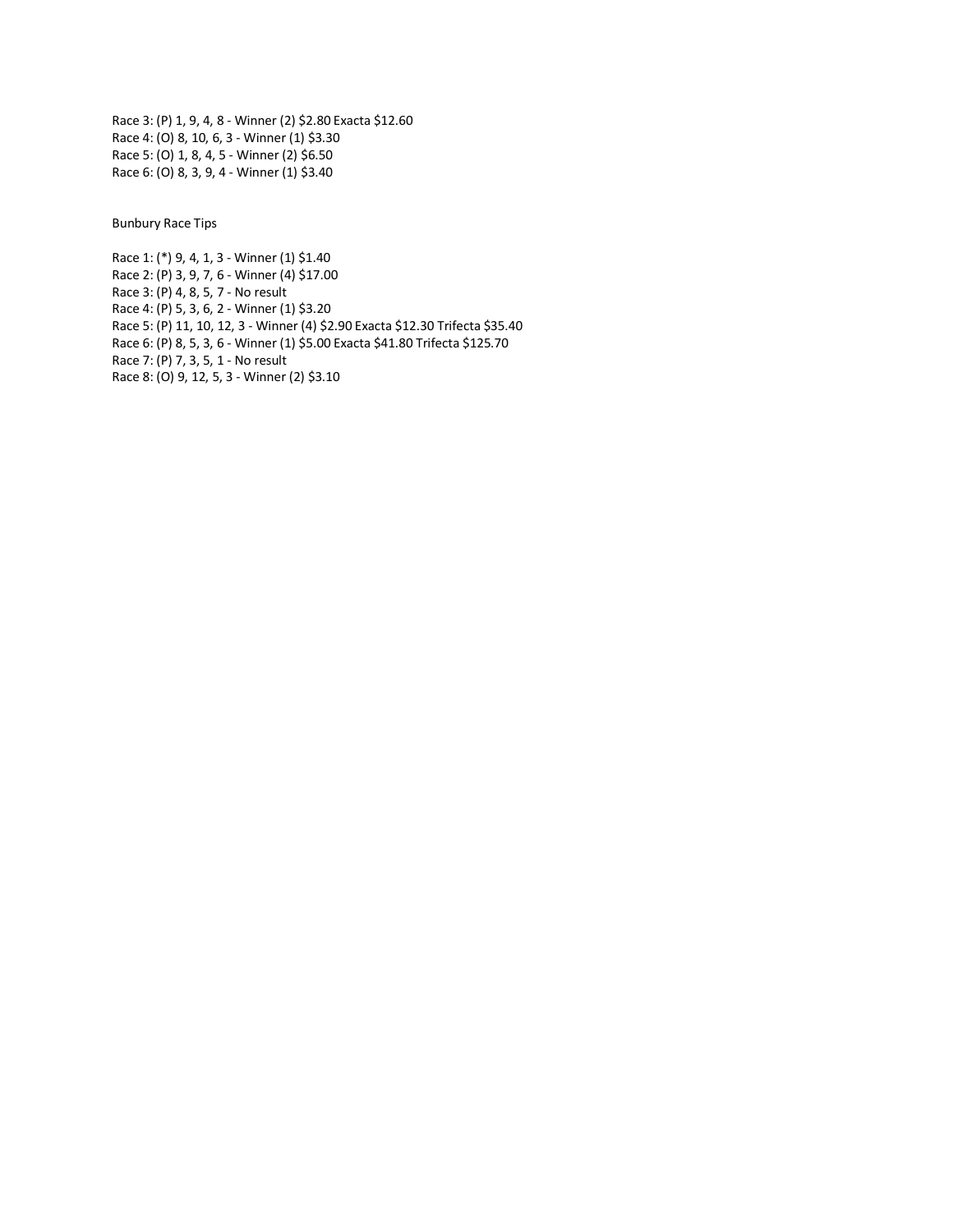Race 3: (P) 1, 9, 4, 8 - Winner (2) $2.80 Exacta $12.60
Race 4: (O) 8, 10, 6, 3 - Winner (1) $3.30
Race 5: (O) 1, 8, 4, 5 - Winner (2) $6.50
Race 6: (O) 8, 3, 9, 4 - Winner (1) $3.40

Bunbury Race Tips

Race 1: (*) 9, 4, 1, 3 - Winner (1) $1.40
Race 2: (P) 3, 9, 7, 6 - Winner (4) $17.00
Race 3: (P) 4, 8, 5, 7 - No result
Race 4: (P) 5, 3, 6, 2 - Winner (1) $3.20
Race 5: (P) 11, 10, 12, 3 - Winner (4) $2.90 Exacta $12.30 Trifecta $35.40
Race 6: (P) 8, 5, 3, 6 - Winner (1) $5.00 Exacta $41.80 Trifecta $125.70
Race 7: (P) 7, 3, 5, 1 - No result
Race 8: (O) 9, 12, 5, 3 - Winner (2) $3.10